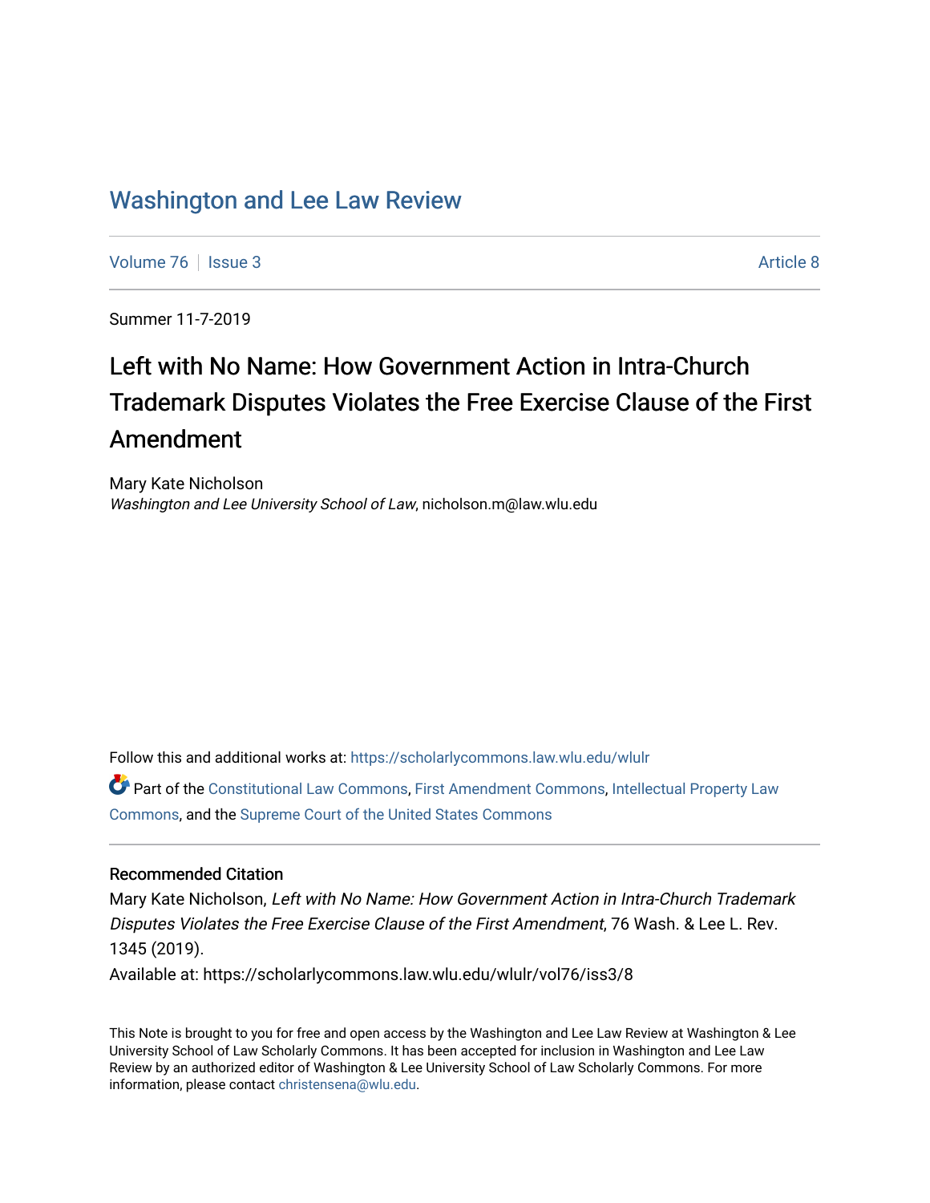# Washington and Lee Law Review

Volume 76 | Issue 3 Article 8

Summer 11-7-2019

## Left with No Name: How Government Action in Intra-Church Trademark Disputes Violates the Free Exercise Clause of the First Amendment

Mary Kate Nicholson
*Washington and Lee University School of Law*, nicholson.m@law.wlu.edu

Follow this and additional works at: https://scholarlycommons.law.wlu.edu/wlulr

Part of the Constitutional Law Commons, First Amendment Commons, Intellectual Property Law Commons, and the Supreme Court of the United States Commons

### Recommended Citation

Mary Kate Nicholson, *Left with No Name: How Government Action in Intra-Church Trademark Disputes Violates the Free Exercise Clause of the First Amendment*, 76 Wash. & Lee L. Rev. 1345 (2019).

Available at: https://scholarlycommons.law.wlu.edu/wlulr/vol76/iss3/8

This Note is brought to you for free and open access by the Washington and Lee Law Review at Washington & Lee University School of Law Scholarly Commons. It has been accepted for inclusion in Washington and Lee Law Review by an authorized editor of Washington & Lee University School of Law Scholarly Commons. For more information, please contact christensena@wlu.edu.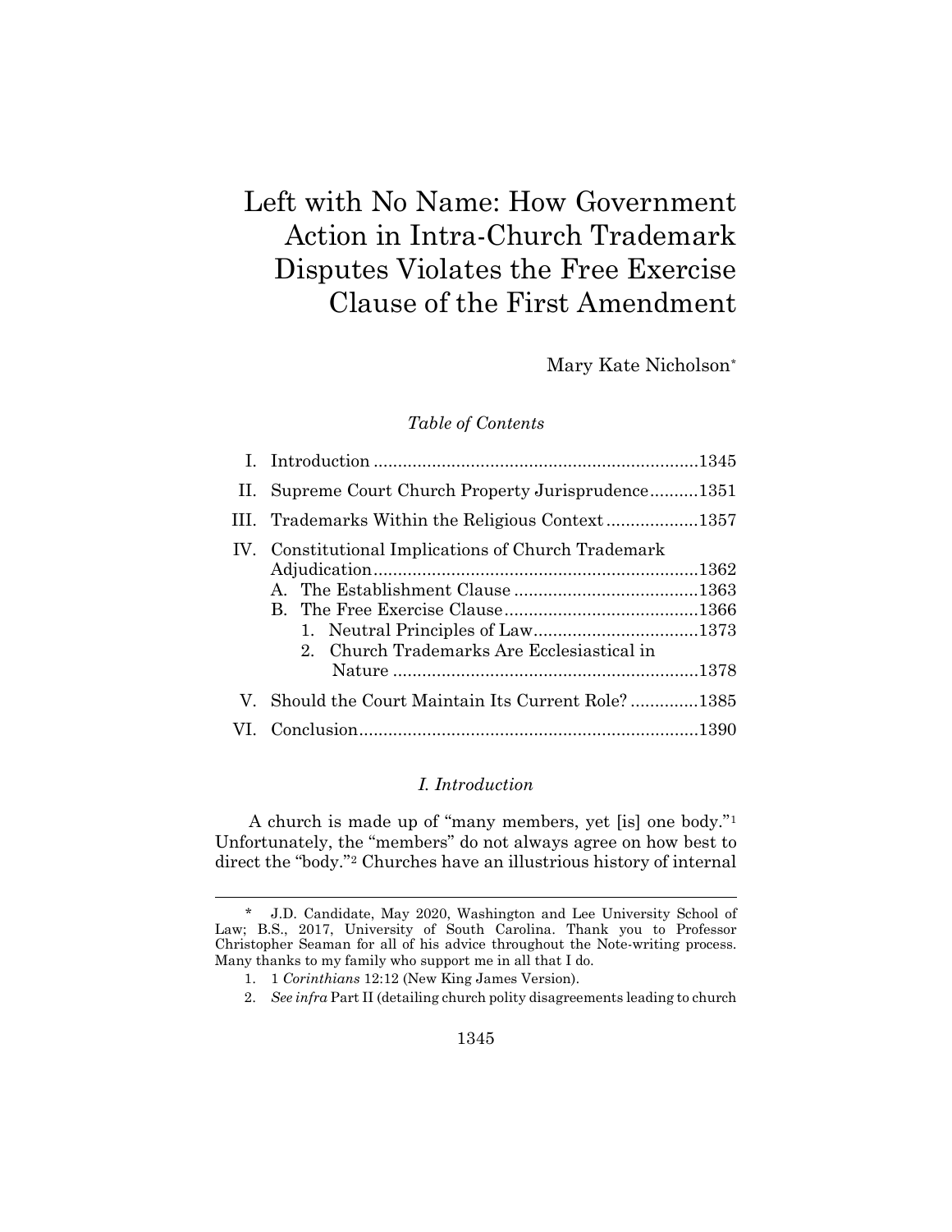# Left with No Name: How Government Action in Intra-Church Trademark Disputes Violates the Free Exercise Clause of the First Amendment

Mary Kate Nicholson*

*Table of Contents*

| | | |
|---|---|---|
| I. | Introduction | 1345 |
| II. | Supreme Court Church Property Jurisprudence | 1351 |
| III. | Trademarks Within the Religious Context | 1357 |
| IV. | Constitutional Implications of Church Trademark Adjudication | 1362 |
| | A. The Establishment Clause | 1363 |
| | B. The Free Exercise Clause | 1366 |
| | 1. Neutral Principles of Law | 1373 |
| | 2. Church Trademarks Are Ecclesiastical in Nature | 1378 |
| V. | Should the Court Maintain Its Current Role? | 1385 |
| VI. | Conclusion | 1390 |

## *I. Introduction*

A church is made up of "many members, yet [is] one body."[1] Unfortunately, the "members" do not always agree on how best to direct the "body."[2] Churches have an illustrious history of internal

---

\* J.D. Candidate, May 2020, Washington and Lee University School of Law; B.S., 2017, University of South Carolina. Thank you to Professor Christopher Seaman for all of his advice throughout the Note-writing process. Many thanks to my family who support me in all that I do.

1. 1 *Corinthians* 12:12 (New King James Version).

2. *See infra* Part II (detailing church polity disagreements leading to church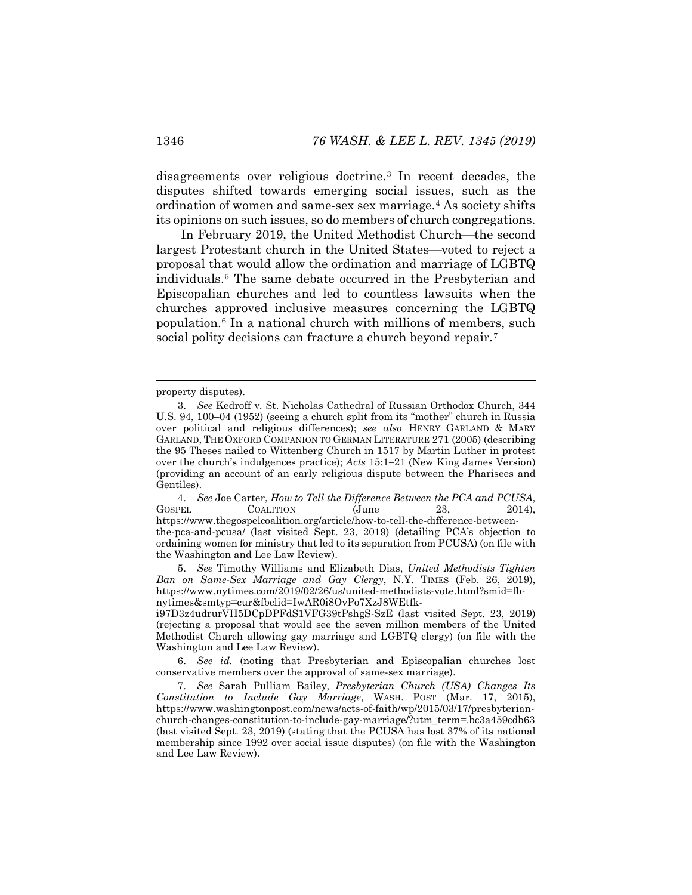disagreements over religious doctrine.[3] In recent decades, the disputes shifted towards emerging social issues, such as the ordination of women and same-sex sex marriage.[4] As society shifts its opinions on such issues, so do members of church congregations.

In February 2019, the United Methodist Church—the second largest Protestant church in the United States—voted to reject a proposal that would allow the ordination and marriage of LGBTQ individuals.[5] The same debate occurred in the Presbyterian and Episcopalian churches and led to countless lawsuits when the churches approved inclusive measures concerning the LGBTQ population.[6] In a national church with millions of members, such social polity decisions can fracture a church beyond repair.[7]

---

property disputes).

3. *See* Kedroff v. St. Nicholas Cathedral of Russian Orthodox Church, 344 U.S. 94, 100–04 (1952) (seeing a church split from its "mother" church in Russia over political and religious differences); *see also* HENRY GARLAND & MARY GARLAND, THE OXFORD COMPANION TO GERMAN LITERATURE 271 (2005) (describing the 95 Theses nailed to Wittenberg Church in 1517 by Martin Luther in protest over the church's indulgences practice); *Acts* 15:1–21 (New King James Version) (providing an account of an early religious dispute between the Pharisees and Gentiles).

4. *See* Joe Carter, *How to Tell the Difference Between the PCA and PCUSA*, GOSPEL COALITION (June 23, 2014), https://www.thegospelcoalition.org/article/how-to-tell-the-difference-between-the-pca-and-pcusa/ (last visited Sept. 23, 2019) (detailing PCA's objection to ordaining women for ministry that led to its separation from PCUSA) (on file with the Washington and Lee Law Review).

5. *See* Timothy Williams and Elizabeth Dias, *United Methodists Tighten Ban on Same-Sex Marriage and Gay Clergy*, N.Y. TIMES (Feb. 26, 2019), https://www.nytimes.com/2019/02/26/us/united-methodists-vote.html?smid=fb-nytimes&smtyp=cur&fbclid=IwAR0i8OvPo7XzJ8WEtfk-i97D3z4udrurVH5DCpDPFdS1VFG39tPshgS-SzE (last visited Sept. 23, 2019) (rejecting a proposal that would see the seven million members of the United Methodist Church allowing gay marriage and LGBTQ clergy) (on file with the Washington and Lee Law Review).

6. *See id.* (noting that Presbyterian and Episcopalian churches lost conservative members over the approval of same-sex marriage).

7. *See* Sarah Pulliam Bailey, *Presbyterian Church (USA) Changes Its Constitution to Include Gay Marriage*, WASH. POST (Mar. 17, 2015), https://www.washingtonpost.com/news/acts-of-faith/wp/2015/03/17/presbyterian-church-changes-constitution-to-include-gay-marriage/?utm_term=.bc3a459cdb63 (last visited Sept. 23, 2019) (stating that the PCUSA has lost 37% of its national membership since 1992 over social issue disputes) (on file with the Washington and Lee Law Review).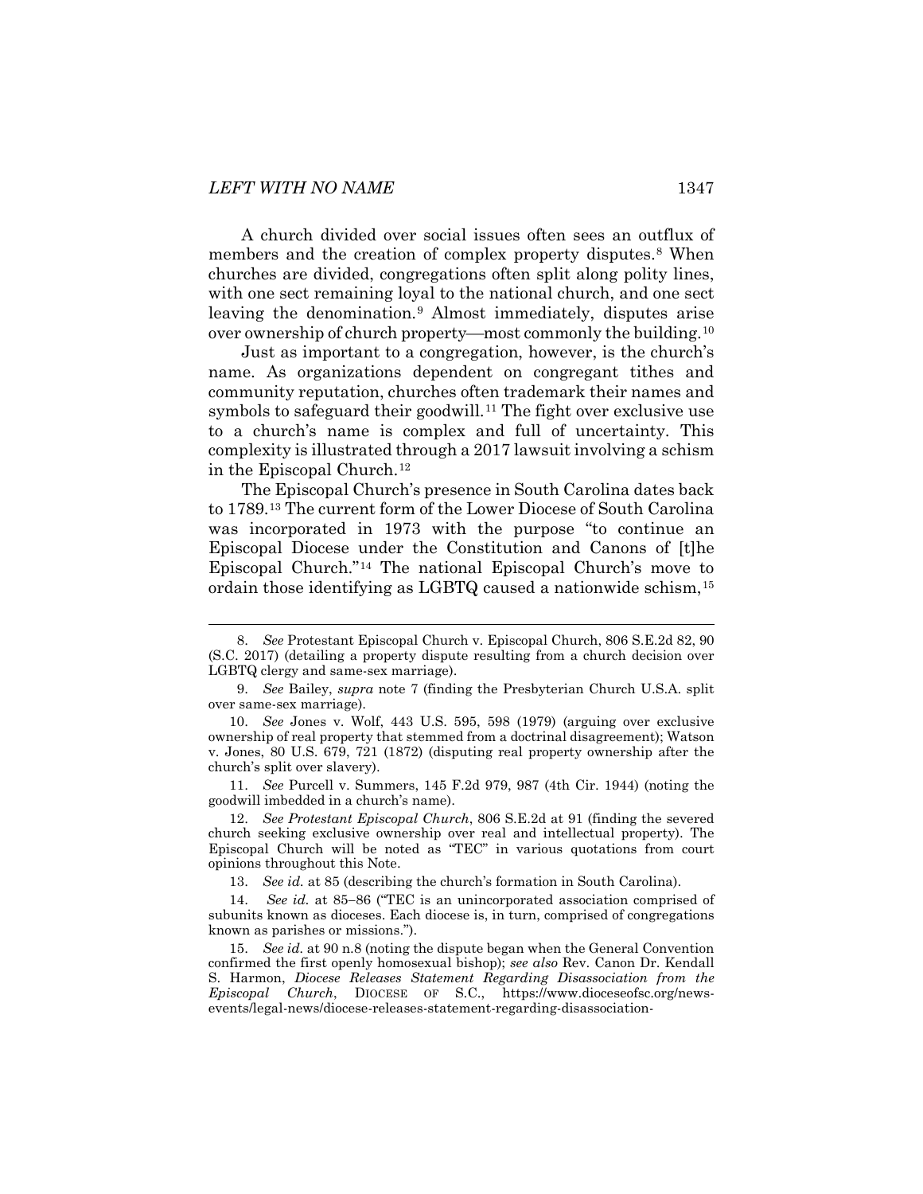A church divided over social issues often sees an outflux of members and the creation of complex property disputes.[8] When churches are divided, congregations often split along polity lines, with one sect remaining loyal to the national church, and one sect leaving the denomination.[9] Almost immediately, disputes arise over ownership of church property—most commonly the building.[10]

Just as important to a congregation, however, is the church's name. As organizations dependent on congregant tithes and community reputation, churches often trademark their names and symbols to safeguard their goodwill.[11] The fight over exclusive use to a church's name is complex and full of uncertainty. This complexity is illustrated through a 2017 lawsuit involving a schism in the Episcopal Church.[12]

The Episcopal Church's presence in South Carolina dates back to 1789.[13] The current form of the Lower Diocese of South Carolina was incorporated in 1973 with the purpose "to continue an Episcopal Diocese under the Constitution and Canons of [t]he Episcopal Church."[14] The national Episcopal Church's move to ordain those identifying as LGBTQ caused a nationwide schism,[15]

---

8. *See* Protestant Episcopal Church v. Episcopal Church, 806 S.E.2d 82, 90 (S.C. 2017) (detailing a property dispute resulting from a church decision over LGBTQ clergy and same-sex marriage).

9. *See* Bailey, *supra* note 7 (finding the Presbyterian Church U.S.A. split over same-sex marriage).

10. *See* Jones v. Wolf, 443 U.S. 595, 598 (1979) (arguing over exclusive ownership of real property that stemmed from a doctrinal disagreement); Watson v. Jones, 80 U.S. 679, 721 (1872) (disputing real property ownership after the church's split over slavery).

11. *See* Purcell v. Summers, 145 F.2d 979, 987 (4th Cir. 1944) (noting the goodwill imbedded in a church's name).

12. *See Protestant Episcopal Church*, 806 S.E.2d at 91 (finding the severed church seeking exclusive ownership over real and intellectual property). The Episcopal Church will be noted as "TEC" in various quotations from court opinions throughout this Note.

13. *See id.* at 85 (describing the church's formation in South Carolina).

14. *See id.* at 85–86 ("TEC is an unincorporated association comprised of subunits known as dioceses. Each diocese is, in turn, comprised of congregations known as parishes or missions.").

15. *See id.* at 90 n.8 (noting the dispute began when the General Convention confirmed the first openly homosexual bishop); *see also* Rev. Canon Dr. Kendall S. Harmon, *Diocese Releases Statement Regarding Disassociation from the Episcopal Church*, DIOCESE OF S.C., https://www.dioceseofsc.org/news-events/legal-news/diocese-releases-statement-regarding-disassociation-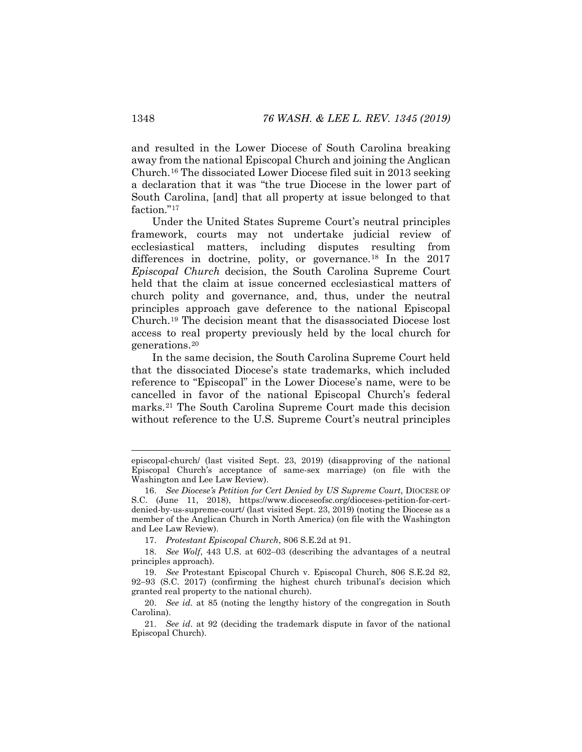and resulted in the Lower Diocese of South Carolina breaking away from the national Episcopal Church and joining the Anglican Church.[16] The dissociated Lower Diocese filed suit in 2013 seeking a declaration that it was "the true Diocese in the lower part of South Carolina, [and] that all property at issue belonged to that faction."[17]

Under the United States Supreme Court's neutral principles framework, courts may not undertake judicial review of ecclesiastical matters, including disputes resulting from differences in doctrine, polity, or governance.[18] In the 2017 *Episcopal Church* decision, the South Carolina Supreme Court held that the claim at issue concerned ecclesiastical matters of church polity and governance, and, thus, under the neutral principles approach gave deference to the national Episcopal Church.[19] The decision meant that the disassociated Diocese lost access to real property previously held by the local church for generations.[20]

In the same decision, the South Carolina Supreme Court held that the dissociated Diocese's state trademarks, which included reference to "Episcopal" in the Lower Diocese's name, were to be cancelled in favor of the national Episcopal Church's federal marks.[21] The South Carolina Supreme Court made this decision without reference to the U.S. Supreme Court's neutral principles

---

episcopal-church/ (last visited Sept. 23, 2019) (disapproving of the national Episcopal Church's acceptance of same-sex marriage) (on file with the Washington and Lee Law Review).

16. *See Diocese's Petition for Cert Denied by US Supreme Court*, DIOCESE OF S.C. (June 11, 2018), https://www.dioceseofsc.org/dioceses-petition-for-cert-denied-by-us-supreme-court/ (last visited Sept. 23, 2019) (noting the Diocese as a member of the Anglican Church in North America) (on file with the Washington and Lee Law Review).

17. *Protestant Episcopal Church*, 806 S.E.2d at 91.

18. *See Wolf*, 443 U.S. at 602–03 (describing the advantages of a neutral principles approach).

19. *See* Protestant Episcopal Church v. Episcopal Church, 806 S.E.2d 82, 92–93 (S.C. 2017) (confirming the highest church tribunal's decision which granted real property to the national church).

20. *See id.* at 85 (noting the lengthy history of the congregation in South Carolina).

21. *See id*. at 92 (deciding the trademark dispute in favor of the national Episcopal Church).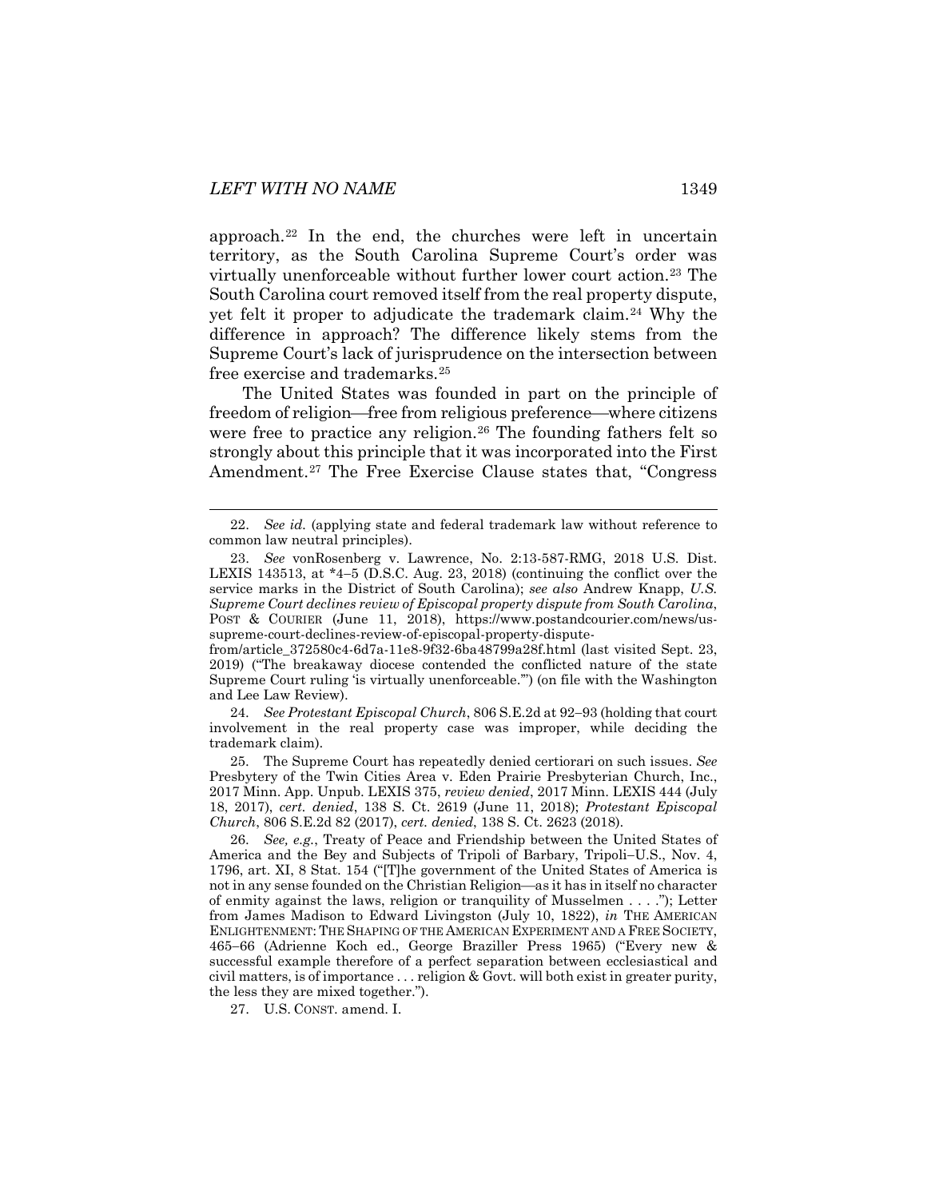approach.[22] In the end, the churches were left in uncertain territory, as the South Carolina Supreme Court's order was virtually unenforceable without further lower court action.[23] The South Carolina court removed itself from the real property dispute, yet felt it proper to adjudicate the trademark claim.[24] Why the difference in approach? The difference likely stems from the Supreme Court's lack of jurisprudence on the intersection between free exercise and trademarks.[25]

The United States was founded in part on the principle of freedom of religion—free from religious preference—where citizens were free to practice any religion.[26] The founding fathers felt so strongly about this principle that it was incorporated into the First Amendment.[27] The Free Exercise Clause states that, "Congress

---

22. *See id.* (applying state and federal trademark law without reference to common law neutral principles).

23. *See* vonRosenberg v. Lawrence, No. 2:13-587-RMG, 2018 U.S. Dist. LEXIS 143513, at *4–5 (D.S.C. Aug. 23, 2018) (continuing the conflict over the service marks in the District of South Carolina); *see also* Andrew Knapp, *U.S. Supreme Court declines review of Episcopal property dispute from South Carolina*, POST & COURIER (June 11, 2018), https://www.postandcourier.com/news/us-supreme-court-declines-review-of-episcopal-property-dispute-from/article_372580c4-6d7a-11e8-9f32-6ba48799a28f.html (last visited Sept. 23, 2019) ("The breakaway diocese contended the conflicted nature of the state Supreme Court ruling 'is virtually unenforceable.'") (on file with the Washington and Lee Law Review).

24. *See Protestant Episcopal Church*, 806 S.E.2d at 92–93 (holding that court involvement in the real property case was improper, while deciding the trademark claim).

25. The Supreme Court has repeatedly denied certiorari on such issues. *See* Presbytery of the Twin Cities Area v. Eden Prairie Presbyterian Church, Inc., 2017 Minn. App. Unpub. LEXIS 375, *review denied*, 2017 Minn. LEXIS 444 (July 18, 2017), *cert. denied*, 138 S. Ct. 2619 (June 11, 2018); *Protestant Episcopal Church*, 806 S.E.2d 82 (2017), *cert. denied*, 138 S. Ct. 2623 (2018).

26. *See, e.g.*, Treaty of Peace and Friendship between the United States of America and the Bey and Subjects of Tripoli of Barbary, Tripoli–U.S., Nov. 4, 1796, art. XI, 8 Stat. 154 ("[T]he government of the United States of America is not in any sense founded on the Christian Religion—as it has in itself no character of enmity against the laws, religion or tranquility of Musselmen . . . ."); Letter from James Madison to Edward Livingston (July 10, 1822), *in* THE AMERICAN ENLIGHTENMENT: THE SHAPING OF THE AMERICAN EXPERIMENT AND A FREE SOCIETY, 465–66 (Adrienne Koch ed., George Braziller Press 1965) ("Every new & successful example therefore of a perfect separation between ecclesiastical and civil matters, is of importance . . . religion & Govt. will both exist in greater purity, the less they are mixed together.").

27. U.S. CONST. amend. I.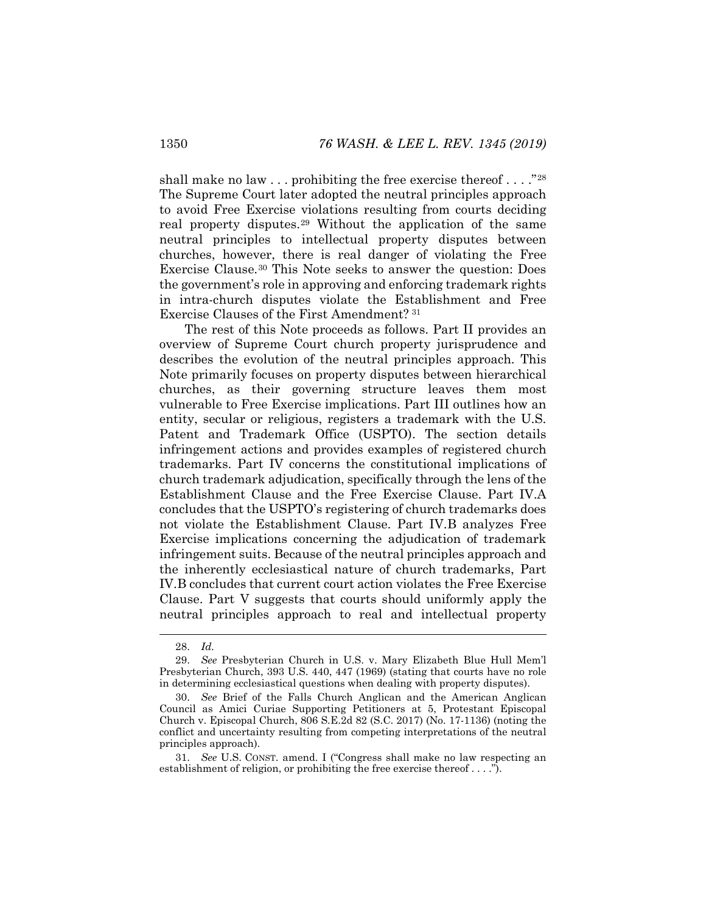shall make no law . . . prohibiting the free exercise thereof . . . ."[28] The Supreme Court later adopted the neutral principles approach to avoid Free Exercise violations resulting from courts deciding real property disputes.[29] Without the application of the same neutral principles to intellectual property disputes between churches, however, there is real danger of violating the Free Exercise Clause.[30] This Note seeks to answer the question: Does the government's role in approving and enforcing trademark rights in intra-church disputes violate the Establishment and Free Exercise Clauses of the First Amendment? [31]

The rest of this Note proceeds as follows. Part II provides an overview of Supreme Court church property jurisprudence and describes the evolution of the neutral principles approach. This Note primarily focuses on property disputes between hierarchical churches, as their governing structure leaves them most vulnerable to Free Exercise implications. Part III outlines how an entity, secular or religious, registers a trademark with the U.S. Patent and Trademark Office (USPTO). The section details infringement actions and provides examples of registered church trademarks. Part IV concerns the constitutional implications of church trademark adjudication, specifically through the lens of the Establishment Clause and the Free Exercise Clause. Part IV.A concludes that the USPTO's registering of church trademarks does not violate the Establishment Clause. Part IV.B analyzes Free Exercise implications concerning the adjudication of trademark infringement suits. Because of the neutral principles approach and the inherently ecclesiastical nature of church trademarks, Part IV.B concludes that current court action violates the Free Exercise Clause. Part V suggests that courts should uniformly apply the neutral principles approach to real and intellectual property

---

28. *Id.*

29. *See* Presbyterian Church in U.S. v. Mary Elizabeth Blue Hull Mem'l Presbyterian Church, 393 U.S. 440, 447 (1969) (stating that courts have no role in determining ecclesiastical questions when dealing with property disputes).

30. *See* Brief of the Falls Church Anglican and the American Anglican Council as Amici Curiae Supporting Petitioners at 5, Protestant Episcopal Church v. Episcopal Church, 806 S.E.2d 82 (S.C. 2017) (No. 17-1136) (noting the conflict and uncertainty resulting from competing interpretations of the neutral principles approach).

31. *See* U.S. CONST. amend. I ("Congress shall make no law respecting an establishment of religion, or prohibiting the free exercise thereof . . . .").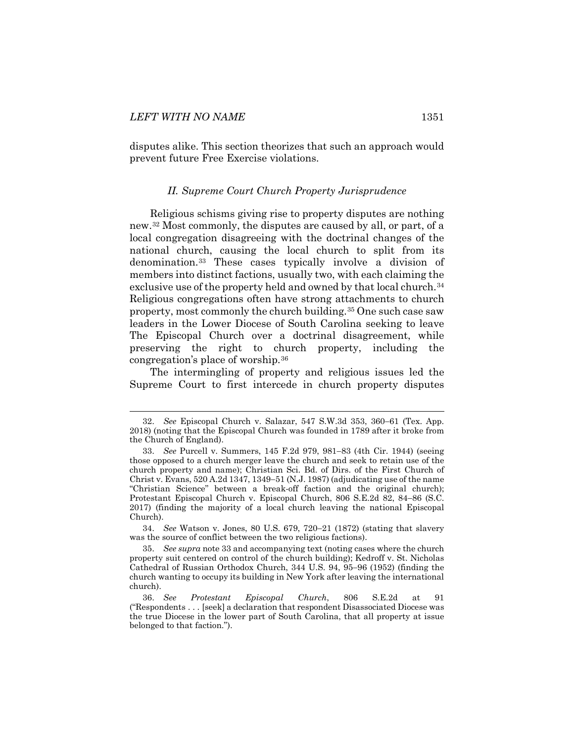disputes alike. This section theorizes that such an approach would prevent future Free Exercise violations.

## *II. Supreme Court Church Property Jurisprudence*

Religious schisms giving rise to property disputes are nothing new.[32] Most commonly, the disputes are caused by all, or part, of a local congregation disagreeing with the doctrinal changes of the national church, causing the local church to split from its denomination.[33] These cases typically involve a division of members into distinct factions, usually two, with each claiming the exclusive use of the property held and owned by that local church.[34] Religious congregations often have strong attachments to church property, most commonly the church building.[35] One such case saw leaders in the Lower Diocese of South Carolina seeking to leave The Episcopal Church over a doctrinal disagreement, while preserving the right to church property, including the congregation's place of worship.[36]

The intermingling of property and religious issues led the Supreme Court to first intercede in church property disputes

---

32. *See* Episcopal Church v. Salazar, 547 S.W.3d 353, 360–61 (Tex. App. 2018) (noting that the Episcopal Church was founded in 1789 after it broke from the Church of England).

33. *See* Purcell v. Summers, 145 F.2d 979, 981–83 (4th Cir. 1944) (seeing those opposed to a church merger leave the church and seek to retain use of the church property and name); Christian Sci. Bd. of Dirs. of the First Church of Christ v. Evans, 520 A.2d 1347, 1349–51 (N.J. 1987) (adjudicating use of the name "Christian Science" between a break-off faction and the original church); Protestant Episcopal Church v. Episcopal Church, 806 S.E.2d 82, 84–86 (S.C. 2017) (finding the majority of a local church leaving the national Episcopal Church).

34. *See* Watson v. Jones, 80 U.S. 679, 720–21 (1872) (stating that slavery was the source of conflict between the two religious factions).

35. *See supra* note 33 and accompanying text (noting cases where the church property suit centered on control of the church building); Kedroff v. St. Nicholas Cathedral of Russian Orthodox Church, 344 U.S. 94, 95–96 (1952) (finding the church wanting to occupy its building in New York after leaving the international church).

36. *See Protestant Episcopal Church*, 806 S.E.2d at 91 ("Respondents . . . [seek] a declaration that respondent Disassociated Diocese was the true Diocese in the lower part of South Carolina, that all property at issue belonged to that faction.").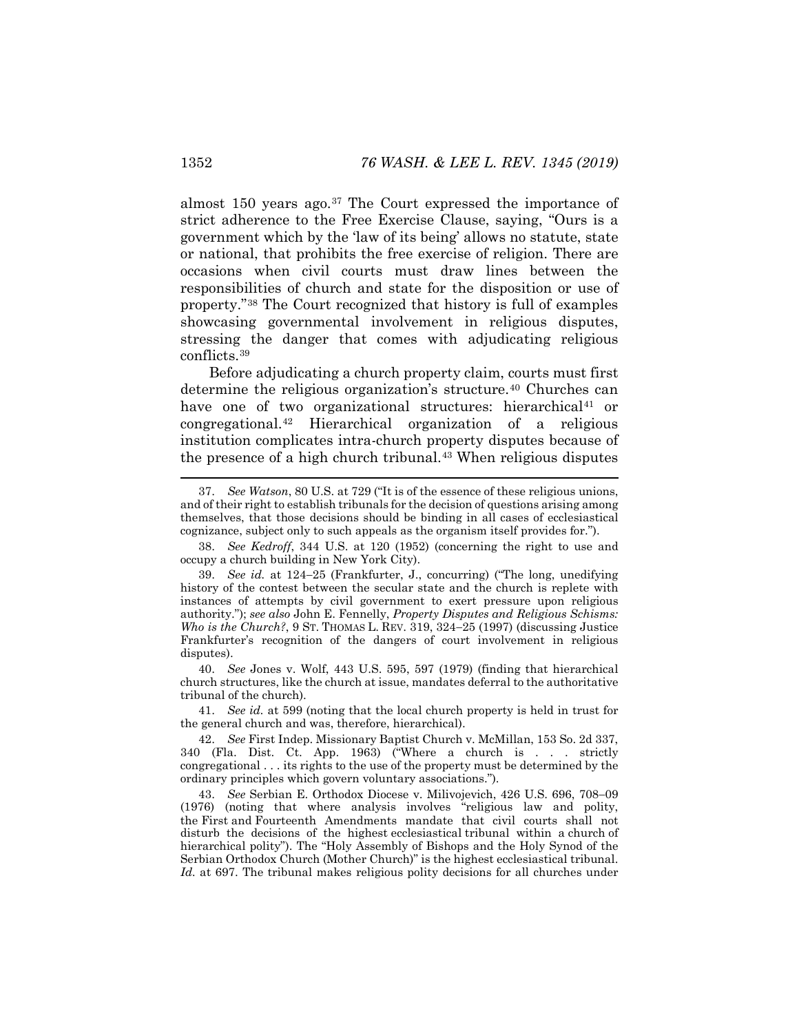almost 150 years ago.[37] The Court expressed the importance of strict adherence to the Free Exercise Clause, saying, "Ours is a government which by the 'law of its being' allows no statute, state or national, that prohibits the free exercise of religion. There are occasions when civil courts must draw lines between the responsibilities of church and state for the disposition or use of property."[38] The Court recognized that history is full of examples showcasing governmental involvement in religious disputes, stressing the danger that comes with adjudicating religious conflicts.[39]

Before adjudicating a church property claim, courts must first determine the religious organization's structure.[40] Churches can have one of two organizational structures: hierarchical[41] or congregational.[42] Hierarchical organization of a religious institution complicates intra-church property disputes because of the presence of a high church tribunal.[43] When religious disputes

---

37. *See Watson*, 80 U.S. at 729 ("It is of the essence of these religious unions, and of their right to establish tribunals for the decision of questions arising among themselves, that those decisions should be binding in all cases of ecclesiastical cognizance, subject only to such appeals as the organism itself provides for.").

38. *See Kedroff*, 344 U.S. at 120 (1952) (concerning the right to use and occupy a church building in New York City).

39. *See id.* at 124–25 (Frankfurter, J., concurring) ("The long, unedifying history of the contest between the secular state and the church is replete with instances of attempts by civil government to exert pressure upon religious authority."); *see also* John E. Fennelly, *Property Disputes and Religious Schisms: Who is the Church?*, 9 ST. THOMAS L. REV. 319, 324–25 (1997) (discussing Justice Frankfurter's recognition of the dangers of court involvement in religious disputes).

40. *See* Jones v. Wolf, 443 U.S. 595, 597 (1979) (finding that hierarchical church structures, like the church at issue, mandates deferral to the authoritative tribunal of the church).

41. *See id.* at 599 (noting that the local church property is held in trust for the general church and was, therefore, hierarchical).

42. *See* First Indep. Missionary Baptist Church v. McMillan, 153 So. 2d 337, 340 (Fla. Dist. Ct. App. 1963) ("Where a church is . . . strictly congregational . . . its rights to the use of the property must be determined by the ordinary principles which govern voluntary associations.").

43. *See* Serbian E. Orthodox Diocese v. Milivojevich, 426 U.S. 696, 708–09 (1976) (noting that where analysis involves "religious law and polity, the First and Fourteenth Amendments mandate that civil courts shall not disturb the decisions of the highest ecclesiastical tribunal within a church of hierarchical polity"). The "Holy Assembly of Bishops and the Holy Synod of the Serbian Orthodox Church (Mother Church)" is the highest ecclesiastical tribunal. *Id.* at 697. The tribunal makes religious polity decisions for all churches under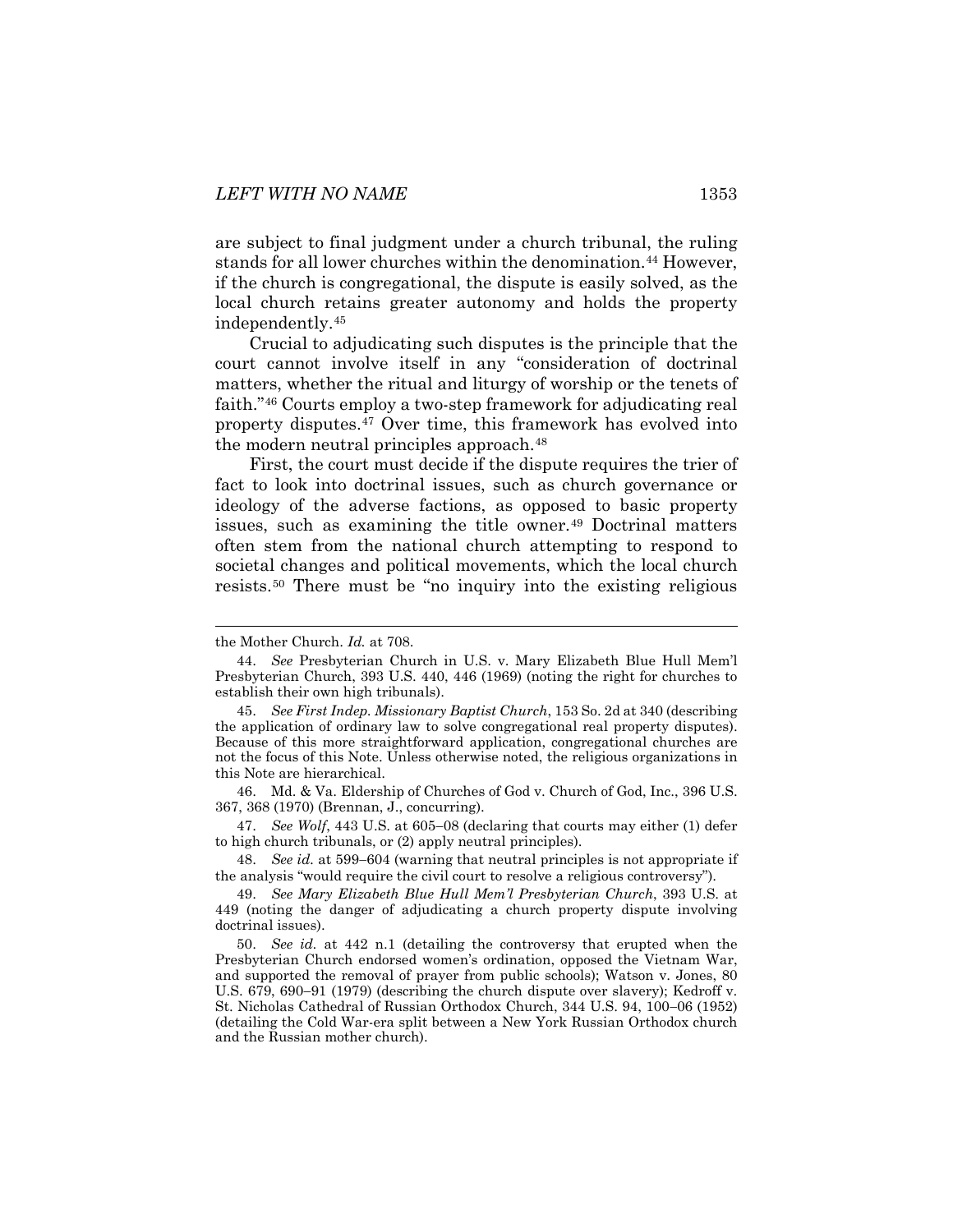are subject to final judgment under a church tribunal, the ruling stands for all lower churches within the denomination.[44] However, if the church is congregational, the dispute is easily solved, as the local church retains greater autonomy and holds the property independently.[45]

Crucial to adjudicating such disputes is the principle that the court cannot involve itself in any "consideration of doctrinal matters, whether the ritual and liturgy of worship or the tenets of faith."[46] Courts employ a two-step framework for adjudicating real property disputes.[47] Over time, this framework has evolved into the modern neutral principles approach.[48]

First, the court must decide if the dispute requires the trier of fact to look into doctrinal issues, such as church governance or ideology of the adverse factions, as opposed to basic property issues, such as examining the title owner.[49] Doctrinal matters often stem from the national church attempting to respond to societal changes and political movements, which the local church resists.[50] There must be "no inquiry into the existing religious

---

the Mother Church. *Id.* at 708.

44. *See* Presbyterian Church in U.S. v. Mary Elizabeth Blue Hull Mem'l Presbyterian Church, 393 U.S. 440, 446 (1969) (noting the right for churches to establish their own high tribunals).

45. *See First Indep. Missionary Baptist Church*, 153 So. 2d at 340 (describing the application of ordinary law to solve congregational real property disputes). Because of this more straightforward application, congregational churches are not the focus of this Note. Unless otherwise noted, the religious organizations in this Note are hierarchical.

46. Md. & Va. Eldership of Churches of God v. Church of God, Inc., 396 U.S. 367, 368 (1970) (Brennan, J., concurring).

47. *See Wolf*, 443 U.S. at 605–08 (declaring that courts may either (1) defer to high church tribunals, or (2) apply neutral principles).

48. *See id.* at 599–604 (warning that neutral principles is not appropriate if the analysis "would require the civil court to resolve a religious controversy").

49. *See Mary Elizabeth Blue Hull Mem'l Presbyterian Church*, 393 U.S. at 449 (noting the danger of adjudicating a church property dispute involving doctrinal issues).

50. *See id.* at 442 n.1 (detailing the controversy that erupted when the Presbyterian Church endorsed women's ordination, opposed the Vietnam War, and supported the removal of prayer from public schools); Watson v. Jones, 80 U.S. 679, 690–91 (1979) (describing the church dispute over slavery); Kedroff v. St. Nicholas Cathedral of Russian Orthodox Church, 344 U.S. 94, 100–06 (1952) (detailing the Cold War-era split between a New York Russian Orthodox church and the Russian mother church).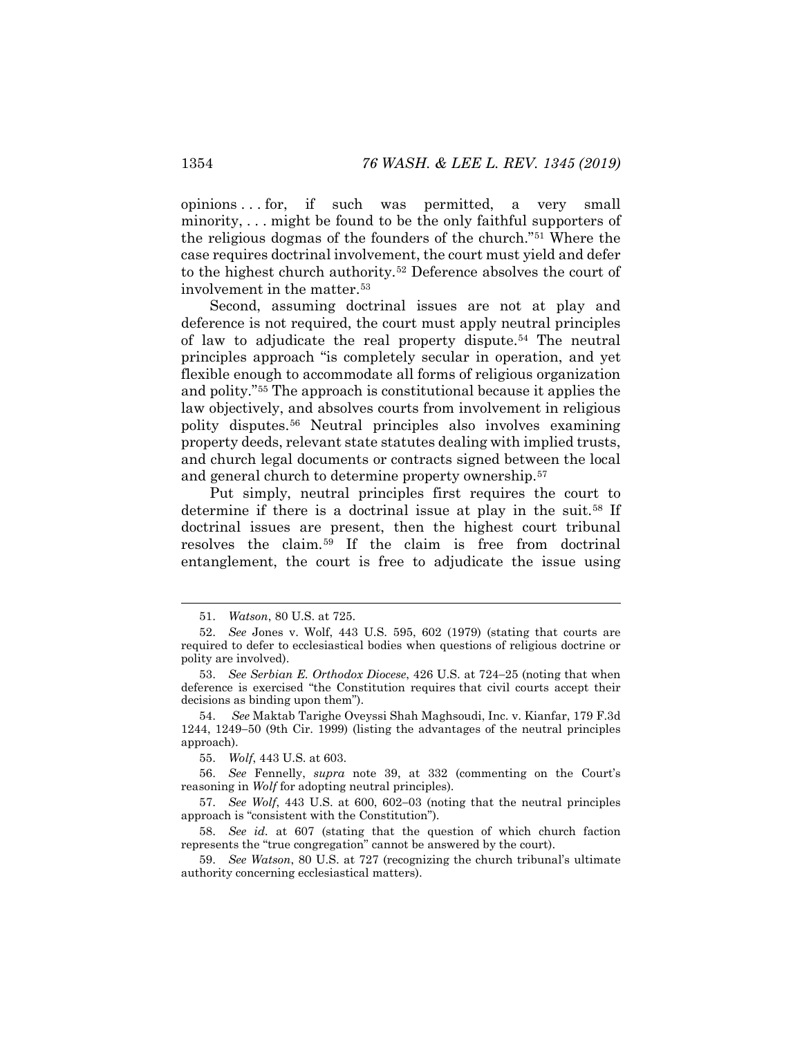opinions . . . for, if such was permitted, a very small minority, . . . might be found to be the only faithful supporters of the religious dogmas of the founders of the church."[51] Where the case requires doctrinal involvement, the court must yield and defer to the highest church authority.[52] Deference absolves the court of involvement in the matter.[53]

Second, assuming doctrinal issues are not at play and deference is not required, the court must apply neutral principles of law to adjudicate the real property dispute.[54] The neutral principles approach "is completely secular in operation, and yet flexible enough to accommodate all forms of religious organization and polity."[55] The approach is constitutional because it applies the law objectively, and absolves courts from involvement in religious polity disputes.[56] Neutral principles also involves examining property deeds, relevant state statutes dealing with implied trusts, and church legal documents or contracts signed between the local and general church to determine property ownership.[57]

Put simply, neutral principles first requires the court to determine if there is a doctrinal issue at play in the suit.[58] If doctrinal issues are present, then the highest court tribunal resolves the claim.[59] If the claim is free from doctrinal entanglement, the court is free to adjudicate the issue using

---

51. *Watson*, 80 U.S. at 725.

52. *See* Jones v. Wolf, 443 U.S. 595, 602 (1979) (stating that courts are required to defer to ecclesiastical bodies when questions of religious doctrine or polity are involved).

53. *See Serbian E. Orthodox Diocese*, 426 U.S. at 724–25 (noting that when deference is exercised "the Constitution requires that civil courts accept their decisions as binding upon them").

54. *See* Maktab Tarighe Oveyssi Shah Maghsoudi, Inc. v. Kianfar, 179 F.3d 1244, 1249–50 (9th Cir. 1999) (listing the advantages of the neutral principles approach).

55. *Wolf*, 443 U.S. at 603.

56. *See* Fennelly, *supra* note 39, at 332 (commenting on the Court's reasoning in *Wolf* for adopting neutral principles).

57. *See Wolf*, 443 U.S. at 600, 602–03 (noting that the neutral principles approach is "consistent with the Constitution").

58. *See id.* at 607 (stating that the question of which church faction represents the "true congregation" cannot be answered by the court).

59. *See Watson*, 80 U.S. at 727 (recognizing the church tribunal's ultimate authority concerning ecclesiastical matters).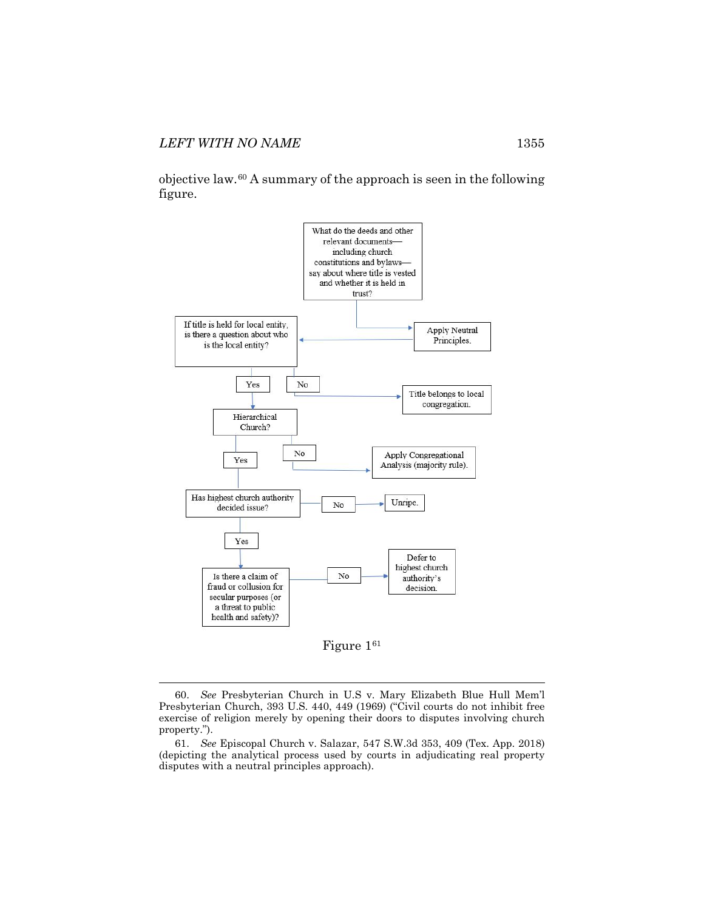objective law.[60] A summary of the approach is seen in the following figure.

What do the deeds and other relevant documents—including church constitutions and bylaws—say about where title is vested and whether it is held in trust?

Apply Neutral Principles.

If title is held for local entity, is there a question about who is the local entity?

Yes

No

Title belongs to local congregation.

Hierarchical Church?

Yes

No

Apply Congregational Analysis (majority rule).

Has highest church authority decided issue?

No

Unripe.

Yes

Is there a claim of fraud or collusion for secular purposes (or a threat to public health and safety)?

No

Defer to highest church authority's decision.

Figure 1[61]

---

60. *See* Presbyterian Church in U.S v. Mary Elizabeth Blue Hull Mem'l Presbyterian Church, 393 U.S. 440, 449 (1969) ("Civil courts do not inhibit free exercise of religion merely by opening their doors to disputes involving church property.").

61. *See* Episcopal Church v. Salazar, 547 S.W.3d 353, 409 (Tex. App. 2018) (depicting the analytical process used by courts in adjudicating real property disputes with a neutral principles approach).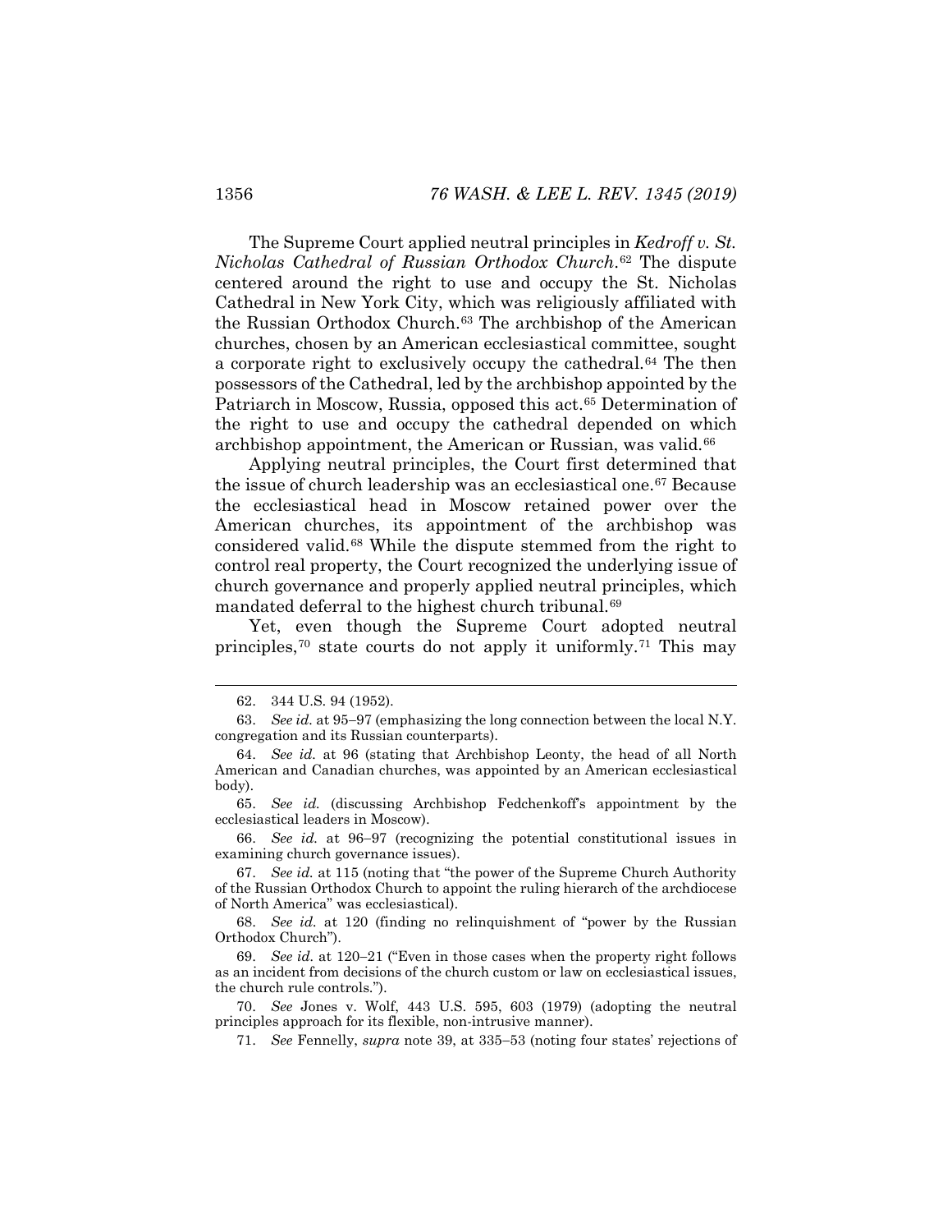The Supreme Court applied neutral principles in *Kedroff v. St. Nicholas Cathedral of Russian Orthodox Church*.[62] The dispute centered around the right to use and occupy the St. Nicholas Cathedral in New York City, which was religiously affiliated with the Russian Orthodox Church.[63] The archbishop of the American churches, chosen by an American ecclesiastical committee, sought a corporate right to exclusively occupy the cathedral.[64] The then possessors of the Cathedral, led by the archbishop appointed by the Patriarch in Moscow, Russia, opposed this act.[65] Determination of the right to use and occupy the cathedral depended on which archbishop appointment, the American or Russian, was valid.[66]

Applying neutral principles, the Court first determined that the issue of church leadership was an ecclesiastical one.[67] Because the ecclesiastical head in Moscow retained power over the American churches, its appointment of the archbishop was considered valid.[68] While the dispute stemmed from the right to control real property, the Court recognized the underlying issue of church governance and properly applied neutral principles, which mandated deferral to the highest church tribunal.[69]

Yet, even though the Supreme Court adopted neutral principles,[70] state courts do not apply it uniformly.[71] This may

---

62. 344 U.S. 94 (1952).

63. *See id.* at 95–97 (emphasizing the long connection between the local N.Y. congregation and its Russian counterparts).

64. *See id.* at 96 (stating that Archbishop Leonty, the head of all North American and Canadian churches, was appointed by an American ecclesiastical body).

65. *See id.* (discussing Archbishop Fedchenkoff's appointment by the ecclesiastical leaders in Moscow).

66. *See id.* at 96–97 (recognizing the potential constitutional issues in examining church governance issues).

67. *See id.* at 115 (noting that "the power of the Supreme Church Authority of the Russian Orthodox Church to appoint the ruling hierarch of the archdiocese of North America" was ecclesiastical).

68. *See id.* at 120 (finding no relinquishment of "power by the Russian Orthodox Church").

69. *See id.* at 120–21 ("Even in those cases when the property right follows as an incident from decisions of the church custom or law on ecclesiastical issues, the church rule controls.").

70. *See* Jones v. Wolf, 443 U.S. 595, 603 (1979) (adopting the neutral principles approach for its flexible, non-intrusive manner).

71. *See* Fennelly, *supra* note 39, at 335–53 (noting four states' rejections of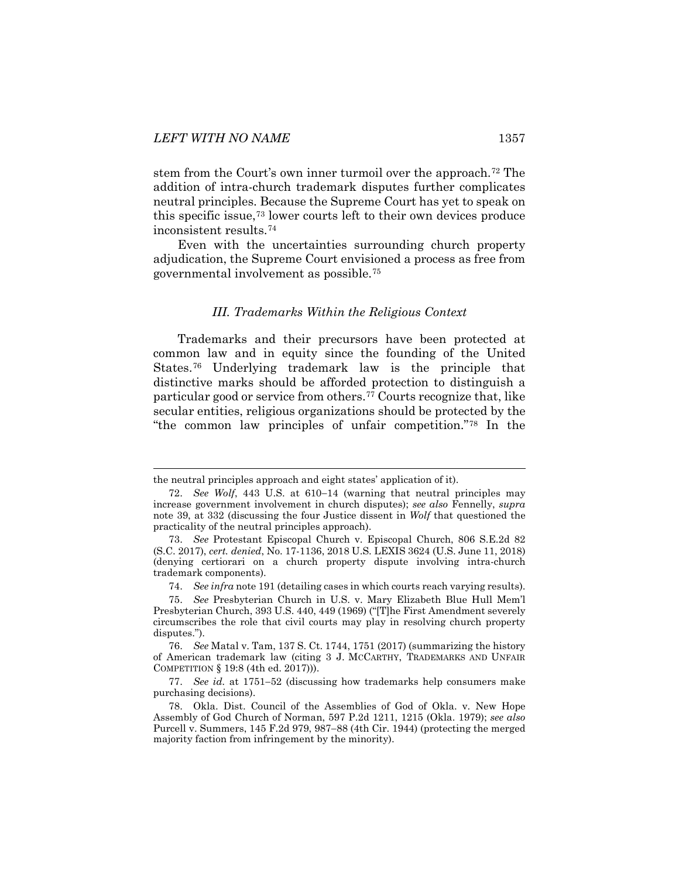stem from the Court's own inner turmoil over the approach.[72] The addition of intra-church trademark disputes further complicates neutral principles. Because the Supreme Court has yet to speak on this specific issue,[73] lower courts left to their own devices produce inconsistent results.[74]

Even with the uncertainties surrounding church property adjudication, the Supreme Court envisioned a process as free from governmental involvement as possible.[75]

### *III. Trademarks Within the Religious Context*

Trademarks and their precursors have been protected at common law and in equity since the founding of the United States.[76] Underlying trademark law is the principle that distinctive marks should be afforded protection to distinguish a particular good or service from others.[77] Courts recognize that, like secular entities, religious organizations should be protected by the "the common law principles of unfair competition."[78] In the

---

the neutral principles approach and eight states' application of it).

72. *See Wolf*, 443 U.S. at 610–14 (warning that neutral principles may increase government involvement in church disputes); *see also* Fennelly, *supra* note 39, at 332 (discussing the four Justice dissent in *Wolf* that questioned the practicality of the neutral principles approach).

73. *See* Protestant Episcopal Church v. Episcopal Church, 806 S.E.2d 82 (S.C. 2017), *cert. denied*, No. 17-1136, 2018 U.S. LEXIS 3624 (U.S. June 11, 2018) (denying certiorari on a church property dispute involving intra-church trademark components).

74. *See infra* note 191 (detailing cases in which courts reach varying results).

75. *See* Presbyterian Church in U.S. v. Mary Elizabeth Blue Hull Mem'l Presbyterian Church, 393 U.S. 440, 449 (1969) ("[T]he First Amendment severely circumscribes the role that civil courts may play in resolving church property disputes.").

76. *See* Matal v. Tam, 137 S. Ct. 1744, 1751 (2017) (summarizing the history of American trademark law (citing 3 J. MCCARTHY, TRADEMARKS AND UNFAIR COMPETITION § 19:8 (4th ed. 2017))).

77. *See id.* at 1751–52 (discussing how trademarks help consumers make purchasing decisions).

78. Okla. Dist. Council of the Assemblies of God of Okla. v. New Hope Assembly of God Church of Norman, 597 P.2d 1211, 1215 (Okla. 1979); *see also* Purcell v. Summers, 145 F.2d 979, 987–88 (4th Cir. 1944) (protecting the merged majority faction from infringement by the minority).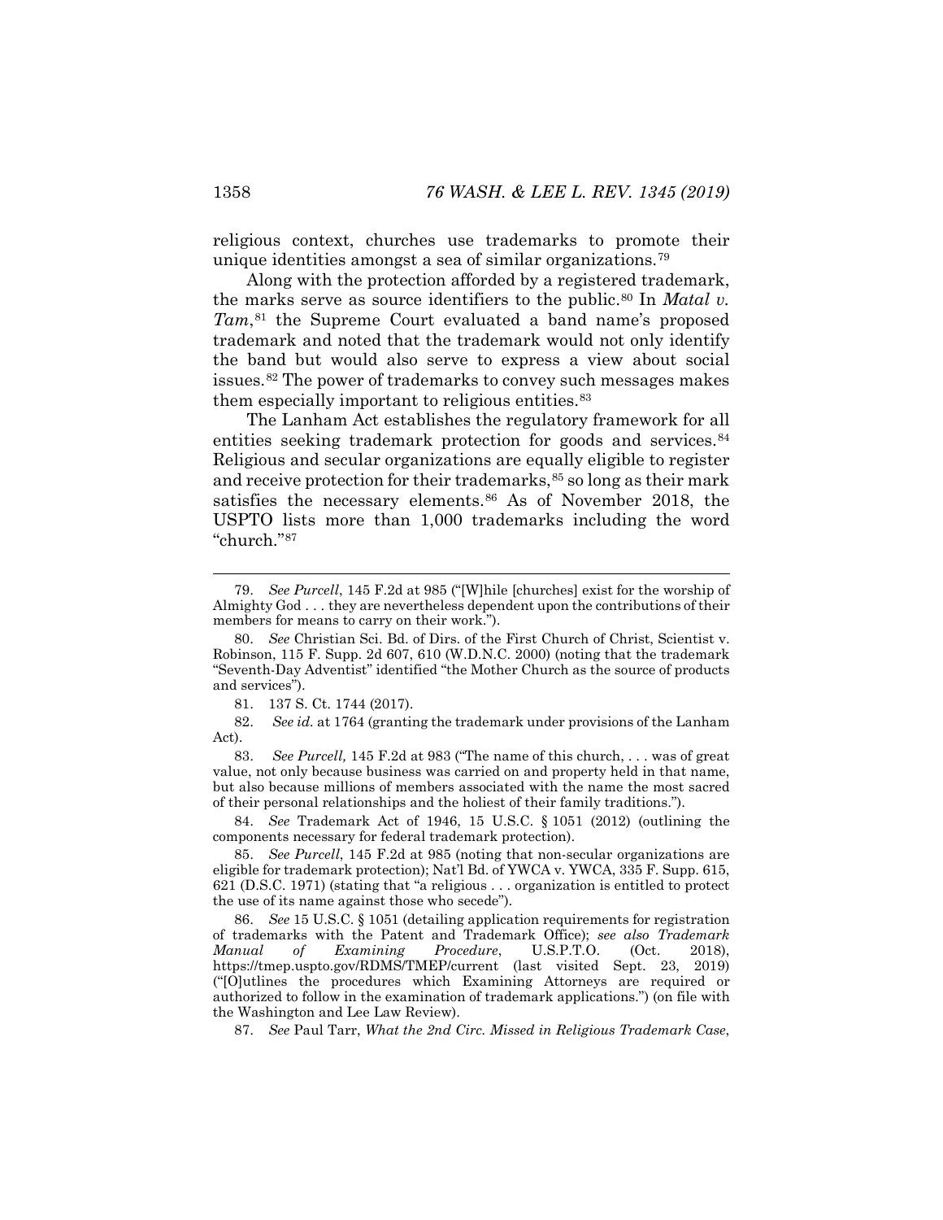religious context, churches use trademarks to promote their unique identities amongst a sea of similar organizations.[79]

Along with the protection afforded by a registered trademark, the marks serve as source identifiers to the public.[80] In *Matal v. Tam*,[81] the Supreme Court evaluated a band name's proposed trademark and noted that the trademark would not only identify the band but would also serve to express a view about social issues.[82] The power of trademarks to convey such messages makes them especially important to religious entities.[83]

The Lanham Act establishes the regulatory framework for all entities seeking trademark protection for goods and services.[84] Religious and secular organizations are equally eligible to register and receive protection for their trademarks,[85] so long as their mark satisfies the necessary elements.[86] As of November 2018, the USPTO lists more than 1,000 trademarks including the word "church."[87]

---

79. *See Purcell*, 145 F.2d at 985 ("[W]hile [churches] exist for the worship of Almighty God . . . they are nevertheless dependent upon the contributions of their members for means to carry on their work.").

80. *See* Christian Sci. Bd. of Dirs. of the First Church of Christ, Scientist v. Robinson, 115 F. Supp. 2d 607, 610 (W.D.N.C. 2000) (noting that the trademark "Seventh-Day Adventist" identified "the Mother Church as the source of products and services").

81. 137 S. Ct. 1744 (2017).

82. *See id.* at 1764 (granting the trademark under provisions of the Lanham Act).

83. *See Purcell,* 145 F.2d at 983 ("The name of this church, . . . was of great value, not only because business was carried on and property held in that name, but also because millions of members associated with the name the most sacred of their personal relationships and the holiest of their family traditions.").

84. *See* Trademark Act of 1946, 15 U.S.C. § 1051 (2012) (outlining the components necessary for federal trademark protection).

85. *See Purcell*, 145 F.2d at 985 (noting that non-secular organizations are eligible for trademark protection); Nat'l Bd. of YWCA v. YWCA, 335 F. Supp. 615, 621 (D.S.C. 1971) (stating that "a religious . . . organization is entitled to protect the use of its name against those who secede").

86. *See* 15 U.S.C. § 1051 (detailing application requirements for registration of trademarks with the Patent and Trademark Office); *see also Trademark Manual of Examining Procedure*, U.S.P.T.O. (Oct. 2018), https://tmep.uspto.gov/RDMS/TMEP/current (last visited Sept. 23, 2019) ("[O]utlines the procedures which Examining Attorneys are required or authorized to follow in the examination of trademark applications.") (on file with the Washington and Lee Law Review).

87. *See* Paul Tarr, *What the 2nd Circ. Missed in Religious Trademark Case*,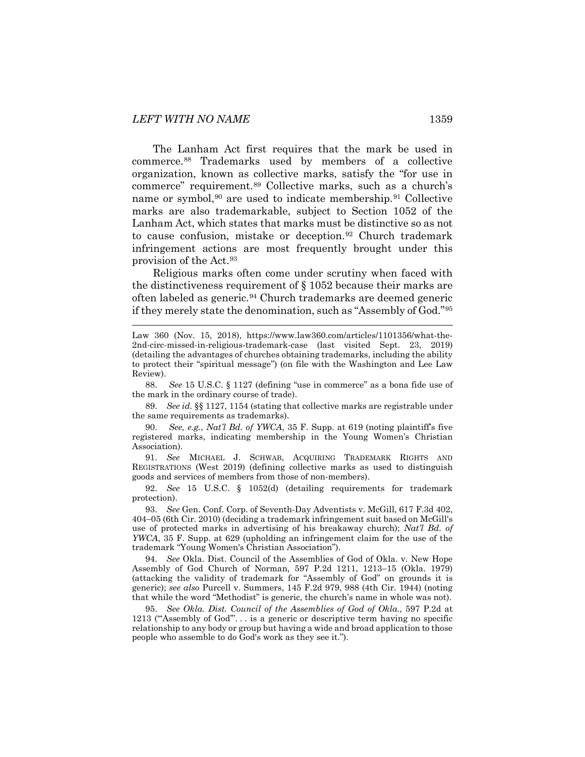The Lanham Act first requires that the mark be used in commerce.[88] Trademarks used by members of a collective organization, known as collective marks, satisfy the "for use in commerce" requirement.[89] Collective marks, such as a church's name or symbol,[90] are used to indicate membership.[91] Collective marks are also trademarkable, subject to Section 1052 of the Lanham Act, which states that marks must be distinctive so as not to cause confusion, mistake or deception.[92] Church trademark infringement actions are most frequently brought under this provision of the Act.[93]

Religious marks often come under scrutiny when faced with the distinctiveness requirement of § 1052 because their marks are often labeled as generic.[94] Church trademarks are deemed generic if they merely state the denomination, such as "Assembly of God."[95]

---

Law 360 (Nov. 15, 2018), https://www.law360.com/articles/1101356/what-the-2nd-circ-missed-in-religious-trademark-case (last visited Sept. 23, 2019) (detailing the advantages of churches obtaining trademarks, including the ability to protect their "spiritual message") (on file with the Washington and Lee Law Review).

88. *See* 15 U.S.C. § 1127 (defining "use in commerce" as a bona fide use of the mark in the ordinary course of trade).

89. *See id.* §§ 1127, 1154 (stating that collective marks are registrable under the same requirements as trademarks).

90. *See, e.g.*, *Nat'l Bd. of YWCA*, 35 F. Supp. at 619 (noting plaintiff's five registered marks, indicating membership in the Young Women's Christian Association).

91. *See* MICHAEL J. SCHWAB, ACQUIRING TRADEMARK RIGHTS AND REGISTRATIONS (West 2019) (defining collective marks as used to distinguish goods and services of members from those of non-members).

92. *See* 15 U.S.C. § 1052(d) (detailing requirements for trademark protection).

93. *See* Gen. Conf. Corp. of Seventh-Day Adventists v. McGill, 617 F.3d 402, 404–05 (6th Cir. 2010) (deciding a trademark infringement suit based on McGill's use of protected marks in advertising of his breakaway church); *Nat'l Bd. of YWCA*, 35 F. Supp. at 629 (upholding an infringement claim for the use of the trademark "Young Women's Christian Association").

94. *See* Okla. Dist. Council of the Assemblies of God of Okla. v. New Hope Assembly of God Church of Norman, 597 P.2d 1211, 1213–15 (Okla. 1979) (attacking the validity of trademark for "Assembly of God" on grounds it is generic); *see also* Purcell v. Summers, 145 F.2d 979, 988 (4th Cir. 1944) (noting that while the word "Methodist" is generic, the church's name in whole was not).

95. *See Okla. Dist. Council of the Assemblies of God of Okla.*, 597 P.2d at 1213 ("'Assembly of God'". . . is a generic or descriptive term having no specific relationship to any body or group but having a wide and broad application to those people who assemble to do God's work as they see it.").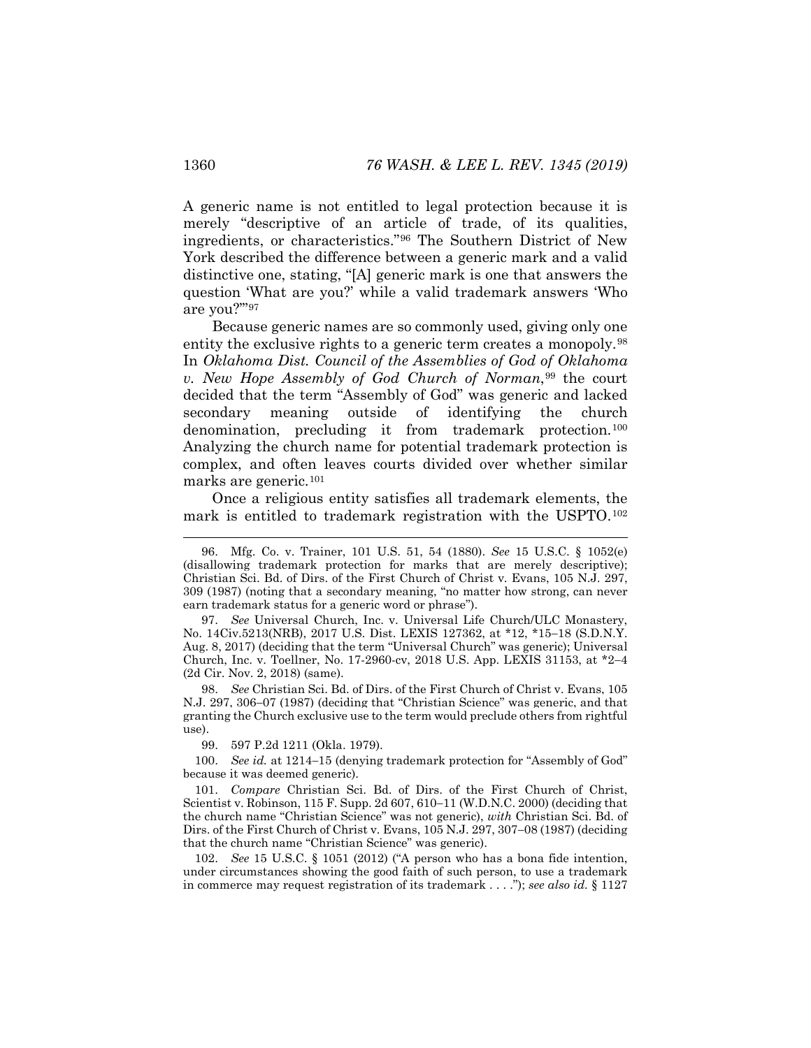A generic name is not entitled to legal protection because it is merely "descriptive of an article of trade, of its qualities, ingredients, or characteristics."[96] The Southern District of New York described the difference between a generic mark and a valid distinctive one, stating, "[A] generic mark is one that answers the question 'What are you?' while a valid trademark answers 'Who are you?'"[97]

Because generic names are so commonly used, giving only one entity the exclusive rights to a generic term creates a monopoly.[98] In *Oklahoma Dist. Council of the Assemblies of God of Oklahoma v. New Hope Assembly of God Church of Norman*,[99] the court decided that the term "Assembly of God" was generic and lacked secondary meaning outside of identifying the church denomination, precluding it from trademark protection.[100] Analyzing the church name for potential trademark protection is complex, and often leaves courts divided over whether similar marks are generic.[101]

Once a religious entity satisfies all trademark elements, the mark is entitled to trademark registration with the USPTO.[102]

---

96. Mfg. Co. v. Trainer, 101 U.S. 51, 54 (1880). *See* 15 U.S.C. § 1052(e) (disallowing trademark protection for marks that are merely descriptive); Christian Sci. Bd. of Dirs. of the First Church of Christ v. Evans, 105 N.J. 297, 309 (1987) (noting that a secondary meaning, "no matter how strong, can never earn trademark status for a generic word or phrase").

97. *See* Universal Church, Inc. v. Universal Life Church/ULC Monastery, No. 14Civ.5213(NRB), 2017 U.S. Dist. LEXIS 127362, at *12, *15–18 (S.D.N.Y. Aug. 8, 2017) (deciding that the term "Universal Church" was generic); Universal Church, Inc. v. Toellner, No. 17-2960-cv, 2018 U.S. App. LEXIS 31153, at *2–4 (2d Cir. Nov. 2, 2018) (same).

98. *See* Christian Sci. Bd. of Dirs. of the First Church of Christ v. Evans, 105 N.J. 297, 306–07 (1987) (deciding that "Christian Science" was generic, and that granting the Church exclusive use to the term would preclude others from rightful use).

99. 597 P.2d 1211 (Okla. 1979).

100. *See id.* at 1214–15 (denying trademark protection for "Assembly of God" because it was deemed generic).

101. *Compare* Christian Sci. Bd. of Dirs. of the First Church of Christ, Scientist v. Robinson, 115 F. Supp. 2d 607, 610–11 (W.D.N.C. 2000) (deciding that the church name "Christian Science" was not generic), *with* Christian Sci. Bd. of Dirs. of the First Church of Christ v. Evans, 105 N.J. 297, 307–08 (1987) (deciding that the church name "Christian Science" was generic).

102. *See* 15 U.S.C. § 1051 (2012) ("A person who has a bona fide intention, under circumstances showing the good faith of such person, to use a trademark in commerce may request registration of its trademark . . . ."); *see also id.* § 1127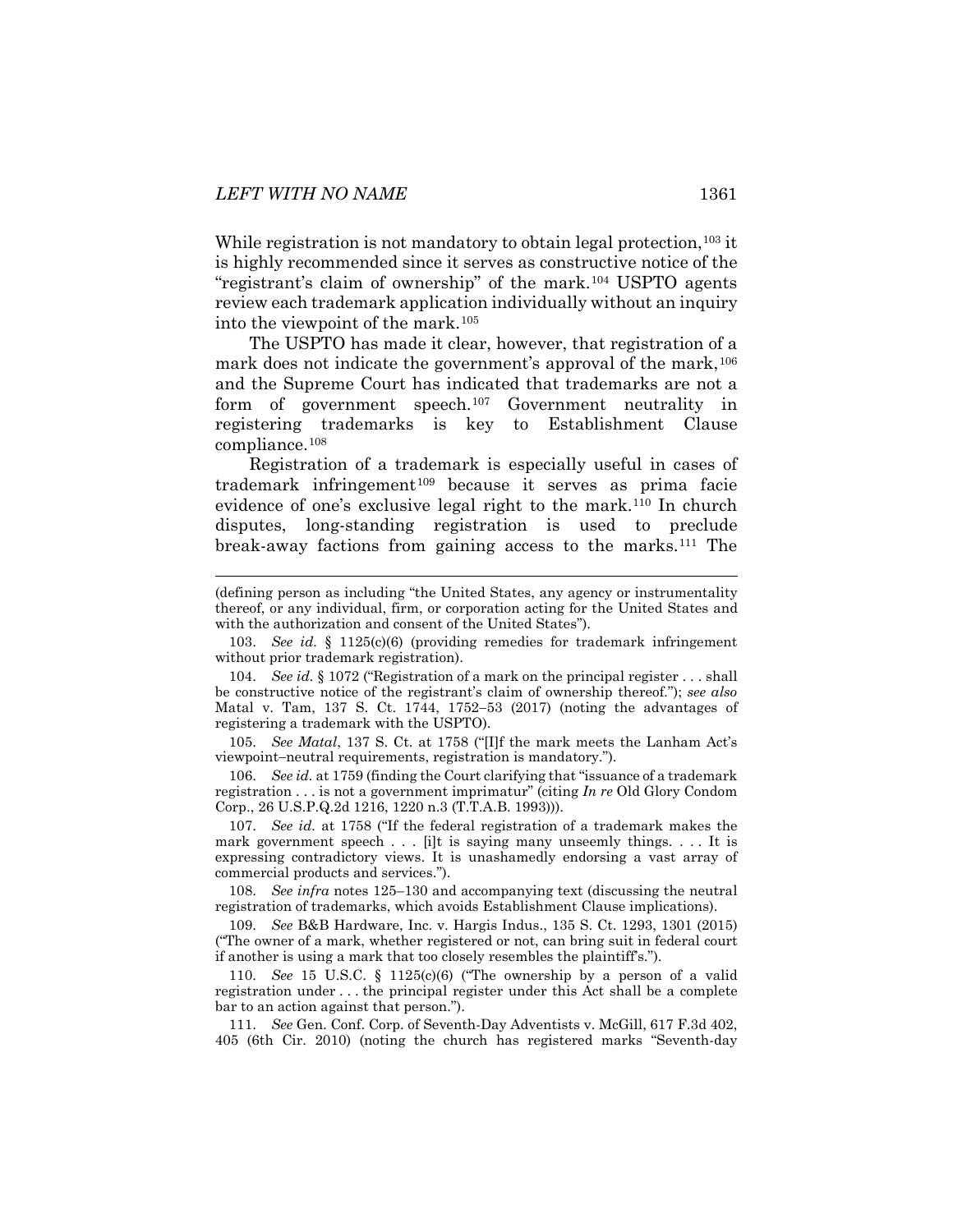While registration is not mandatory to obtain legal protection,[103] it is highly recommended since it serves as constructive notice of the "registrant's claim of ownership" of the mark.[104] USPTO agents review each trademark application individually without an inquiry into the viewpoint of the mark.[105]

The USPTO has made it clear, however, that registration of a mark does not indicate the government's approval of the mark,[106] and the Supreme Court has indicated that trademarks are not a form of government speech.[107] Government neutrality in registering trademarks is key to Establishment Clause compliance.[108]

Registration of a trademark is especially useful in cases of trademark infringement[109] because it serves as prima facie evidence of one's exclusive legal right to the mark.[110] In church disputes, long-standing registration is used to preclude break-away factions from gaining access to the marks.[111] The

---

(defining person as including "the United States, any agency or instrumentality thereof, or any individual, firm, or corporation acting for the United States and with the authorization and consent of the United States").

103. *See id.* § 1125(c)(6) (providing remedies for trademark infringement without prior trademark registration).

104. *See id.* § 1072 ("Registration of a mark on the principal register . . . shall be constructive notice of the registrant's claim of ownership thereof."); *see also* Matal v. Tam, 137 S. Ct. 1744, 1752–53 (2017) (noting the advantages of registering a trademark with the USPTO).

105. *See Matal*, 137 S. Ct. at 1758 ("[I]f the mark meets the Lanham Act's viewpoint–neutral requirements, registration is mandatory.").

106. *See id.* at 1759 (finding the Court clarifying that "issuance of a trademark registration . . . is not a government imprimatur" (citing *In re* Old Glory Condom Corp., 26 U.S.P.Q.2d 1216, 1220 n.3 (T.T.A.B. 1993))).

107. *See id.* at 1758 ("If the federal registration of a trademark makes the mark government speech . . . [i]t is saying many unseemly things. . . . It is expressing contradictory views. It is unashamedly endorsing a vast array of commercial products and services.").

108. *See infra* notes 125–130 and accompanying text (discussing the neutral registration of trademarks, which avoids Establishment Clause implications).

109. *See* B&B Hardware, Inc. v. Hargis Indus., 135 S. Ct. 1293, 1301 (2015) ("The owner of a mark, whether registered or not, can bring suit in federal court if another is using a mark that too closely resembles the plaintiff's.").

110. *See* 15 U.S.C. § 1125(c)(6) ("The ownership by a person of a valid registration under . . . the principal register under this Act shall be a complete bar to an action against that person.").

111. *See* Gen. Conf. Corp. of Seventh-Day Adventists v. McGill, 617 F.3d 402, 405 (6th Cir. 2010) (noting the church has registered marks "Seventh-day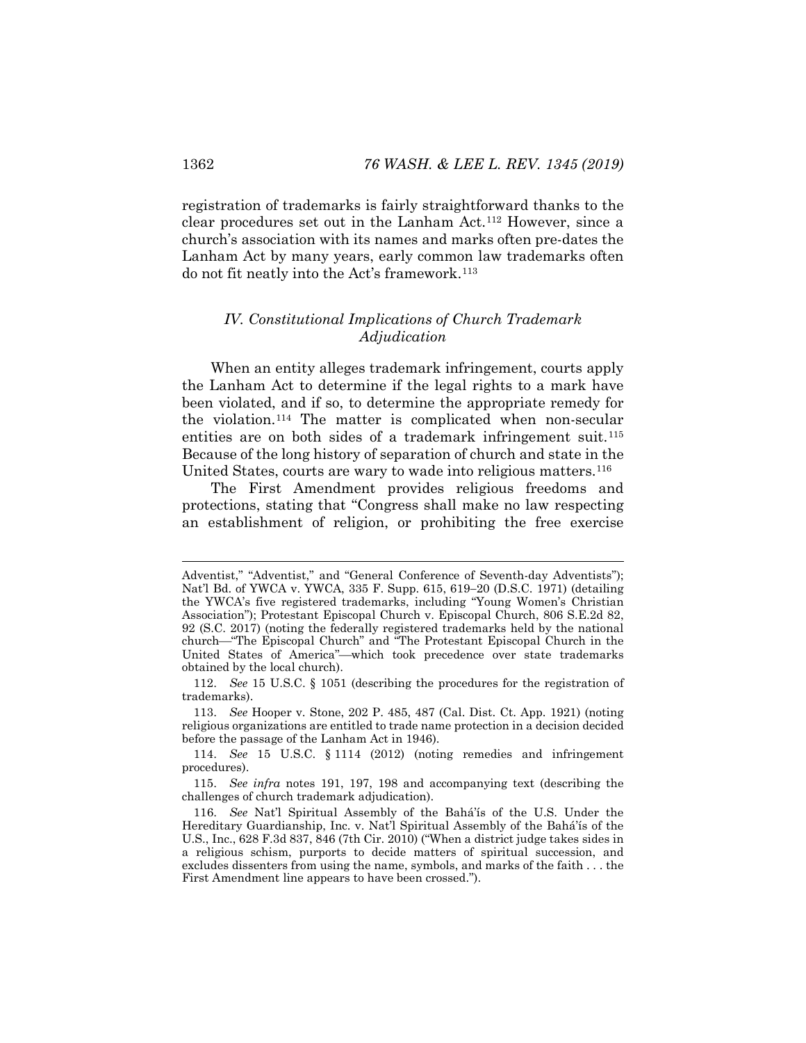registration of trademarks is fairly straightforward thanks to the clear procedures set out in the Lanham Act.[112] However, since a church's association with its names and marks often pre-dates the Lanham Act by many years, early common law trademarks often do not fit neatly into the Act's framework.[113]

## *IV. Constitutional Implications of Church Trademark Adjudication*

When an entity alleges trademark infringement, courts apply the Lanham Act to determine if the legal rights to a mark have been violated, and if so, to determine the appropriate remedy for the violation.[114] The matter is complicated when non-secular entities are on both sides of a trademark infringement suit.[115] Because of the long history of separation of church and state in the United States, courts are wary to wade into religious matters.[116]

The First Amendment provides religious freedoms and protections, stating that "Congress shall make no law respecting an establishment of religion, or prohibiting the free exercise

---

Adventist," "Adventist," and "General Conference of Seventh-day Adventists"); Nat'l Bd. of YWCA v. YWCA, 335 F. Supp. 615, 619–20 (D.S.C. 1971) (detailing the YWCA's five registered trademarks, including "Young Women's Christian Association"); Protestant Episcopal Church v. Episcopal Church, 806 S.E.2d 82, 92 (S.C. 2017) (noting the federally registered trademarks held by the national church—"The Episcopal Church" and "The Protestant Episcopal Church in the United States of America"—which took precedence over state trademarks obtained by the local church).

112. *See* 15 U.S.C. § 1051 (describing the procedures for the registration of trademarks).

113. *See* Hooper v. Stone, 202 P. 485, 487 (Cal. Dist. Ct. App. 1921) (noting religious organizations are entitled to trade name protection in a decision decided before the passage of the Lanham Act in 1946).

114. *See* 15 U.S.C. § 1114 (2012) (noting remedies and infringement procedures).

115. *See infra* notes 191, 197, 198 and accompanying text (describing the challenges of church trademark adjudication).

116. *See* Nat'l Spiritual Assembly of the Bahá'ís of the U.S. Under the Hereditary Guardianship, Inc. v. Nat'l Spiritual Assembly of the Bahá'ís of the U.S., Inc., 628 F.3d 837, 846 (7th Cir. 2010) ("When a district judge takes sides in a religious schism, purports to decide matters of spiritual succession, and excludes dissenters from using the name, symbols, and marks of the faith . . . the First Amendment line appears to have been crossed.").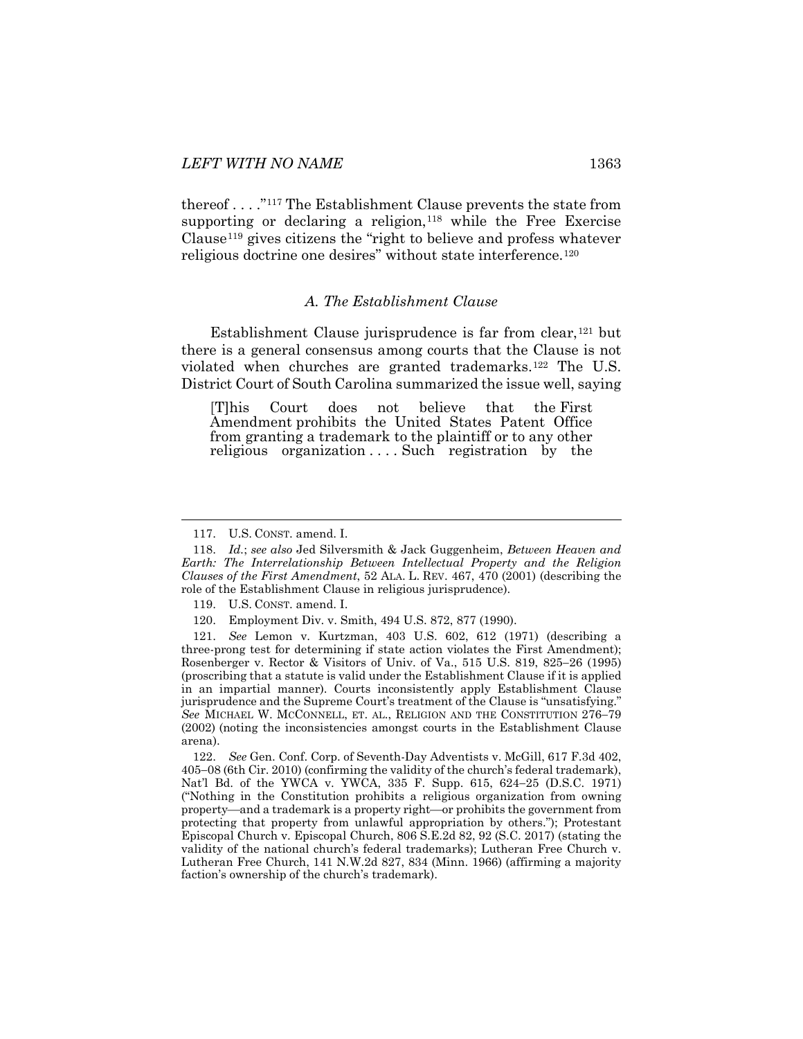thereof . . . ."[117] The Establishment Clause prevents the state from supporting or declaring a religion,[118] while the Free Exercise Clause[119] gives citizens the "right to believe and profess whatever religious doctrine one desires" without state interference.[120]

### *A. The Establishment Clause*

Establishment Clause jurisprudence is far from clear,[121] but there is a general consensus among courts that the Clause is not violated when churches are granted trademarks.[122] The U.S. District Court of South Carolina summarized the issue well, saying

> [T]his Court does not believe that the First Amendment prohibits the United States Patent Office from granting a trademark to the plaintiff or to any other religious organization . . . . Such registration by the

---

117. U.S. CONST. amend. I.

118. *Id.*; *see also* Jed Silversmith & Jack Guggenheim, *Between Heaven and Earth: The Interrelationship Between Intellectual Property and the Religion Clauses of the First Amendment*, 52 ALA. L. REV. 467, 470 (2001) (describing the role of the Establishment Clause in religious jurisprudence).

119. U.S. CONST. amend. I.

120. Employment Div. v. Smith, 494 U.S. 872, 877 (1990).

121. *See* Lemon v. Kurtzman, 403 U.S. 602, 612 (1971) (describing a three-prong test for determining if state action violates the First Amendment); Rosenberger v. Rector & Visitors of Univ. of Va., 515 U.S. 819, 825–26 (1995) (proscribing that a statute is valid under the Establishment Clause if it is applied in an impartial manner). Courts inconsistently apply Establishment Clause jurisprudence and the Supreme Court's treatment of the Clause is "unsatisfying." *See* MICHAEL W. MCCONNELL, ET. AL., RELIGION AND THE CONSTITUTION 276–79 (2002) (noting the inconsistencies amongst courts in the Establishment Clause arena).

122. *See* Gen. Conf. Corp. of Seventh-Day Adventists v. McGill, 617 F.3d 402, 405–08 (6th Cir. 2010) (confirming the validity of the church's federal trademark), Nat'l Bd. of the YWCA v. YWCA, 335 F. Supp. 615, 624–25 (D.S.C. 1971) ("Nothing in the Constitution prohibits a religious organization from owning property—and a trademark is a property right—or prohibits the government from protecting that property from unlawful appropriation by others."); Protestant Episcopal Church v. Episcopal Church, 806 S.E.2d 82, 92 (S.C. 2017) (stating the validity of the national church's federal trademarks); Lutheran Free Church v. Lutheran Free Church, 141 N.W.2d 827, 834 (Minn. 1966) (affirming a majority faction's ownership of the church's trademark).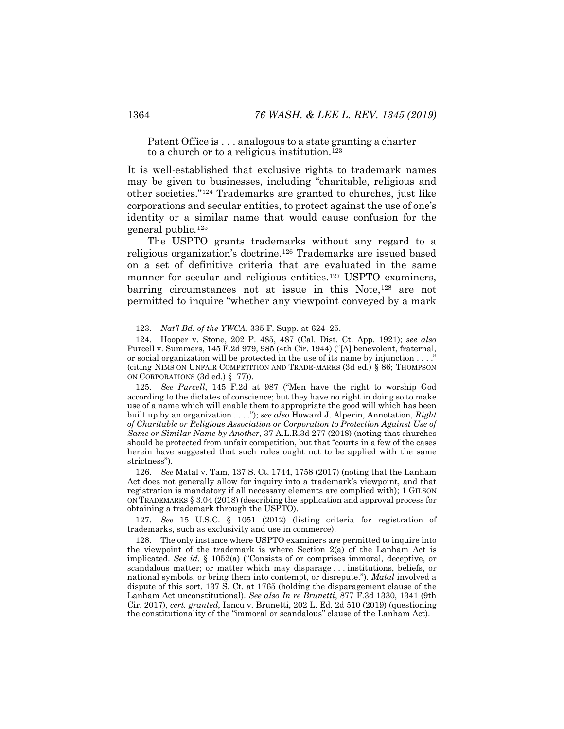> Patent Office is . . . analogous to a state granting a charter to a church or to a religious institution.[123]

It is well-established that exclusive rights to trademark names may be given to businesses, including "charitable, religious and other societies."[124] Trademarks are granted to churches, just like corporations and secular entities, to protect against the use of one's identity or a similar name that would cause confusion for the general public.[125]

The USPTO grants trademarks without any regard to a religious organization's doctrine.[126] Trademarks are issued based on a set of definitive criteria that are evaluated in the same manner for secular and religious entities.[127] USPTO examiners, barring circumstances not at issue in this Note,[128] are not permitted to inquire "whether any viewpoint conveyed by a mark

---

123. *Nat'l Bd. of the YWCA*, 335 F. Supp. at 624–25.

124. Hooper v. Stone, 202 P. 485, 487 (Cal. Dist. Ct. App. 1921); *see also* Purcell v. Summers, 145 F.2d 979, 985 (4th Cir. 1944) ("[A] benevolent, fraternal, or social organization will be protected in the use of its name by injunction . . . ." (citing NIMS ON UNFAIR COMPETITION AND TRADE-MARKS (3d ed.) § 86; THOMPSON ON CORPORATIONS (3d ed.) § 77)).

125. *See Purcell*, 145 F.2d at 987 ("Men have the right to worship God according to the dictates of conscience; but they have no right in doing so to make use of a name which will enable them to appropriate the good will which has been built up by an organization . . . ."); *see also* Howard J. Alperin, Annotation, *Right of Charitable or Religious Association or Corporation to Protection Against Use of Same or Similar Name by Another*, 37 A.L.R.3d 277 (2018) (noting that churches should be protected from unfair competition, but that "courts in a few of the cases herein have suggested that such rules ought not to be applied with the same strictness").

126. *See* Matal v. Tam, 137 S. Ct. 1744, 1758 (2017) (noting that the Lanham Act does not generally allow for inquiry into a trademark's viewpoint, and that registration is mandatory if all necessary elements are complied with); 1 GILSON ON TRADEMARKS § 3.04 (2018) (describing the application and approval process for obtaining a trademark through the USPTO).

127. *See* 15 U.S.C. § 1051 (2012) (listing criteria for registration of trademarks, such as exclusivity and use in commerce).

128. The only instance where USPTO examiners are permitted to inquire into the viewpoint of the trademark is where Section 2(a) of the Lanham Act is implicated. *See id.* § 1052(a) ("Consists of or comprises immoral, deceptive, or scandalous matter; or matter which may disparage . . . institutions, beliefs, or national symbols, or bring them into contempt, or disrepute."). *Matal* involved a dispute of this sort. 137 S. Ct. at 1765 (holding the disparagement clause of the Lanham Act unconstitutional). *See also In re Brunetti*, 877 F.3d 1330, 1341 (9th Cir. 2017), *cert. granted*, Iancu v. Brunetti, 202 L. Ed. 2d 510 (2019) (questioning the constitutionality of the "immoral or scandalous" clause of the Lanham Act).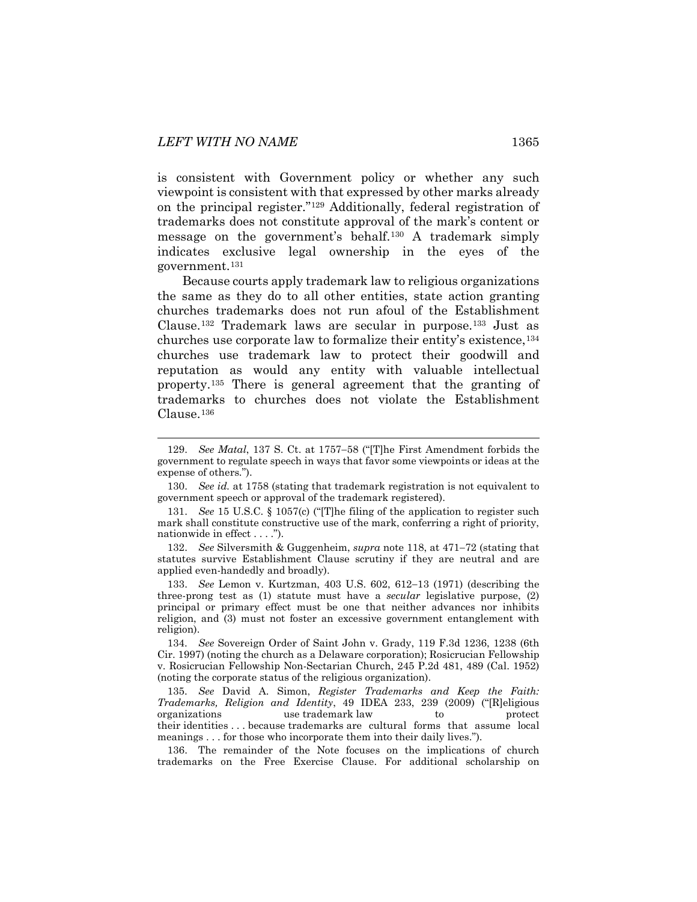is consistent with Government policy or whether any such viewpoint is consistent with that expressed by other marks already on the principal register."[129] Additionally, federal registration of trademarks does not constitute approval of the mark's content or message on the government's behalf.[130] A trademark simply indicates exclusive legal ownership in the eyes of the government.[131]

Because courts apply trademark law to religious organizations the same as they do to all other entities, state action granting churches trademarks does not run afoul of the Establishment Clause.[132] Trademark laws are secular in purpose.[133] Just as churches use corporate law to formalize their entity's existence,[134] churches use trademark law to protect their goodwill and reputation as would any entity with valuable intellectual property.[135] There is general agreement that the granting of trademarks to churches does not violate the Establishment Clause.[136]

---

129. *See Matal*, 137 S. Ct. at 1757–58 ("[T]he First Amendment forbids the government to regulate speech in ways that favor some viewpoints or ideas at the expense of others.").

130. *See id.* at 1758 (stating that trademark registration is not equivalent to government speech or approval of the trademark registered).

131. *See* 15 U.S.C. § 1057(c) ("[T]he filing of the application to register such mark shall constitute constructive use of the mark, conferring a right of priority, nationwide in effect . . . .").

132. *See* Silversmith & Guggenheim, *supra* note 118, at 471–72 (stating that statutes survive Establishment Clause scrutiny if they are neutral and are applied even-handedly and broadly).

133. *See* Lemon v. Kurtzman, 403 U.S. 602, 612–13 (1971) (describing the three-prong test as (1) statute must have a *secular* legislative purpose, (2) principal or primary effect must be one that neither advances nor inhibits religion, and (3) must not foster an excessive government entanglement with religion).

134. *See* Sovereign Order of Saint John v. Grady, 119 F.3d 1236, 1238 (6th Cir. 1997) (noting the church as a Delaware corporation); Rosicrucian Fellowship v. Rosicrucian Fellowship Non-Sectarian Church, 245 P.2d 481, 489 (Cal. 1952) (noting the corporate status of the religious organization).

135. *See* David A. Simon, *Register Trademarks and Keep the Faith: Trademarks, Religion and Identity*, 49 IDEA 233, 239 (2009) ("[R]eligious organizations use trademark law to protect their identities . . . because trademarks are cultural forms that assume local meanings . . . for those who incorporate them into their daily lives.").

136. The remainder of the Note focuses on the implications of church trademarks on the Free Exercise Clause. For additional scholarship on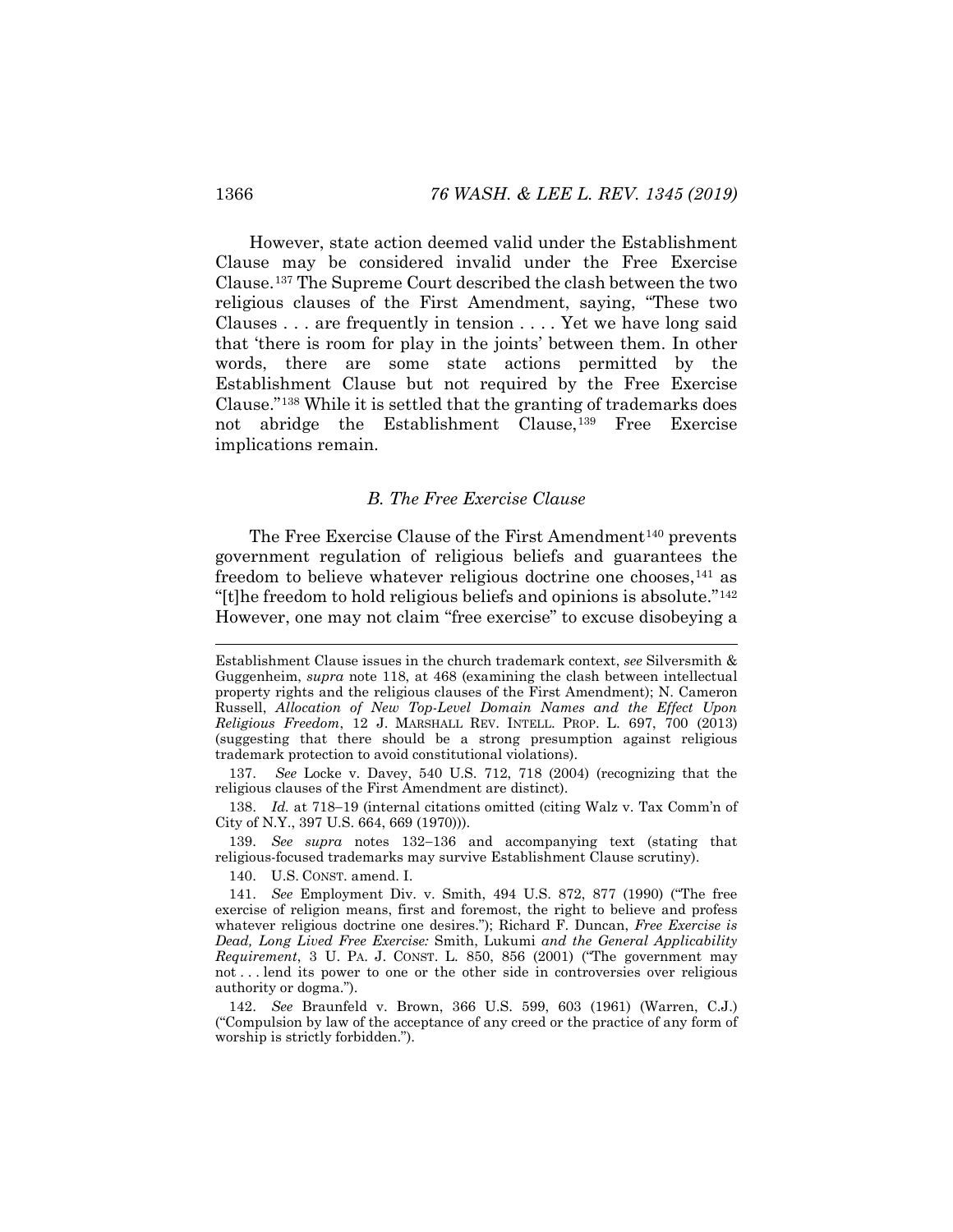However, state action deemed valid under the Establishment Clause may be considered invalid under the Free Exercise Clause.[137] The Supreme Court described the clash between the two religious clauses of the First Amendment, saying, "These two Clauses . . . are frequently in tension . . . . Yet we have long said that 'there is room for play in the joints' between them. In other words, there are some state actions permitted by the Establishment Clause but not required by the Free Exercise Clause."[138] While it is settled that the granting of trademarks does not abridge the Establishment Clause,[139] Free Exercise implications remain.

### *B. The Free Exercise Clause*

The Free Exercise Clause of the First Amendment[140] prevents government regulation of religious beliefs and guarantees the freedom to believe whatever religious doctrine one chooses,[141] as "[t]he freedom to hold religious beliefs and opinions is absolute."[142] However, one may not claim "free exercise" to excuse disobeying a

---

Establishment Clause issues in the church trademark context, *see* Silversmith & Guggenheim, *supra* note 118, at 468 (examining the clash between intellectual property rights and the religious clauses of the First Amendment); N. Cameron Russell, *Allocation of New Top-Level Domain Names and the Effect Upon Religious Freedom*, 12 J. MARSHALL REV. INTELL. PROP. L. 697, 700 (2013) (suggesting that there should be a strong presumption against religious trademark protection to avoid constitutional violations).

137. *See* Locke v. Davey, 540 U.S. 712, 718 (2004) (recognizing that the religious clauses of the First Amendment are distinct).

138. *Id.* at 718–19 (internal citations omitted (citing Walz v. Tax Comm'n of City of N.Y., 397 U.S. 664, 669 (1970))).

139. *See supra* notes 132–136 and accompanying text (stating that religious-focused trademarks may survive Establishment Clause scrutiny).

140. U.S. CONST. amend. I.

141. *See* Employment Div. v. Smith, 494 U.S. 872, 877 (1990) ("The free exercise of religion means, first and foremost, the right to believe and profess whatever religious doctrine one desires."); Richard F. Duncan, *Free Exercise is Dead, Long Lived Free Exercise:* Smith, Lukumi *and the General Applicability Requirement*, 3 U. PA. J. CONST. L. 850, 856 (2001) ("The government may not . . . lend its power to one or the other side in controversies over religious authority or dogma.").

142. *See* Braunfeld v. Brown, 366 U.S. 599, 603 (1961) (Warren, C.J.) ("Compulsion by law of the acceptance of any creed or the practice of any form of worship is strictly forbidden.").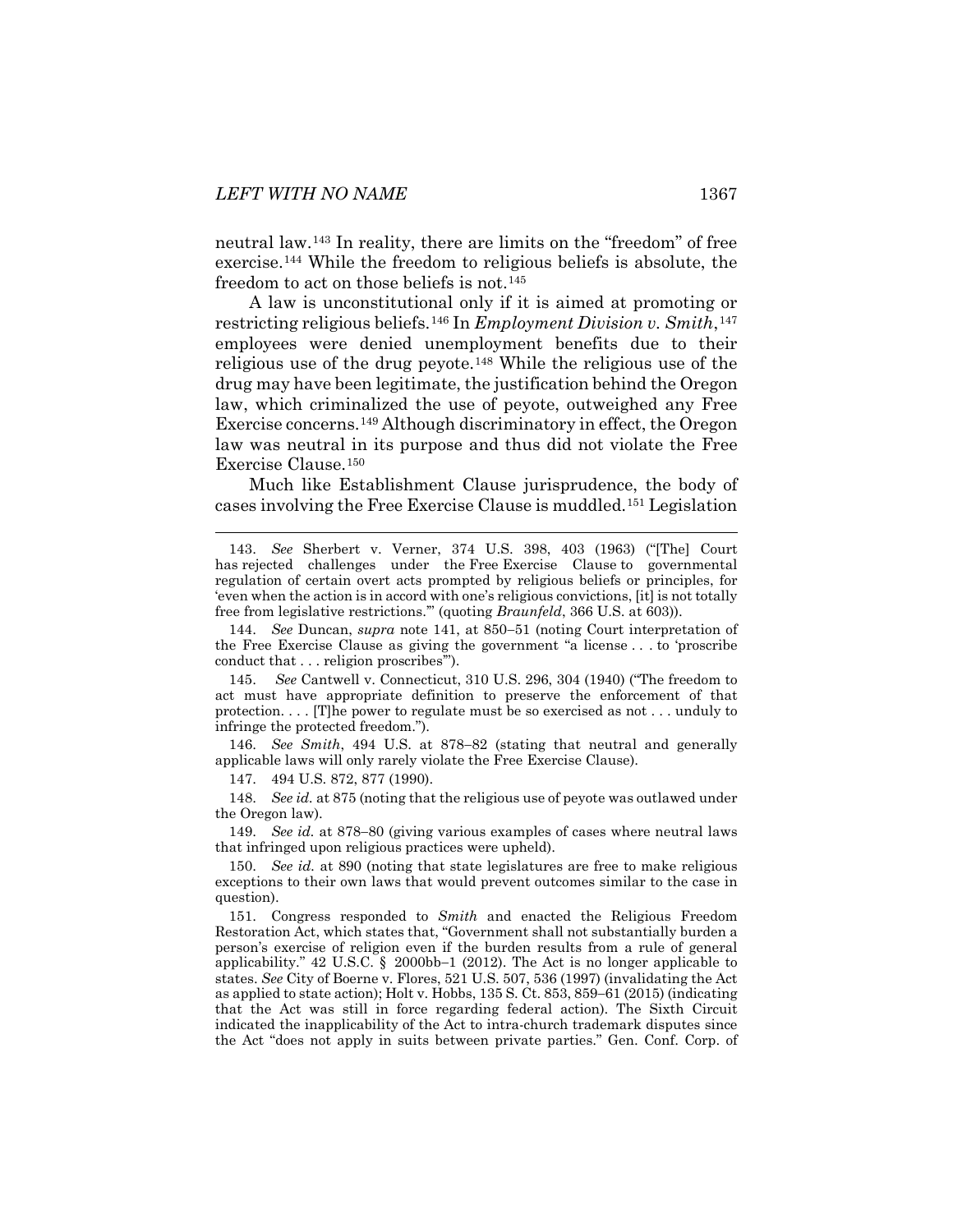neutral law.[143] In reality, there are limits on the "freedom" of free exercise.[144] While the freedom to religious beliefs is absolute, the freedom to act on those beliefs is not.[145]

A law is unconstitutional only if it is aimed at promoting or restricting religious beliefs.[146] In *Employment Division v. Smith*,[147] employees were denied unemployment benefits due to their religious use of the drug peyote.[148] While the religious use of the drug may have been legitimate, the justification behind the Oregon law, which criminalized the use of peyote, outweighed any Free Exercise concerns.[149] Although discriminatory in effect, the Oregon law was neutral in its purpose and thus did not violate the Free Exercise Clause.[150]

Much like Establishment Clause jurisprudence, the body of cases involving the Free Exercise Clause is muddled.[151] Legislation

---

143. *See* Sherbert v. Verner, 374 U.S. 398, 403 (1963) ("[The] Court has rejected challenges under the Free Exercise Clause to governmental regulation of certain overt acts prompted by religious beliefs or principles, for 'even when the action is in accord with one's religious convictions, [it] is not totally free from legislative restrictions.'" (quoting *Braunfeld*, 366 U.S. at 603)).

144. *See* Duncan, *supra* note 141, at 850–51 (noting Court interpretation of the Free Exercise Clause as giving the government "a license . . . to 'proscribe conduct that . . . religion proscribes'").

145. *See* Cantwell v. Connecticut, 310 U.S. 296, 304 (1940) ("The freedom to act must have appropriate definition to preserve the enforcement of that protection. . . . [T]he power to regulate must be so exercised as not . . . unduly to infringe the protected freedom.").

146. *See Smith*, 494 U.S. at 878–82 (stating that neutral and generally applicable laws will only rarely violate the Free Exercise Clause).

147. 494 U.S. 872, 877 (1990).

148. *See id.* at 875 (noting that the religious use of peyote was outlawed under the Oregon law).

149. *See id.* at 878–80 (giving various examples of cases where neutral laws that infringed upon religious practices were upheld).

150. *See id.* at 890 (noting that state legislatures are free to make religious exceptions to their own laws that would prevent outcomes similar to the case in question).

151. Congress responded to *Smith* and enacted the Religious Freedom Restoration Act, which states that, "Government shall not substantially burden a person's exercise of religion even if the burden results from a rule of general applicability." 42 U.S.C. § 2000bb–1 (2012). The Act is no longer applicable to states. *See* City of Boerne v. Flores, 521 U.S. 507, 536 (1997) (invalidating the Act as applied to state action); Holt v. Hobbs, 135 S. Ct. 853, 859–61 (2015) (indicating that the Act was still in force regarding federal action). The Sixth Circuit indicated the inapplicability of the Act to intra-church trademark disputes since the Act "does not apply in suits between private parties." Gen. Conf. Corp. of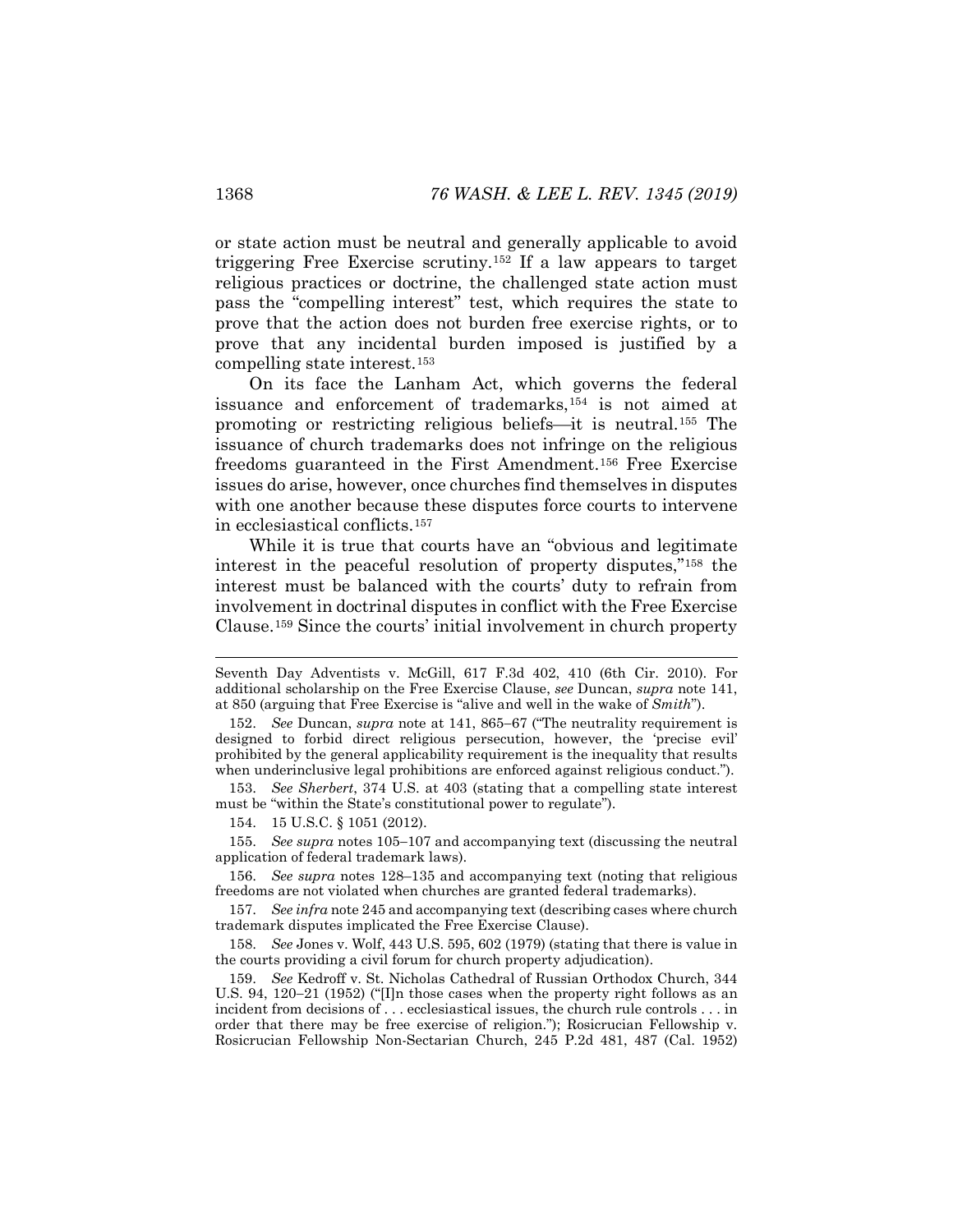or state action must be neutral and generally applicable to avoid triggering Free Exercise scrutiny.[152] If a law appears to target religious practices or doctrine, the challenged state action must pass the "compelling interest" test, which requires the state to prove that the action does not burden free exercise rights, or to prove that any incidental burden imposed is justified by a compelling state interest.[153]

On its face the Lanham Act, which governs the federal issuance and enforcement of trademarks,[154] is not aimed at promoting or restricting religious beliefs—it is neutral.[155] The issuance of church trademarks does not infringe on the religious freedoms guaranteed in the First Amendment.[156] Free Exercise issues do arise, however, once churches find themselves in disputes with one another because these disputes force courts to intervene in ecclesiastical conflicts.[157]

While it is true that courts have an "obvious and legitimate interest in the peaceful resolution of property disputes,"[158] the interest must be balanced with the courts' duty to refrain from involvement in doctrinal disputes in conflict with the Free Exercise Clause.[159] Since the courts' initial involvement in church property

---

Seventh Day Adventists v. McGill, 617 F.3d 402, 410 (6th Cir. 2010). For additional scholarship on the Free Exercise Clause, *see* Duncan, *supra* note 141, at 850 (arguing that Free Exercise is "alive and well in the wake of *Smith*").

152. *See* Duncan, *supra* note at 141, 865–67 ("The neutrality requirement is designed to forbid direct religious persecution, however, the 'precise evil' prohibited by the general applicability requirement is the inequality that results when underinclusive legal prohibitions are enforced against religious conduct.").

153. *See Sherbert*, 374 U.S. at 403 (stating that a compelling state interest must be "within the State's constitutional power to regulate").

154. 15 U.S.C. § 1051 (2012).

155. *See supra* notes 105–107 and accompanying text (discussing the neutral application of federal trademark laws).

156. *See supra* notes 128–135 and accompanying text (noting that religious freedoms are not violated when churches are granted federal trademarks).

157. *See infra* note 245 and accompanying text (describing cases where church trademark disputes implicated the Free Exercise Clause).

158. *See* Jones v. Wolf, 443 U.S. 595, 602 (1979) (stating that there is value in the courts providing a civil forum for church property adjudication).

159. *See* Kedroff v. St. Nicholas Cathedral of Russian Orthodox Church, 344 U.S. 94, 120–21 (1952) ("[I]n those cases when the property right follows as an incident from decisions of . . . ecclesiastical issues, the church rule controls . . . in order that there may be free exercise of religion."); Rosicrucian Fellowship v. Rosicrucian Fellowship Non-Sectarian Church, 245 P.2d 481, 487 (Cal. 1952)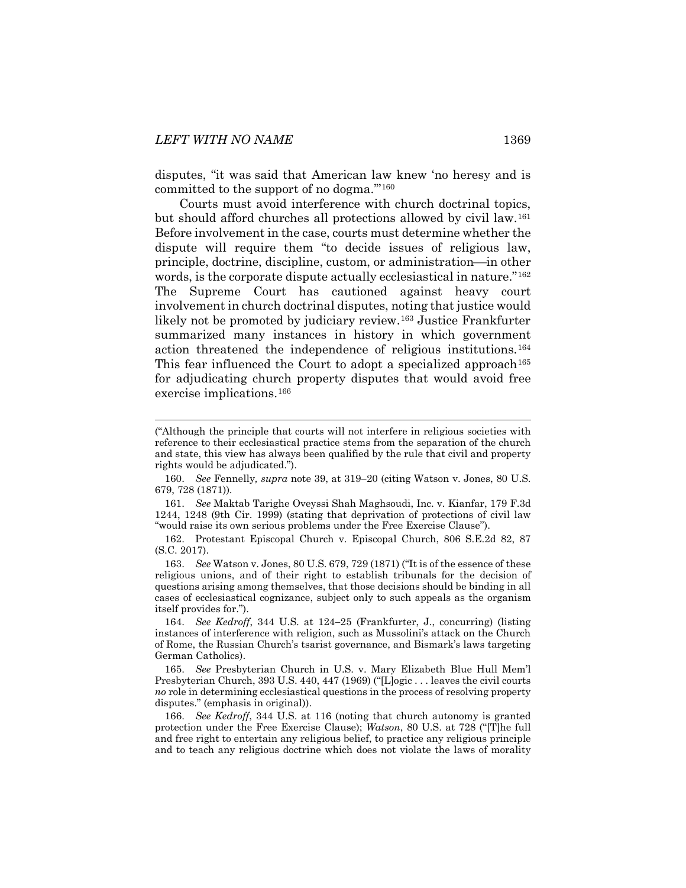disputes, "it was said that American law knew 'no heresy and is committed to the support of no dogma.'"[160]

Courts must avoid interference with church doctrinal topics, but should afford churches all protections allowed by civil law.[161] Before involvement in the case, courts must determine whether the dispute will require them "to decide issues of religious law, principle, doctrine, discipline, custom, or administration—in other words, is the corporate dispute actually ecclesiastical in nature."[162] The Supreme Court has cautioned against heavy court involvement in church doctrinal disputes, noting that justice would likely not be promoted by judiciary review.[163] Justice Frankfurter summarized many instances in history in which government action threatened the independence of religious institutions.[164] This fear influenced the Court to adopt a specialized approach[165] for adjudicating church property disputes that would avoid free exercise implications.[166]

---

("Although the principle that courts will not interfere in religious societies with reference to their ecclesiastical practice stems from the separation of the church and state, this view has always been qualified by the rule that civil and property rights would be adjudicated.").

160. *See* Fennelly*, supra* note 39, at 319–20 (citing Watson v. Jones, 80 U.S. 679, 728 (1871)).

161. *See* Maktab Tarighe Oveyssi Shah Maghsoudi, Inc. v. Kianfar, 179 F.3d 1244, 1248 (9th Cir. 1999) (stating that deprivation of protections of civil law "would raise its own serious problems under the Free Exercise Clause").

162. Protestant Episcopal Church v. Episcopal Church, 806 S.E.2d 82, 87 (S.C. 2017).

163. *See* Watson v. Jones, 80 U.S. 679, 729 (1871) ("It is of the essence of these religious unions, and of their right to establish tribunals for the decision of questions arising among themselves, that those decisions should be binding in all cases of ecclesiastical cognizance, subject only to such appeals as the organism itself provides for.").

164. *See Kedroff*, 344 U.S. at 124–25 (Frankfurter, J., concurring) (listing instances of interference with religion, such as Mussolini's attack on the Church of Rome, the Russian Church's tsarist governance, and Bismark's laws targeting German Catholics).

165. *See* Presbyterian Church in U.S. v. Mary Elizabeth Blue Hull Mem'l Presbyterian Church, 393 U.S. 440, 447 (1969) ("[L]ogic . . . leaves the civil courts *no* role in determining ecclesiastical questions in the process of resolving property disputes." (emphasis in original)).

166. *See Kedroff*, 344 U.S. at 116 (noting that church autonomy is granted protection under the Free Exercise Clause); *Watson*, 80 U.S. at 728 ("[T]he full and free right to entertain any religious belief, to practice any religious principle and to teach any religious doctrine which does not violate the laws of morality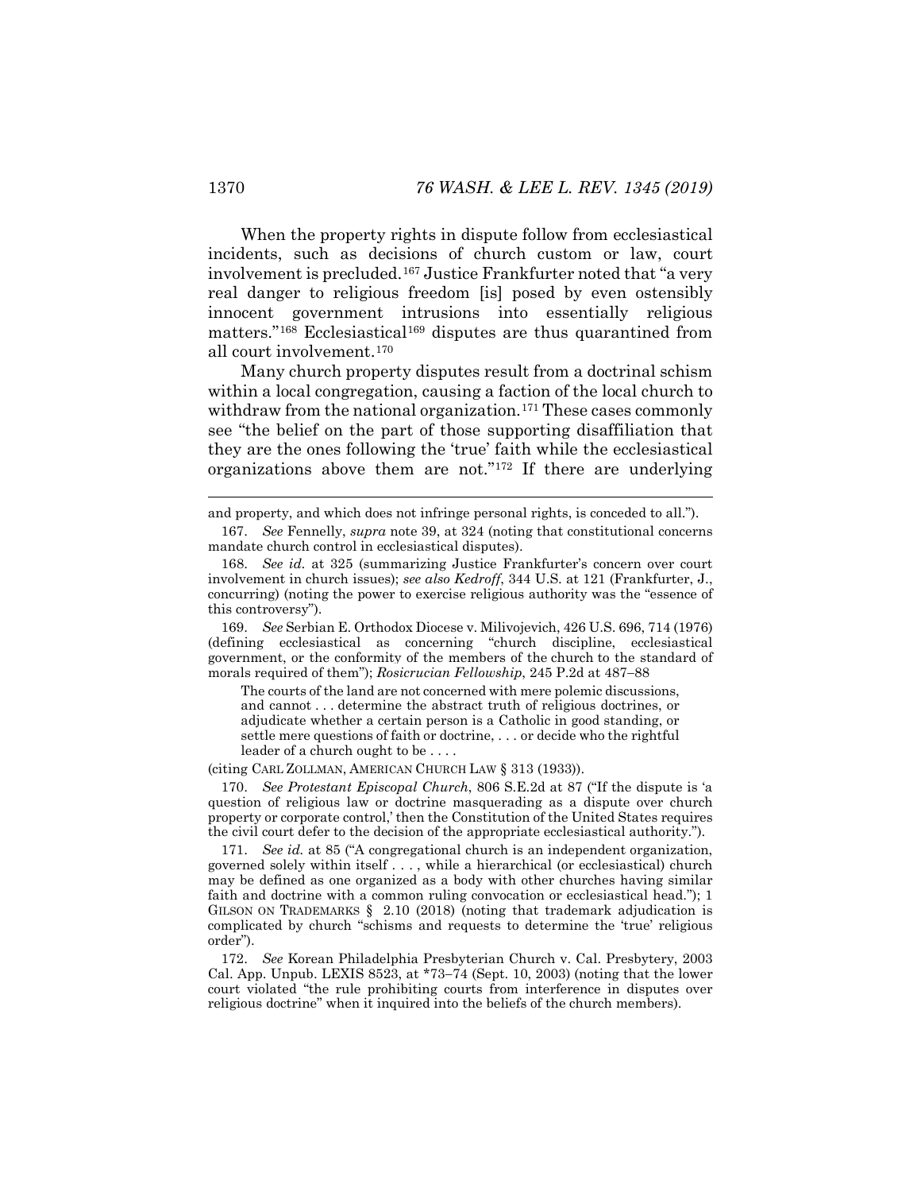When the property rights in dispute follow from ecclesiastical incidents, such as decisions of church custom or law, court involvement is precluded.[167] Justice Frankfurter noted that "a very real danger to religious freedom [is] posed by even ostensibly innocent government intrusions into essentially religious matters."[168] Ecclesiastical[169] disputes are thus quarantined from all court involvement.[170]

Many church property disputes result from a doctrinal schism within a local congregation, causing a faction of the local church to withdraw from the national organization.[171] These cases commonly see "the belief on the part of those supporting disaffiliation that they are the ones following the 'true' faith while the ecclesiastical organizations above them are not."[172] If there are underlying

---

and property, and which does not infringe personal rights, is conceded to all.").

167. *See* Fennelly, *supra* note 39, at 324 (noting that constitutional concerns mandate church control in ecclesiastical disputes).

168. *See id.* at 325 (summarizing Justice Frankfurter's concern over court involvement in church issues); *see also Kedroff*, 344 U.S. at 121 (Frankfurter, J., concurring) (noting the power to exercise religious authority was the "essence of this controversy").

169. *See* Serbian E. Orthodox Diocese v. Milivojevich, 426 U.S. 696, 714 (1976) (defining ecclesiastical as concerning "church discipline, ecclesiastical government, or the conformity of the members of the church to the standard of morals required of them"); *Rosicrucian Fellowship*, 245 P.2d at 487–88

> The courts of the land are not concerned with mere polemic discussions, and cannot . . . determine the abstract truth of religious doctrines, or adjudicate whether a certain person is a Catholic in good standing, or settle mere questions of faith or doctrine, . . . or decide who the rightful leader of a church ought to be . . . .

(citing CARL ZOLLMAN, AMERICAN CHURCH LAW § 313 (1933)).

170. *See Protestant Episcopal Church*, 806 S.E.2d at 87 ("If the dispute is 'a question of religious law or doctrine masquerading as a dispute over church property or corporate control,' then the Constitution of the United States requires the civil court defer to the decision of the appropriate ecclesiastical authority.").

171. *See id.* at 85 ("A congregational church is an independent organization, governed solely within itself . . . , while a hierarchical (or ecclesiastical) church may be defined as one organized as a body with other churches having similar faith and doctrine with a common ruling convocation or ecclesiastical head."); 1 GILSON ON TRADEMARKS § 2.10 (2018) (noting that trademark adjudication is complicated by church "schisms and requests to determine the 'true' religious order").

172. *See* Korean Philadelphia Presbyterian Church v. Cal. Presbytery, 2003 Cal. App. Unpub. LEXIS 8523, at *73–74 (Sept. 10, 2003) (noting that the lower court violated "the rule prohibiting courts from interference in disputes over religious doctrine" when it inquired into the beliefs of the church members).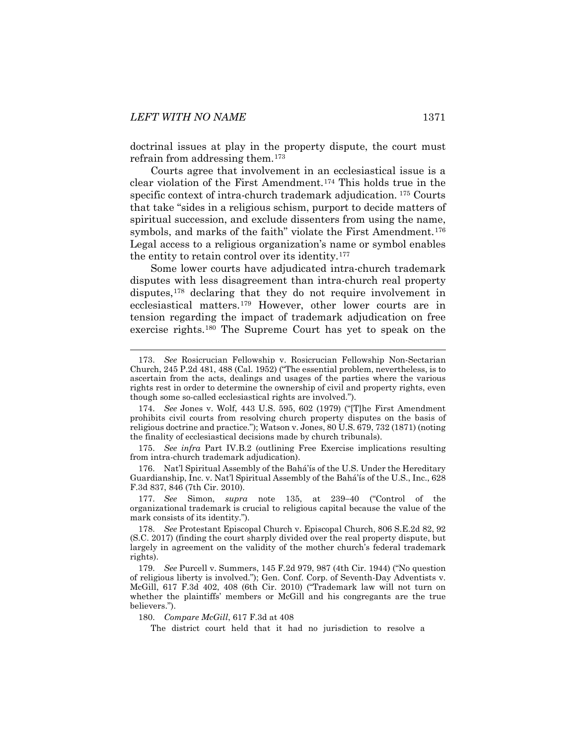doctrinal issues at play in the property dispute, the court must refrain from addressing them.[173]

Courts agree that involvement in an ecclesiastical issue is a clear violation of the First Amendment.[174] This holds true in the specific context of intra-church trademark adjudication.[175] Courts that take "sides in a religious schism, purport to decide matters of spiritual succession, and exclude dissenters from using the name, symbols, and marks of the faith" violate the First Amendment.[176] Legal access to a religious organization's name or symbol enables the entity to retain control over its identity.[177]

Some lower courts have adjudicated intra-church trademark disputes with less disagreement than intra-church real property disputes,[178] declaring that they do not require involvement in ecclesiastical matters.[179] However, other lower courts are in tension regarding the impact of trademark adjudication on free exercise rights.[180] The Supreme Court has yet to speak on the

---

173. *See* Rosicrucian Fellowship v. Rosicrucian Fellowship Non-Sectarian Church, 245 P.2d 481, 488 (Cal. 1952) ("The essential problem, nevertheless, is to ascertain from the acts, dealings and usages of the parties where the various rights rest in order to determine the ownership of civil and property rights, even though some so-called ecclesiastical rights are involved.").

174. *See* Jones v. Wolf, 443 U.S. 595, 602 (1979) ("[T]he First Amendment prohibits civil courts from resolving church property disputes on the basis of religious doctrine and practice."); Watson v. Jones, 80 U.S. 679, 732 (1871) (noting the finality of ecclesiastical decisions made by church tribunals).

175. *See infra* Part IV.B.2 (outlining Free Exercise implications resulting from intra-church trademark adjudication).

176. Nat'l Spiritual Assembly of the Bahá'ís of the U.S. Under the Hereditary Guardianship, Inc. v. Nat'l Spiritual Assembly of the Bahá'ís of the U.S., Inc., 628 F.3d 837, 846 (7th Cir. 2010).

177. *See* Simon, *supra* note 135, at 239–40 ("Control of the organizational trademark is crucial to religious capital because the value of the mark consists of its identity.").

178. *See* Protestant Episcopal Church v. Episcopal Church, 806 S.E.2d 82, 92 (S.C. 2017) (finding the court sharply divided over the real property dispute, but largely in agreement on the validity of the mother church's federal trademark rights).

179. *See* Purcell v. Summers, 145 F.2d 979, 987 (4th Cir. 1944) ("No question of religious liberty is involved."); Gen. Conf. Corp. of Seventh-Day Adventists v. McGill, 617 F.3d 402, 408 (6th Cir. 2010) ("Trademark law will not turn on whether the plaintiffs' members or McGill and his congregants are the true believers.").

180. *Compare McGill*, 617 F.3d at 408

> The district court held that it had no jurisdiction to resolve a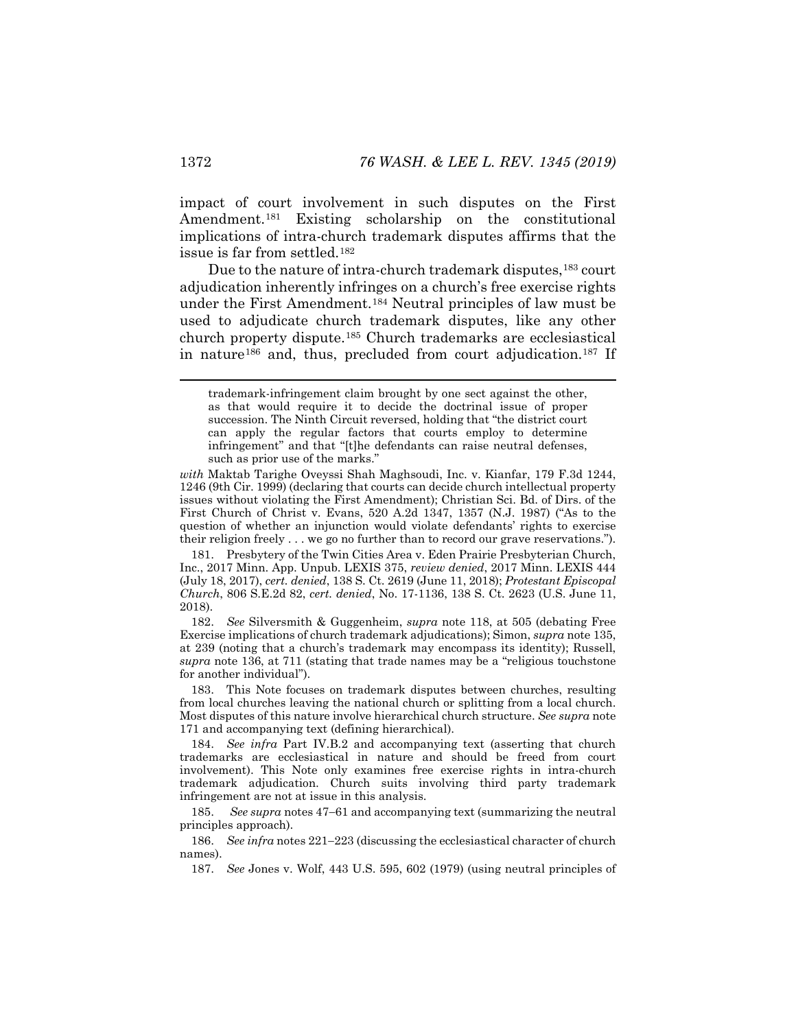impact of court involvement in such disputes on the First Amendment.[181] Existing scholarship on the constitutional implications of intra-church trademark disputes affirms that the issue is far from settled.[182]

Due to the nature of intra-church trademark disputes,[183] court adjudication inherently infringes on a church's free exercise rights under the First Amendment.[184] Neutral principles of law must be used to adjudicate church trademark disputes, like any other church property dispute.[185] Church trademarks are ecclesiastical in nature[186] and, thus, precluded from court adjudication.[187] If

---

> trademark-infringement claim brought by one sect against the other, as that would require it to decide the doctrinal issue of proper succession. The Ninth Circuit reversed, holding that "the district court can apply the regular factors that courts employ to determine infringement" and that "[t]he defendants can raise neutral defenses, such as prior use of the marks."

*with* Maktab Tarighe Oveyssi Shah Maghsoudi, Inc. v. Kianfar, 179 F.3d 1244, 1246 (9th Cir. 1999) (declaring that courts can decide church intellectual property issues without violating the First Amendment); Christian Sci. Bd. of Dirs. of the First Church of Christ v. Evans, 520 A.2d 1347, 1357 (N.J. 1987) ("As to the question of whether an injunction would violate defendants' rights to exercise their religion freely . . . we go no further than to record our grave reservations.").

181. Presbytery of the Twin Cities Area v. Eden Prairie Presbyterian Church, Inc., 2017 Minn. App. Unpub. LEXIS 375, *review denied*, 2017 Minn. LEXIS 444 (July 18, 2017), *cert. denied*, 138 S. Ct. 2619 (June 11, 2018); *Protestant Episcopal Church*, 806 S.E.2d 82, *cert. denied*, No. 17-1136, 138 S. Ct. 2623 (U.S. June 11, 2018).

182. *See* Silversmith & Guggenheim, *supra* note 118, at 505 (debating Free Exercise implications of church trademark adjudications); Simon, *supra* note 135, at 239 (noting that a church's trademark may encompass its identity); Russell, *supra* note 136, at 711 (stating that trade names may be a "religious touchstone for another individual").

183. This Note focuses on trademark disputes between churches, resulting from local churches leaving the national church or splitting from a local church. Most disputes of this nature involve hierarchical church structure. *See supra* note 171 and accompanying text (defining hierarchical).

184. *See infra* Part IV.B.2 and accompanying text (asserting that church trademarks are ecclesiastical in nature and should be freed from court involvement). This Note only examines free exercise rights in intra-church trademark adjudication. Church suits involving third party trademark infringement are not at issue in this analysis.

185. *See supra* notes 47–61 and accompanying text (summarizing the neutral principles approach).

186. *See infra* notes 221–223 (discussing the ecclesiastical character of church names).

187. *See* Jones v. Wolf, 443 U.S. 595, 602 (1979) (using neutral principles of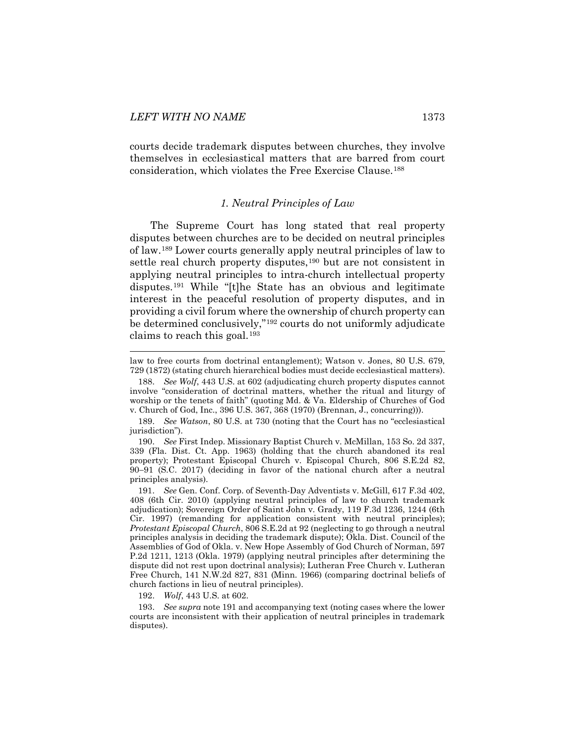courts decide trademark disputes between churches, they involve themselves in ecclesiastical matters that are barred from court consideration, which violates the Free Exercise Clause.[188]

### *1. Neutral Principles of Law*

The Supreme Court has long stated that real property disputes between churches are to be decided on neutral principles of law.[189] Lower courts generally apply neutral principles of law to settle real church property disputes,[190] but are not consistent in applying neutral principles to intra-church intellectual property disputes.[191] While "[t]he State has an obvious and legitimate interest in the peaceful resolution of property disputes, and in providing a civil forum where the ownership of church property can be determined conclusively,"[192] courts do not uniformly adjudicate claims to reach this goal.[193]

---

law to free courts from doctrinal entanglement); Watson v. Jones, 80 U.S. 679, 729 (1872) (stating church hierarchical bodies must decide ecclesiastical matters).

188. *See Wolf*, 443 U.S. at 602 (adjudicating church property disputes cannot involve "consideration of doctrinal matters, whether the ritual and liturgy of worship or the tenets of faith" (quoting Md. & Va. Eldership of Churches of God v. Church of God, Inc., 396 U.S. 367, 368 (1970) (Brennan, J., concurring))).

189. *See Watson*, 80 U.S. at 730 (noting that the Court has no "ecclesiastical jurisdiction").

190. *See* First Indep. Missionary Baptist Church v. McMillan, 153 So. 2d 337, 339 (Fla. Dist. Ct. App. 1963) (holding that the church abandoned its real property); Protestant Episcopal Church v. Episcopal Church, 806 S.E.2d 82, 90–91 (S.C. 2017) (deciding in favor of the national church after a neutral principles analysis).

191. *See* Gen. Conf. Corp. of Seventh-Day Adventists v. McGill, 617 F.3d 402, 408 (6th Cir. 2010) (applying neutral principles of law to church trademark adjudication); Sovereign Order of Saint John v. Grady, 119 F.3d 1236, 1244 (6th Cir. 1997) (remanding for application consistent with neutral principles); *Protestant Episcopal Church*, 806 S.E.2d at 92 (neglecting to go through a neutral principles analysis in deciding the trademark dispute); Okla. Dist. Council of the Assemblies of God of Okla. v. New Hope Assembly of God Church of Norman, 597 P.2d 1211, 1213 (Okla. 1979) (applying neutral principles after determining the dispute did not rest upon doctrinal analysis); Lutheran Free Church v. Lutheran Free Church, 141 N.W.2d 827, 831 (Minn. 1966) (comparing doctrinal beliefs of church factions in lieu of neutral principles).

192. *Wolf*, 443 U.S. at 602.

193. *See supra* note 191 and accompanying text (noting cases where the lower courts are inconsistent with their application of neutral principles in trademark disputes).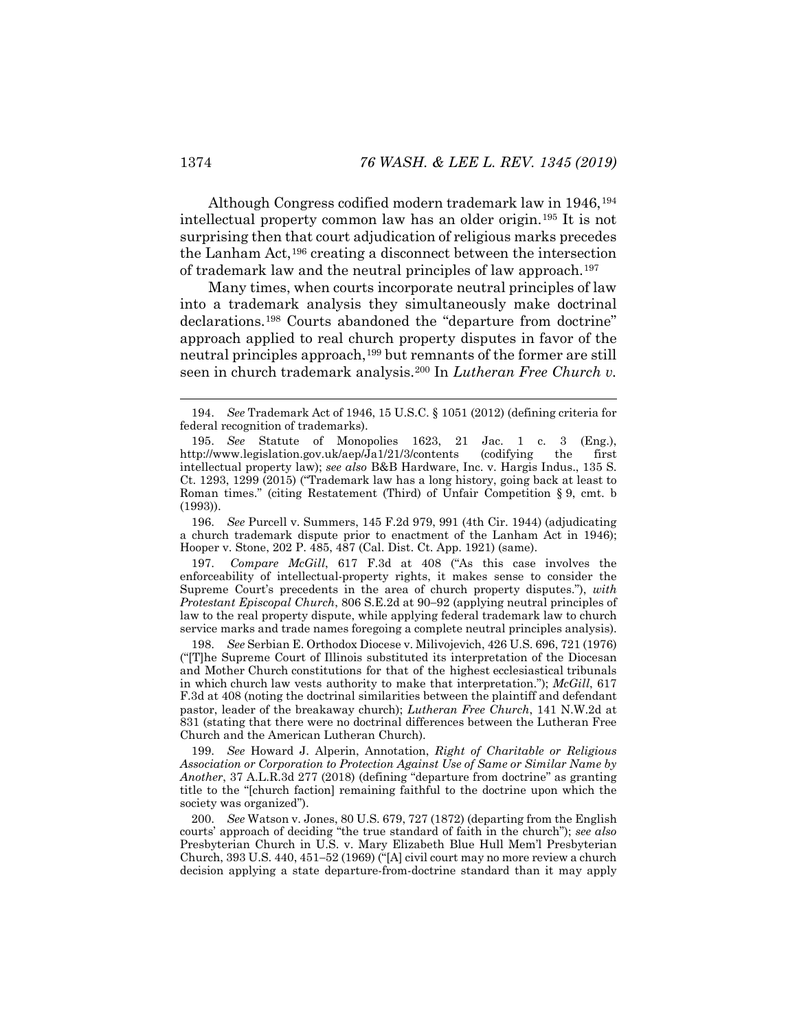Although Congress codified modern trademark law in 1946,[194] intellectual property common law has an older origin.[195] It is not surprising then that court adjudication of religious marks precedes the Lanham Act,[196] creating a disconnect between the intersection of trademark law and the neutral principles of law approach.[197]

Many times, when courts incorporate neutral principles of law into a trademark analysis they simultaneously make doctrinal declarations.[198] Courts abandoned the "departure from doctrine" approach applied to real church property disputes in favor of the neutral principles approach,[199] but remnants of the former are still seen in church trademark analysis.[200] In *Lutheran Free Church v.*

---

194. *See* Trademark Act of 1946, 15 U.S.C. § 1051 (2012) (defining criteria for federal recognition of trademarks).

195. *See* Statute of Monopolies 1623, 21 Jac. 1 c. 3 (Eng.), http://www.legislation.gov.uk/aep/Ja1/21/3/contents (codifying the first intellectual property law); *see also* B&B Hardware, Inc. v. Hargis Indus., 135 S. Ct. 1293, 1299 (2015) ("Trademark law has a long history, going back at least to Roman times." (citing Restatement (Third) of Unfair Competition § 9, cmt. b (1993)).

196. *See* Purcell v. Summers, 145 F.2d 979, 991 (4th Cir. 1944) (adjudicating a church trademark dispute prior to enactment of the Lanham Act in 1946); Hooper v. Stone, 202 P. 485, 487 (Cal. Dist. Ct. App. 1921) (same).

197. *Compare McGill*, 617 F.3d at 408 ("As this case involves the enforceability of intellectual-property rights, it makes sense to consider the Supreme Court's precedents in the area of church property disputes."), *with Protestant Episcopal Church*, 806 S.E.2d at 90–92 (applying neutral principles of law to the real property dispute, while applying federal trademark law to church service marks and trade names foregoing a complete neutral principles analysis).

198. *See* Serbian E. Orthodox Diocese v. Milivojevich, 426 U.S. 696, 721 (1976) ("[T]he Supreme Court of Illinois substituted its interpretation of the Diocesan and Mother Church constitutions for that of the highest ecclesiastical tribunals in which church law vests authority to make that interpretation."); *McGill*, 617 F.3d at 408 (noting the doctrinal similarities between the plaintiff and defendant pastor, leader of the breakaway church); *Lutheran Free Church*, 141 N.W.2d at 831 (stating that there were no doctrinal differences between the Lutheran Free Church and the American Lutheran Church).

199. *See* Howard J. Alperin, Annotation, *Right of Charitable or Religious Association or Corporation to Protection Against Use of Same or Similar Name by Another*, 37 A.L.R.3d 277 (2018) (defining "departure from doctrine" as granting title to the "[church faction] remaining faithful to the doctrine upon which the society was organized").

200. *See* Watson v. Jones, 80 U.S. 679, 727 (1872) (departing from the English courts' approach of deciding "the true standard of faith in the church"); *see also* Presbyterian Church in U.S. v. Mary Elizabeth Blue Hull Mem'l Presbyterian Church, 393 U.S. 440, 451–52 (1969) ("[A] civil court may no more review a church decision applying a state departure-from-doctrine standard than it may apply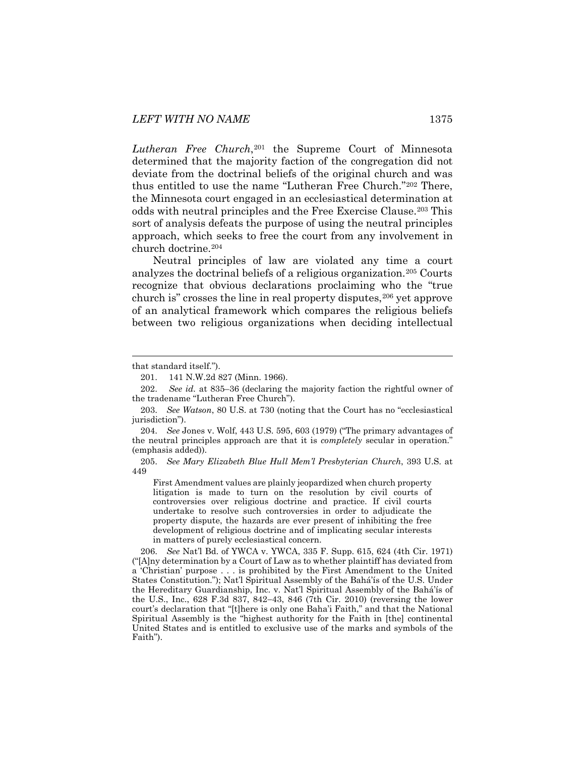*Lutheran Free Church*,[201] the Supreme Court of Minnesota determined that the majority faction of the congregation did not deviate from the doctrinal beliefs of the original church and was thus entitled to use the name "Lutheran Free Church."[202] There, the Minnesota court engaged in an ecclesiastical determination at odds with neutral principles and the Free Exercise Clause.[203] This sort of analysis defeats the purpose of using the neutral principles approach, which seeks to free the court from any involvement in church doctrine.[204]

Neutral principles of law are violated any time a court analyzes the doctrinal beliefs of a religious organization.[205] Courts recognize that obvious declarations proclaiming who the "true church is" crosses the line in real property disputes,[206] yet approve of an analytical framework which compares the religious beliefs between two religious organizations when deciding intellectual

---

that standard itself.").

201. 141 N.W.2d 827 (Minn. 1966).

202. *See id.* at 835–36 (declaring the majority faction the rightful owner of the tradename "Lutheran Free Church").

203. *See Watson*, 80 U.S. at 730 (noting that the Court has no "ecclesiastical jurisdiction").

204. *See* Jones v. Wolf, 443 U.S. 595, 603 (1979) ("The primary advantages of the neutral principles approach are that it is *completely* secular in operation." (emphasis added)).

205. *See Mary Elizabeth Blue Hull Mem'l Presbyterian Church*, 393 U.S. at 449

> First Amendment values are plainly jeopardized when church property litigation is made to turn on the resolution by civil courts of controversies over religious doctrine and practice. If civil courts undertake to resolve such controversies in order to adjudicate the property dispute, the hazards are ever present of inhibiting the free development of religious doctrine and of implicating secular interests in matters of purely ecclesiastical concern.

206. *See* Nat'l Bd. of YWCA v. YWCA, 335 F. Supp. 615, 624 (4th Cir. 1971) ("[A]ny determination by a Court of Law as to whether plaintiff has deviated from a 'Christian' purpose . . . is prohibited by the First Amendment to the United States Constitution."); Nat'l Spiritual Assembly of the Bahá'ís of the U.S. Under the Hereditary Guardianship, Inc. v. Nat'l Spiritual Assembly of the Bahá'ís of the U.S., Inc., 628 F.3d 837, 842–43, 846 (7th Cir. 2010) (reversing the lower court's declaration that "[t]here is only one Baha'i Faith," and that the National Spiritual Assembly is the "highest authority for the Faith in [the] continental United States and is entitled to exclusive use of the marks and symbols of the Faith").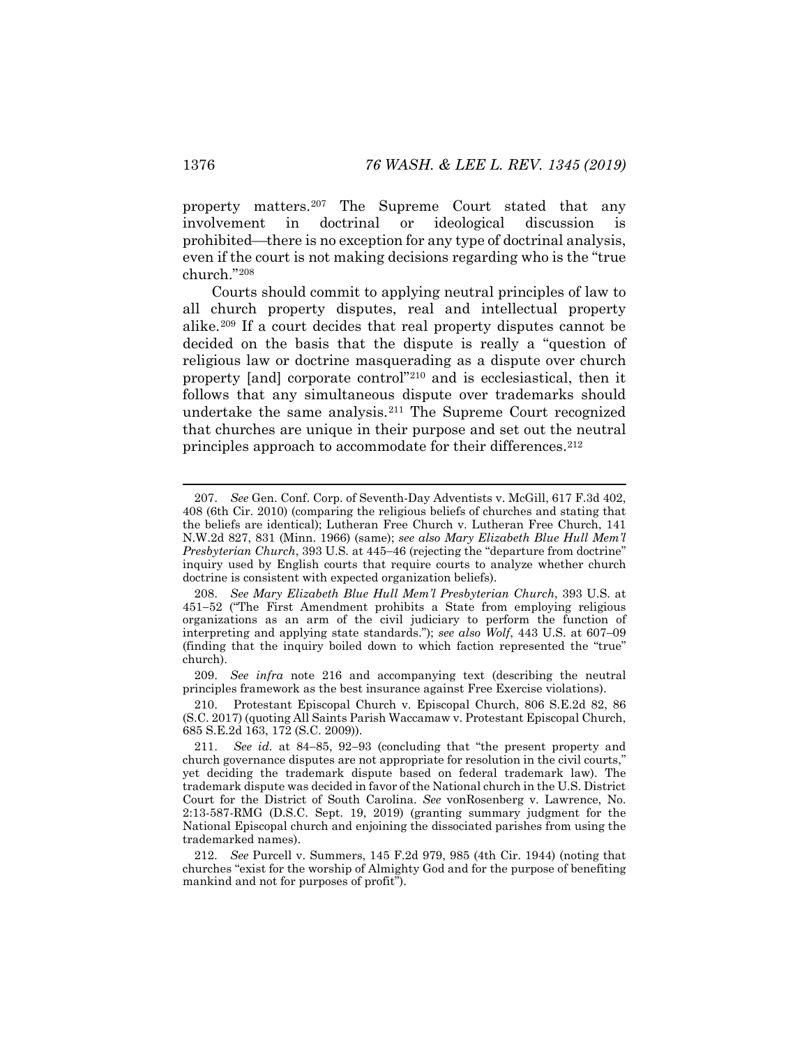property matters.[207] The Supreme Court stated that any involvement in doctrinal or ideological discussion is prohibited—there is no exception for any type of doctrinal analysis, even if the court is not making decisions regarding who is the "true church."[208]

Courts should commit to applying neutral principles of law to all church property disputes, real and intellectual property alike.[209] If a court decides that real property disputes cannot be decided on the basis that the dispute is really a "question of religious law or doctrine masquerading as a dispute over church property [and] corporate control"[210] and is ecclesiastical, then it follows that any simultaneous dispute over trademarks should undertake the same analysis.[211] The Supreme Court recognized that churches are unique in their purpose and set out the neutral principles approach to accommodate for their differences.[212]

---

207. *See* Gen. Conf. Corp. of Seventh-Day Adventists v. McGill, 617 F.3d 402, 408 (6th Cir. 2010) (comparing the religious beliefs of churches and stating that the beliefs are identical); Lutheran Free Church v. Lutheran Free Church, 141 N.W.2d 827, 831 (Minn. 1966) (same); *see also Mary Elizabeth Blue Hull Mem'l Presbyterian Church*, 393 U.S. at 445–46 (rejecting the "departure from doctrine" inquiry used by English courts that require courts to analyze whether church doctrine is consistent with expected organization beliefs).

208. *See Mary Elizabeth Blue Hull Mem'l Presbyterian Church*, 393 U.S. at 451–52 ("The First Amendment prohibits a State from employing religious organizations as an arm of the civil judiciary to perform the function of interpreting and applying state standards."); *see also Wolf*, 443 U.S. at 607–09 (finding that the inquiry boiled down to which faction represented the "true" church).

209. *See infra* note 216 and accompanying text (describing the neutral principles framework as the best insurance against Free Exercise violations).

210. Protestant Episcopal Church v. Episcopal Church, 806 S.E.2d 82, 86 (S.C. 2017) (quoting All Saints Parish Waccamaw v. Protestant Episcopal Church, 685 S.E.2d 163, 172 (S.C. 2009)).

211. *See id.* at 84–85, 92–93 (concluding that "the present property and church governance disputes are not appropriate for resolution in the civil courts," yet deciding the trademark dispute based on federal trademark law). The trademark dispute was decided in favor of the National church in the U.S. District Court for the District of South Carolina. *See* vonRosenberg v. Lawrence, No. 2:13-587-RMG (D.S.C. Sept. 19, 2019) (granting summary judgment for the National Episcopal church and enjoining the dissociated parishes from using the trademarked names).

212. *See* Purcell v. Summers, 145 F.2d 979, 985 (4th Cir. 1944) (noting that churches "exist for the worship of Almighty God and for the purpose of benefiting mankind and not for purposes of profit").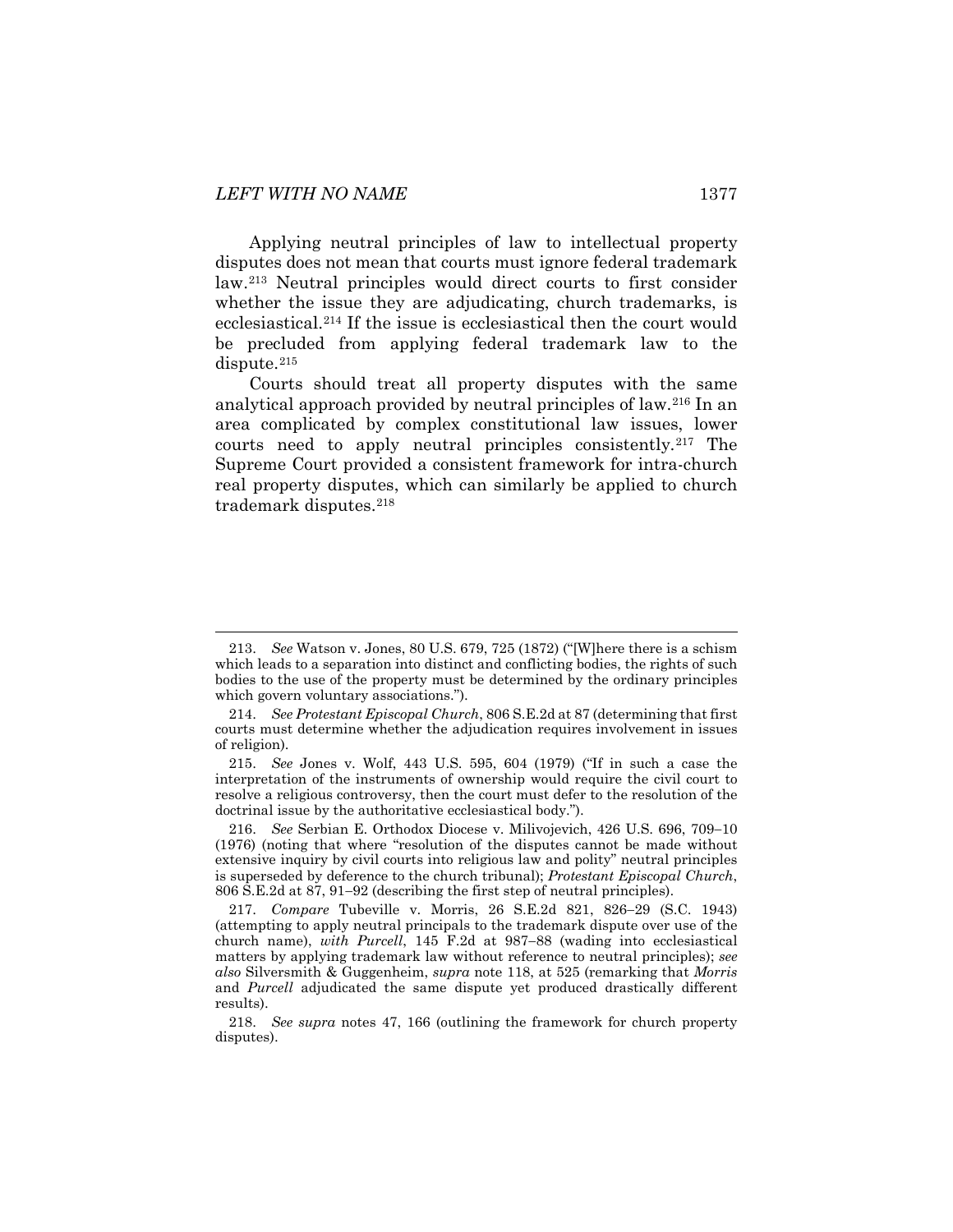Applying neutral principles of law to intellectual property disputes does not mean that courts must ignore federal trademark law.[213] Neutral principles would direct courts to first consider whether the issue they are adjudicating, church trademarks, is ecclesiastical.[214] If the issue is ecclesiastical then the court would be precluded from applying federal trademark law to the dispute.[215]

Courts should treat all property disputes with the same analytical approach provided by neutral principles of law.[216] In an area complicated by complex constitutional law issues, lower courts need to apply neutral principles consistently.[217] The Supreme Court provided a consistent framework for intra-church real property disputes, which can similarly be applied to church trademark disputes.[218]

---

213. *See* Watson v. Jones, 80 U.S. 679, 725 (1872) ("[W]here there is a schism which leads to a separation into distinct and conflicting bodies, the rights of such bodies to the use of the property must be determined by the ordinary principles which govern voluntary associations.").

214. *See Protestant Episcopal Church*, 806 S.E.2d at 87 (determining that first courts must determine whether the adjudication requires involvement in issues of religion).

215. *See* Jones v. Wolf, 443 U.S. 595, 604 (1979) ("If in such a case the interpretation of the instruments of ownership would require the civil court to resolve a religious controversy, then the court must defer to the resolution of the doctrinal issue by the authoritative ecclesiastical body.").

216. *See* Serbian E. Orthodox Diocese v. Milivojevich, 426 U.S. 696, 709–10 (1976) (noting that where "resolution of the disputes cannot be made without extensive inquiry by civil courts into religious law and polity" neutral principles is superseded by deference to the church tribunal); *Protestant Episcopal Church*, 806 S.E.2d at 87, 91–92 (describing the first step of neutral principles).

217. *Compare* Tubeville v. Morris, 26 S.E.2d 821, 826–29 (S.C. 1943) (attempting to apply neutral principals to the trademark dispute over use of the church name), *with Purcell*, 145 F.2d at 987–88 (wading into ecclesiastical matters by applying trademark law without reference to neutral principles); *see also* Silversmith & Guggenheim, *supra* note 118, at 525 (remarking that *Morris* and *Purcell* adjudicated the same dispute yet produced drastically different results).

218. *See supra* notes 47, 166 (outlining the framework for church property disputes).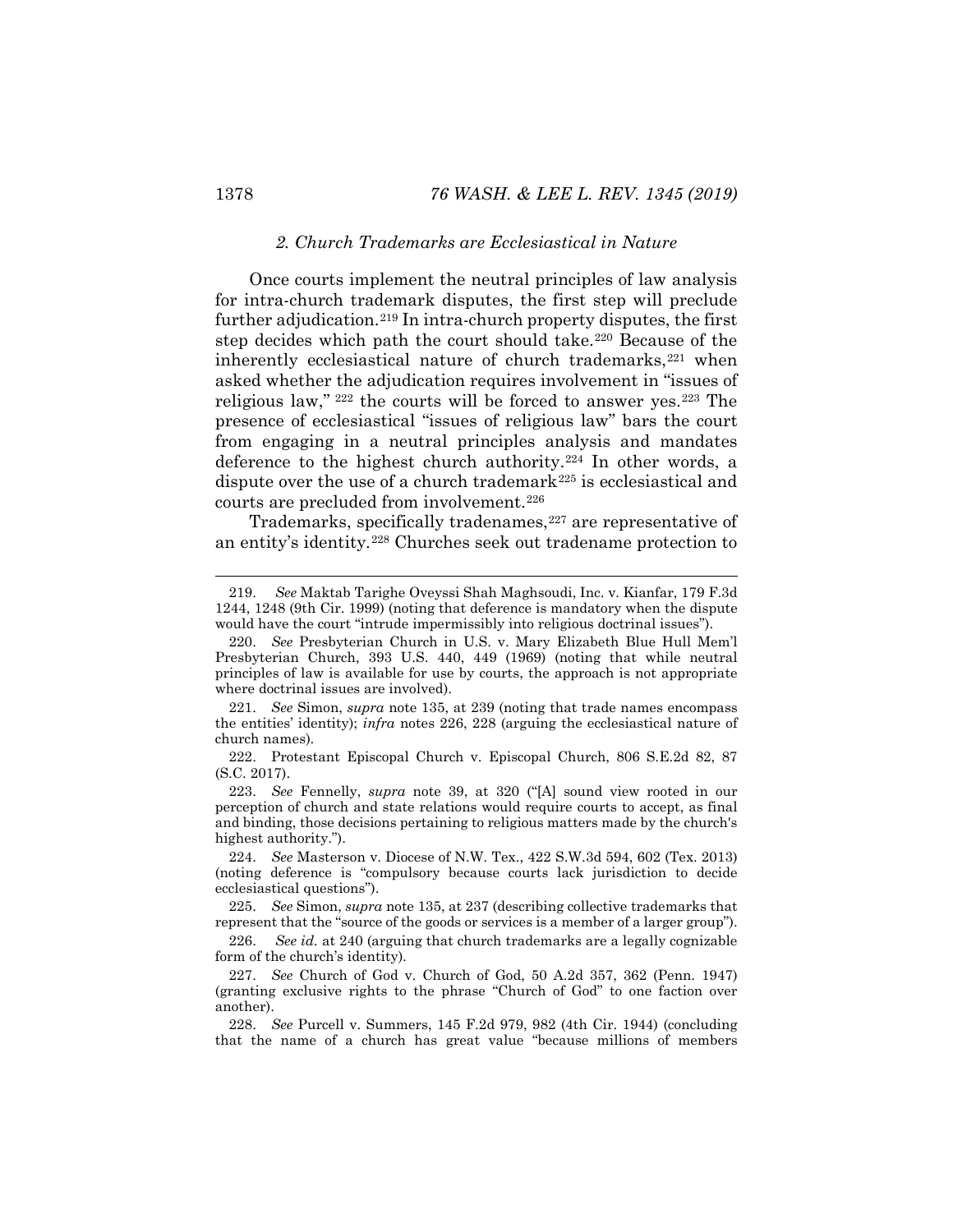### 2. *Church Trademarks are Ecclesiastical in Nature*

Once courts implement the neutral principles of law analysis for intra-church trademark disputes, the first step will preclude further adjudication.[219] In intra-church property disputes, the first step decides which path the court should take.[220] Because of the inherently ecclesiastical nature of church trademarks,[221] when asked whether the adjudication requires involvement in "issues of religious law," [222] the courts will be forced to answer yes.[223] The presence of ecclesiastical "issues of religious law" bars the court from engaging in a neutral principles analysis and mandates deference to the highest church authority.[224] In other words, a dispute over the use of a church trademark[225] is ecclesiastical and courts are precluded from involvement.[226]

Trademarks, specifically tradenames,[227] are representative of an entity's identity.[228] Churches seek out tradename protection to

---

219. *See* Maktab Tarighe Oveyssi Shah Maghsoudi, Inc. v. Kianfar, 179 F.3d 1244, 1248 (9th Cir. 1999) (noting that deference is mandatory when the dispute would have the court "intrude impermissibly into religious doctrinal issues").

220. *See* Presbyterian Church in U.S. v. Mary Elizabeth Blue Hull Mem'l Presbyterian Church, 393 U.S. 440, 449 (1969) (noting that while neutral principles of law is available for use by courts, the approach is not appropriate where doctrinal issues are involved).

221. *See* Simon, *supra* note 135, at 239 (noting that trade names encompass the entities' identity); *infra* notes 226, 228 (arguing the ecclesiastical nature of church names).

222. Protestant Episcopal Church v. Episcopal Church, 806 S.E.2d 82, 87 (S.C. 2017).

223. *See* Fennelly, *supra* note 39, at 320 ("[A] sound view rooted in our perception of church and state relations would require courts to accept, as final and binding, those decisions pertaining to religious matters made by the church's highest authority.").

224. *See* Masterson v. Diocese of N.W. Tex., 422 S.W.3d 594, 602 (Tex. 2013) (noting deference is "compulsory because courts lack jurisdiction to decide ecclesiastical questions").

225. *See* Simon, *supra* note 135, at 237 (describing collective trademarks that represent that the "source of the goods or services is a member of a larger group").

226. *See id.* at 240 (arguing that church trademarks are a legally cognizable form of the church's identity).

227. *See* Church of God v. Church of God, 50 A.2d 357, 362 (Penn. 1947) (granting exclusive rights to the phrase "Church of God" to one faction over another).

228. *See* Purcell v. Summers, 145 F.2d 979, 982 (4th Cir. 1944) (concluding that the name of a church has great value "because millions of members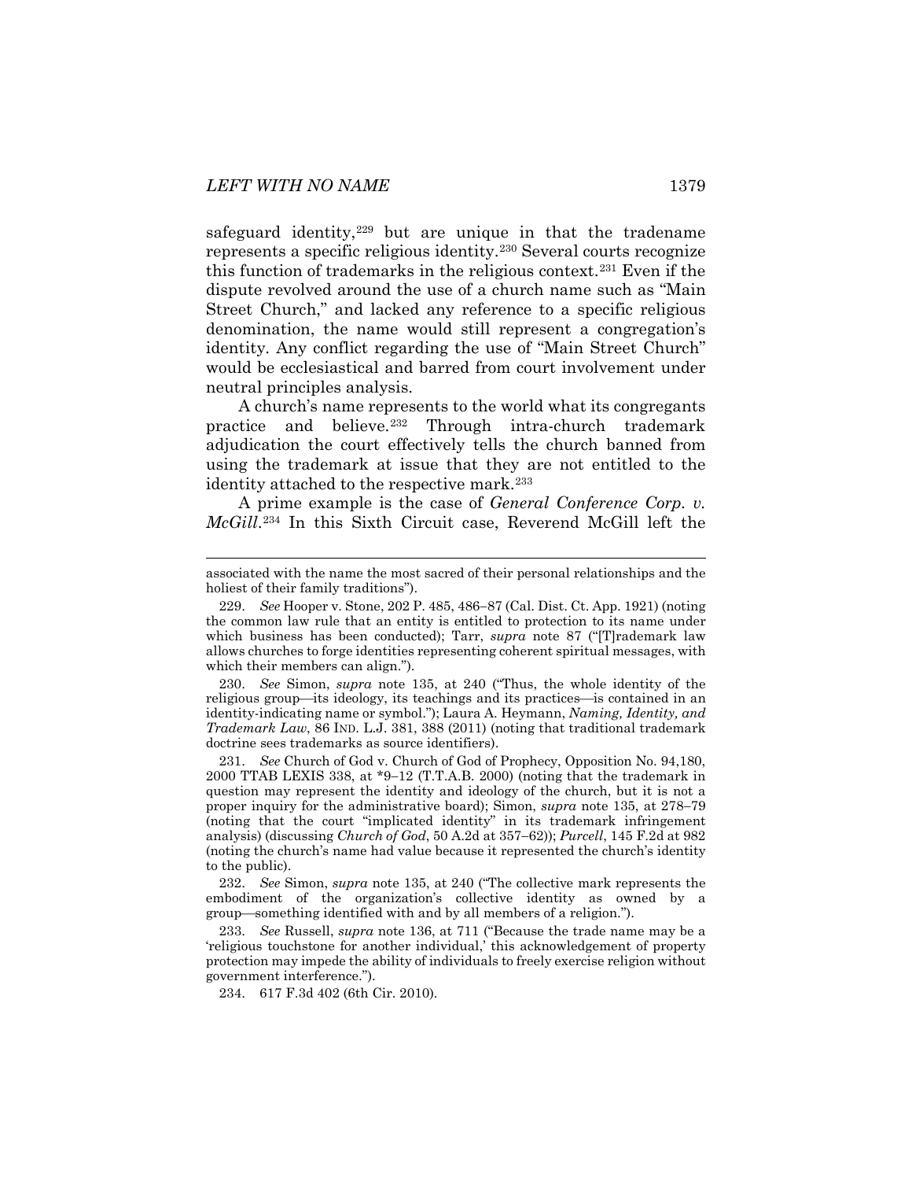safeguard identity,[229] but are unique in that the tradename represents a specific religious identity.[230] Several courts recognize this function of trademarks in the religious context.[231] Even if the dispute revolved around the use of a church name such as "Main Street Church," and lacked any reference to a specific religious denomination, the name would still represent a congregation's identity. Any conflict regarding the use of "Main Street Church" would be ecclesiastical and barred from court involvement under neutral principles analysis.

A church's name represents to the world what its congregants practice and believe.[232] Through intra-church trademark adjudication the court effectively tells the church banned from using the trademark at issue that they are not entitled to the identity attached to the respective mark.[233]

A prime example is the case of *General Conference Corp. v. McGill*.[234] In this Sixth Circuit case, Reverend McGill left the

---

associated with the name the most sacred of their personal relationships and the holiest of their family traditions").

229. *See* Hooper v. Stone, 202 P. 485, 486–87 (Cal. Dist. Ct. App. 1921) (noting the common law rule that an entity is entitled to protection to its name under which business has been conducted); Tarr, *supra* note 87 ("[T]rademark law allows churches to forge identities representing coherent spiritual messages, with which their members can align.").

230. *See* Simon, *supra* note 135, at 240 ("Thus, the whole identity of the religious group—its ideology, its teachings and its practices—is contained in an identity-indicating name or symbol."); Laura A. Heymann, *Naming, Identity, and Trademark Law*, 86 IND. L.J. 381, 388 (2011) (noting that traditional trademark doctrine sees trademarks as source identifiers).

231. *See* Church of God v. Church of God of Prophecy, Opposition No. 94,180, 2000 TTAB LEXIS 338, at *9–12 (T.T.A.B. 2000) (noting that the trademark in question may represent the identity and ideology of the church, but it is not a proper inquiry for the administrative board); Simon, *supra* note 135, at 278–79 (noting that the court "implicated identity" in its trademark infringement analysis) (discussing *Church of God*, 50 A.2d at 357–62)); *Purcell*, 145 F.2d at 982 (noting the church's name had value because it represented the church's identity to the public).

232. *See* Simon, *supra* note 135, at 240 ("The collective mark represents the embodiment of the organization's collective identity as owned by a group—something identified with and by all members of a religion.").

233. *See* Russell, *supra* note 136, at 711 ("Because the trade name may be a 'religious touchstone for another individual,' this acknowledgement of property protection may impede the ability of individuals to freely exercise religion without government interference.").

234. 617 F.3d 402 (6th Cir. 2010).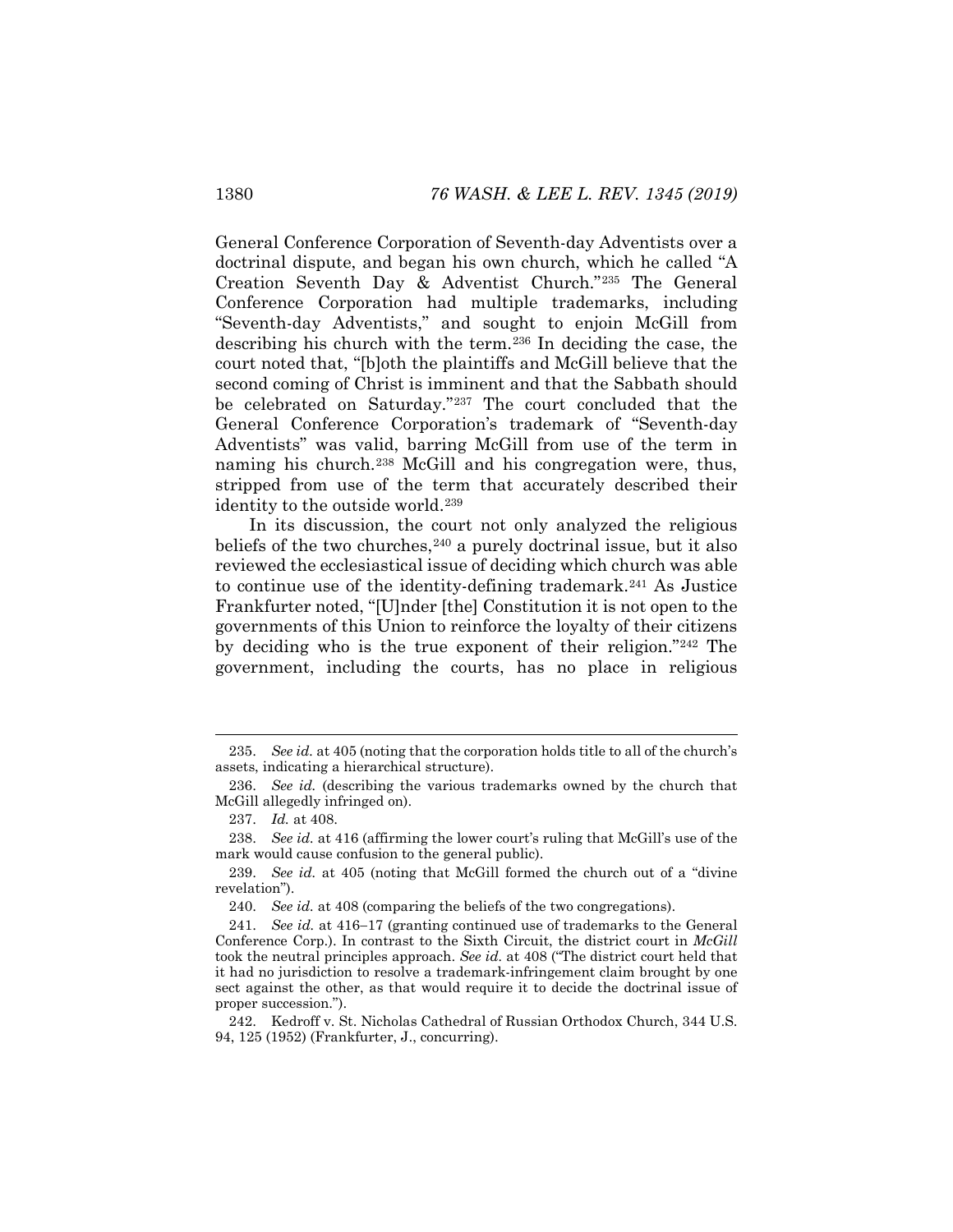General Conference Corporation of Seventh-day Adventists over a doctrinal dispute, and began his own church, which he called "A Creation Seventh Day & Adventist Church."[235] The General Conference Corporation had multiple trademarks, including "Seventh-day Adventists," and sought to enjoin McGill from describing his church with the term.[236] In deciding the case, the court noted that, "[b]oth the plaintiffs and McGill believe that the second coming of Christ is imminent and that the Sabbath should be celebrated on Saturday."[237] The court concluded that the General Conference Corporation's trademark of "Seventh-day Adventists" was valid, barring McGill from use of the term in naming his church.[238] McGill and his congregation were, thus, stripped from use of the term that accurately described their identity to the outside world.[239]

In its discussion, the court not only analyzed the religious beliefs of the two churches,[240] a purely doctrinal issue, but it also reviewed the ecclesiastical issue of deciding which church was able to continue use of the identity-defining trademark.[241] As Justice Frankfurter noted, "[U]nder [the] Constitution it is not open to the governments of this Union to reinforce the loyalty of their citizens by deciding who is the true exponent of their religion."[242] The government, including the courts, has no place in religious

---

235. *See id.* at 405 (noting that the corporation holds title to all of the church's assets, indicating a hierarchical structure).

236. *See id.* (describing the various trademarks owned by the church that McGill allegedly infringed on).

237. *Id.* at 408.

238. *See id.* at 416 (affirming the lower court's ruling that McGill's use of the mark would cause confusion to the general public).

239. *See id.* at 405 (noting that McGill formed the church out of a "divine revelation").

240. *See id.* at 408 (comparing the beliefs of the two congregations).

241. *See id.* at 416–17 (granting continued use of trademarks to the General Conference Corp.). In contrast to the Sixth Circuit, the district court in *McGill* took the neutral principles approach. *See id.* at 408 ("The district court held that it had no jurisdiction to resolve a trademark-infringement claim brought by one sect against the other, as that would require it to decide the doctrinal issue of proper succession.").

242. Kedroff v. St. Nicholas Cathedral of Russian Orthodox Church, 344 U.S. 94, 125 (1952) (Frankfurter, J., concurring).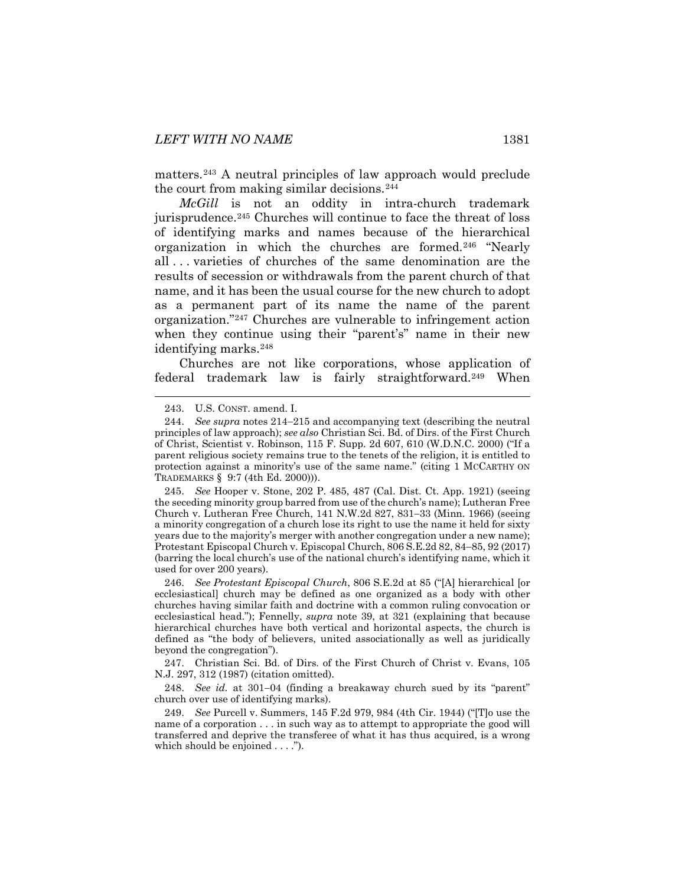matters.[243] A neutral principles of law approach would preclude the court from making similar decisions.[244]

*McGill* is not an oddity in intra-church trademark jurisprudence.[245] Churches will continue to face the threat of loss of identifying marks and names because of the hierarchical organization in which the churches are formed.[246] "Nearly all . . . varieties of churches of the same denomination are the results of secession or withdrawals from the parent church of that name, and it has been the usual course for the new church to adopt as a permanent part of its name the name of the parent organization."[247] Churches are vulnerable to infringement action when they continue using their "parent's" name in their new identifying marks.[248]

Churches are not like corporations, whose application of federal trademark law is fairly straightforward.[249] When

---

243. U.S. CONST. amend. I.

244. *See supra* notes 214–215 and accompanying text (describing the neutral principles of law approach); *see also* Christian Sci. Bd. of Dirs. of the First Church of Christ, Scientist v. Robinson, 115 F. Supp. 2d 607, 610 (W.D.N.C. 2000) ("If a parent religious society remains true to the tenets of the religion, it is entitled to protection against a minority's use of the same name." (citing 1 MCCARTHY ON TRADEMARKS § 9:7 (4th Ed. 2000))).

245. *See* Hooper v. Stone, 202 P. 485, 487 (Cal. Dist. Ct. App. 1921) (seeing the seceding minority group barred from use of the church's name); Lutheran Free Church v. Lutheran Free Church, 141 N.W.2d 827, 831–33 (Minn. 1966) (seeing a minority congregation of a church lose its right to use the name it held for sixty years due to the majority's merger with another congregation under a new name); Protestant Episcopal Church v. Episcopal Church, 806 S.E.2d 82, 84–85, 92 (2017) (barring the local church's use of the national church's identifying name, which it used for over 200 years).

246. *See Protestant Episcopal Church*, 806 S.E.2d at 85 ("[A] hierarchical [or ecclesiastical] church may be defined as one organized as a body with other churches having similar faith and doctrine with a common ruling convocation or ecclesiastical head."); Fennelly, *supra* note 39, at 321 (explaining that because hierarchical churches have both vertical and horizontal aspects, the church is defined as "the body of believers, united associationally as well as juridically beyond the congregation").

247. Christian Sci. Bd. of Dirs. of the First Church of Christ v. Evans, 105 N.J. 297, 312 (1987) (citation omitted).

248. *See id.* at 301–04 (finding a breakaway church sued by its "parent" church over use of identifying marks).

249. *See* Purcell v. Summers, 145 F.2d 979, 984 (4th Cir. 1944) ("[T]o use the name of a corporation . . . in such way as to attempt to appropriate the good will transferred and deprive the transferee of what it has thus acquired, is a wrong which should be enjoined . . . .").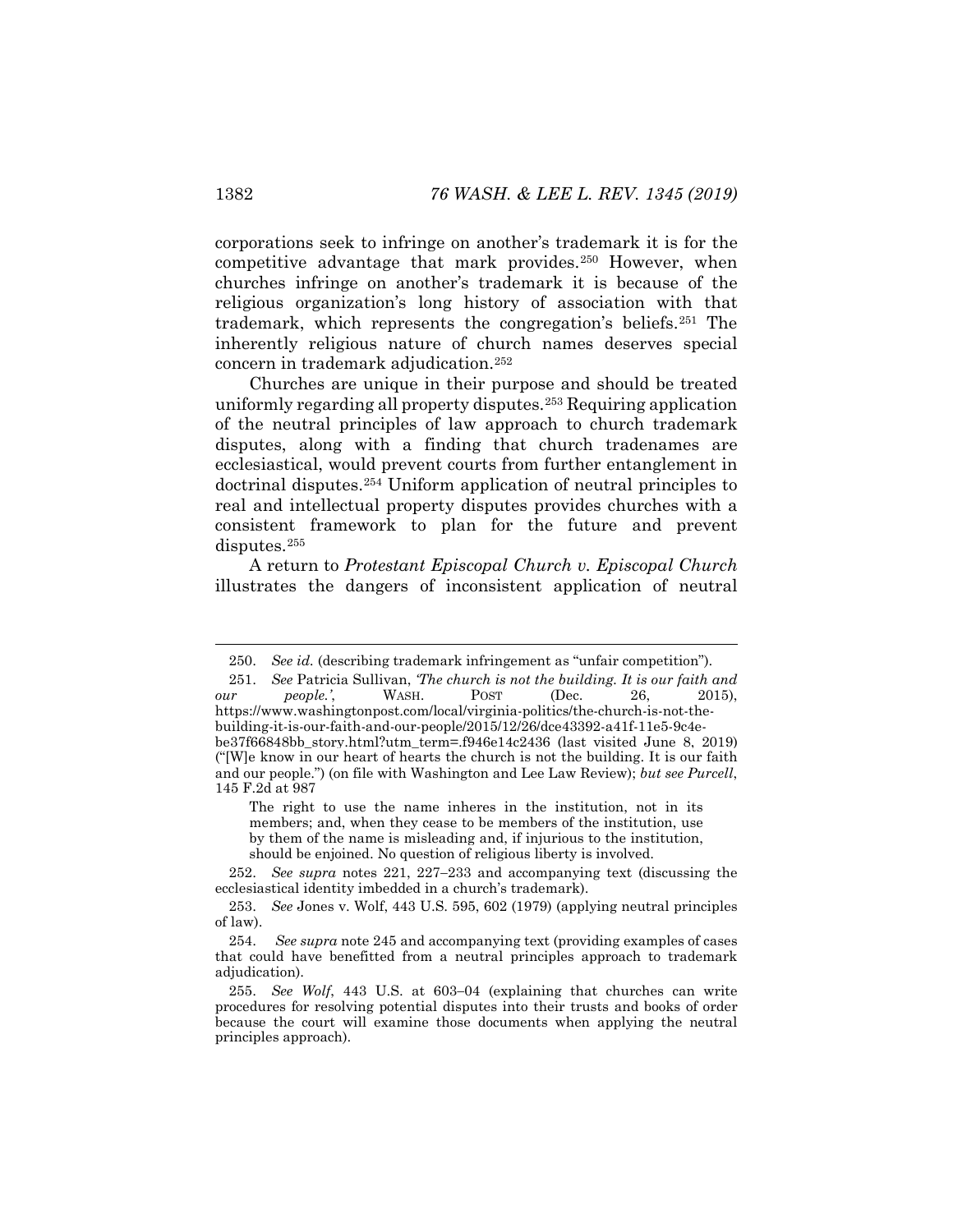corporations seek to infringe on another's trademark it is for the competitive advantage that mark provides.[250] However, when churches infringe on another's trademark it is because of the religious organization's long history of association with that trademark, which represents the congregation's beliefs.[251] The inherently religious nature of church names deserves special concern in trademark adjudication.[252]

Churches are unique in their purpose and should be treated uniformly regarding all property disputes.[253] Requiring application of the neutral principles of law approach to church trademark disputes, along with a finding that church tradenames are ecclesiastical, would prevent courts from further entanglement in doctrinal disputes.[254] Uniform application of neutral principles to real and intellectual property disputes provides churches with a consistent framework to plan for the future and prevent disputes.[255]

A return to *Protestant Episcopal Church v. Episcopal Church* illustrates the dangers of inconsistent application of neutral

---

250. *See id.* (describing trademark infringement as "unfair competition").

251. *See* Patricia Sullivan, *'The church is not the building. It is our faith and our people.'*, WASH. POST (Dec. 26, 2015), https://www.washingtonpost.com/local/virginia-politics/the-church-is-not-the-building-it-is-our-faith-and-our-people/2015/12/26/dce43392-a41f-11e5-9c4e-be37f66848bb_story.html?utm_term=.f946e14c2436 (last visited June 8, 2019) ("[W]e know in our heart of hearts the church is not the building. It is our faith and our people.") (on file with Washington and Lee Law Review); *but see Purcell*, 145 F.2d at 987

> The right to use the name inheres in the institution, not in its members; and, when they cease to be members of the institution, use by them of the name is misleading and, if injurious to the institution, should be enjoined. No question of religious liberty is involved.

252. *See supra* notes 221, 227–233 and accompanying text (discussing the ecclesiastical identity imbedded in a church's trademark).

253. *See* Jones v. Wolf, 443 U.S. 595, 602 (1979) (applying neutral principles of law).

254. *See supra* note 245 and accompanying text (providing examples of cases that could have benefitted from a neutral principles approach to trademark adjudication).

255. *See Wolf*, 443 U.S. at 603–04 (explaining that churches can write procedures for resolving potential disputes into their trusts and books of order because the court will examine those documents when applying the neutral principles approach).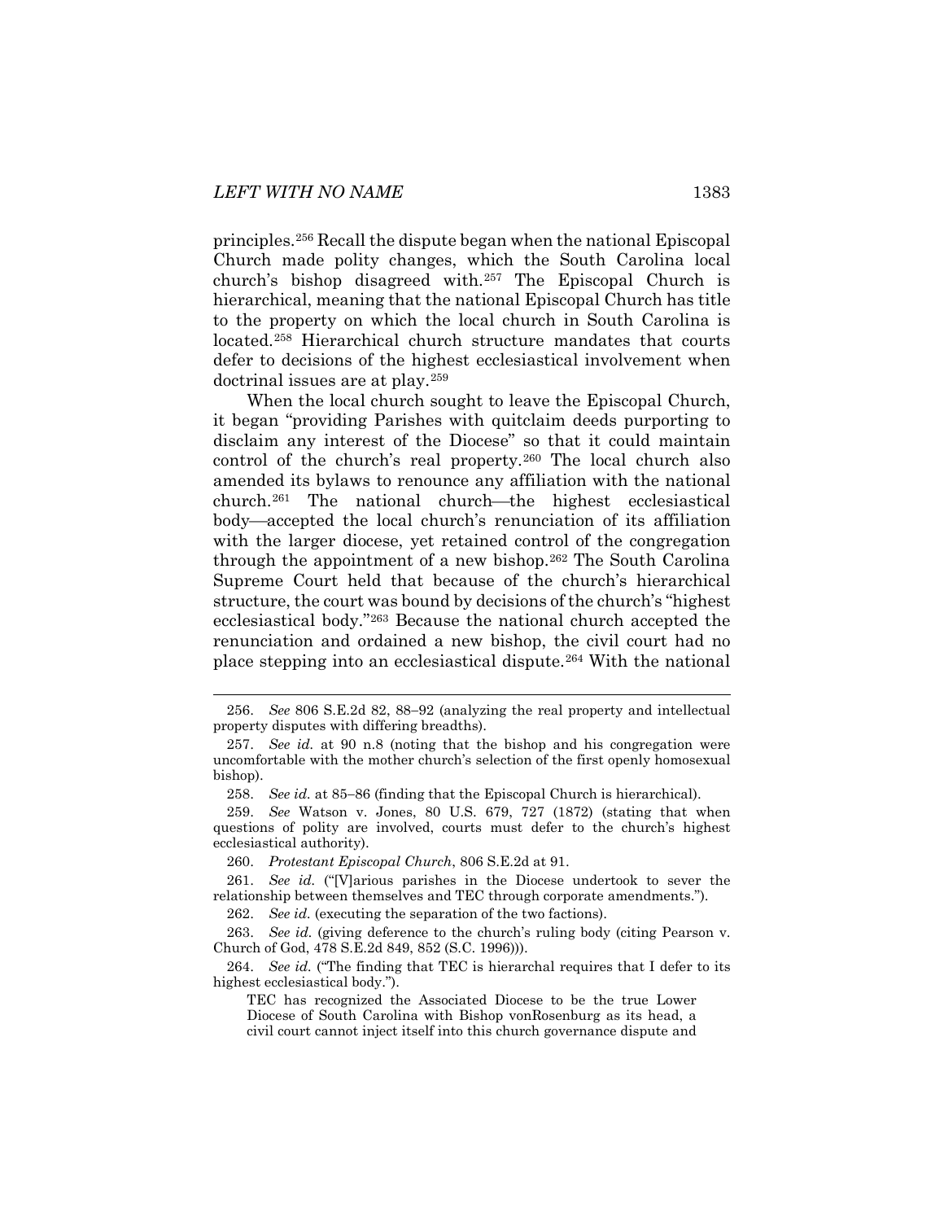principles.[256] Recall the dispute began when the national Episcopal Church made polity changes, which the South Carolina local church's bishop disagreed with.[257] The Episcopal Church is hierarchical, meaning that the national Episcopal Church has title to the property on which the local church in South Carolina is located.[258] Hierarchical church structure mandates that courts defer to decisions of the highest ecclesiastical involvement when doctrinal issues are at play.[259]

When the local church sought to leave the Episcopal Church, it began "providing Parishes with quitclaim deeds purporting to disclaim any interest of the Diocese" so that it could maintain control of the church's real property.[260] The local church also amended its bylaws to renounce any affiliation with the national church.[261] The national church—the highest ecclesiastical body—accepted the local church's renunciation of its affiliation with the larger diocese, yet retained control of the congregation through the appointment of a new bishop.[262] The South Carolina Supreme Court held that because of the church's hierarchical structure, the court was bound by decisions of the church's "highest ecclesiastical body."[263] Because the national church accepted the renunciation and ordained a new bishop, the civil court had no place stepping into an ecclesiastical dispute.[264] With the national

---

256. *See* 806 S.E.2d 82, 88–92 (analyzing the real property and intellectual property disputes with differing breadths).

257. *See id.* at 90 n.8 (noting that the bishop and his congregation were uncomfortable with the mother church's selection of the first openly homosexual bishop).

258. *See id.* at 85–86 (finding that the Episcopal Church is hierarchical).

259. *See* Watson v. Jones, 80 U.S. 679, 727 (1872) (stating that when questions of polity are involved, courts must defer to the church's highest ecclesiastical authority).

260. *Protestant Episcopal Church*, 806 S.E.2d at 91.

261. *See id.* ("[V]arious parishes in the Diocese undertook to sever the relationship between themselves and TEC through corporate amendments.").

262. *See id.* (executing the separation of the two factions).

263. *See id.* (giving deference to the church's ruling body (citing Pearson v. Church of God, 478 S.E.2d 849, 852 (S.C. 1996))).

264. *See id.* ("The finding that TEC is hierarchal requires that I defer to its highest ecclesiastical body.").

> TEC has recognized the Associated Diocese to be the true Lower Diocese of South Carolina with Bishop vonRosenburg as its head, a civil court cannot inject itself into this church governance dispute and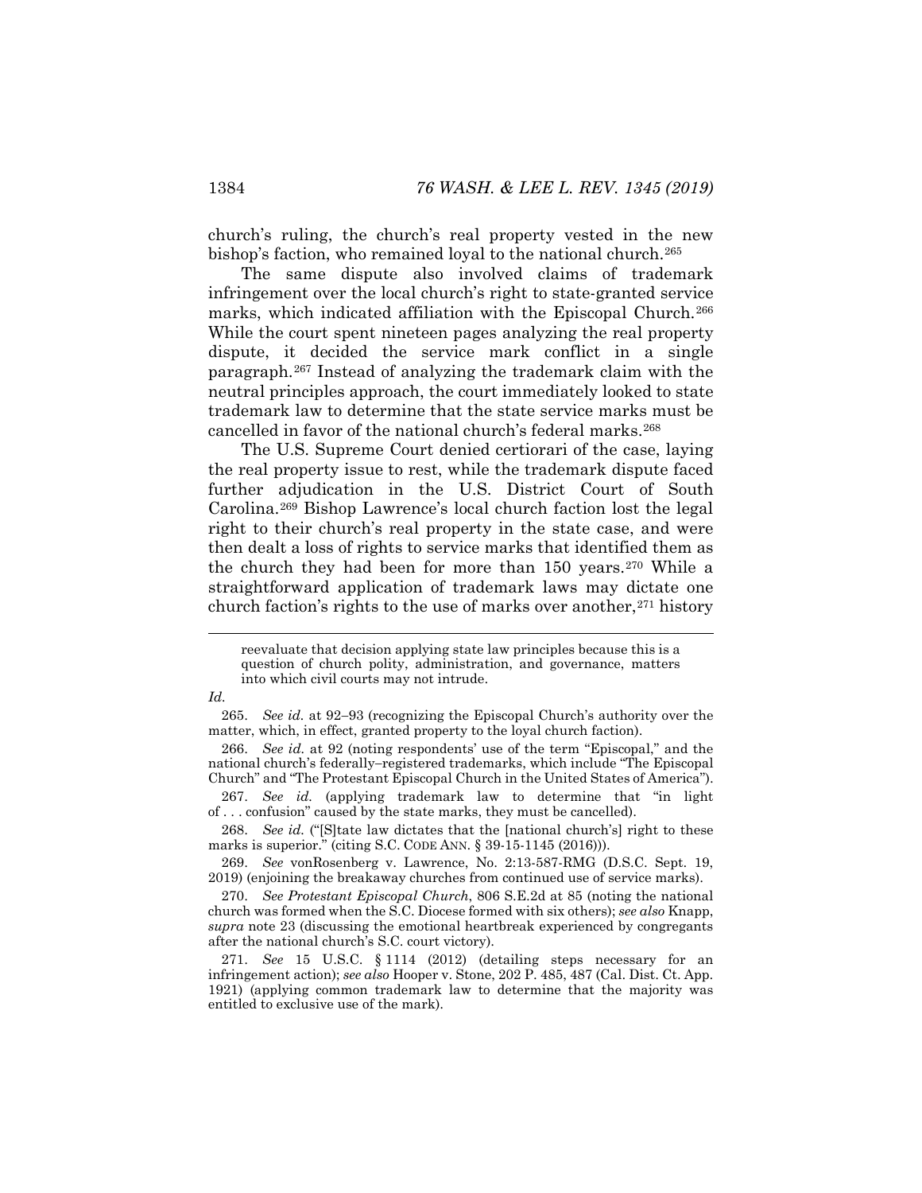church's ruling, the church's real property vested in the new bishop's faction, who remained loyal to the national church.[265]

The same dispute also involved claims of trademark infringement over the local church's right to state-granted service marks, which indicated affiliation with the Episcopal Church.[266] While the court spent nineteen pages analyzing the real property dispute, it decided the service mark conflict in a single paragraph.[267] Instead of analyzing the trademark claim with the neutral principles approach, the court immediately looked to state trademark law to determine that the state service marks must be cancelled in favor of the national church's federal marks.[268]

The U.S. Supreme Court denied certiorari of the case, laying the real property issue to rest, while the trademark dispute faced further adjudication in the U.S. District Court of South Carolina.[269] Bishop Lawrence's local church faction lost the legal right to their church's real property in the state case, and were then dealt a loss of rights to service marks that identified them as the church they had been for more than 150 years.[270] While a straightforward application of trademark laws may dictate one church faction's rights to the use of marks over another,[271] history

> reevaluate that decision applying state law principles because this is a question of church polity, administration, and governance, matters into which civil courts may not intrude.

*Id.*

265. *See id.* at 92–93 (recognizing the Episcopal Church's authority over the matter, which, in effect, granted property to the loyal church faction).

266. *See id.* at 92 (noting respondents' use of the term "Episcopal," and the national church's federally–registered trademarks, which include "The Episcopal Church" and "The Protestant Episcopal Church in the United States of America").

267. *See id.* (applying trademark law to determine that "in light of . . . confusion" caused by the state marks, they must be cancelled).

268. *See id.* ("[S]tate law dictates that the [national church's] right to these marks is superior." (citing S.C. CODE ANN. § 39-15-1145 (2016))).

269. *See* vonRosenberg v. Lawrence, No. 2:13-587-RMG (D.S.C. Sept. 19, 2019) (enjoining the breakaway churches from continued use of service marks).

270. *See Protestant Episcopal Church*, 806 S.E.2d at 85 (noting the national church was formed when the S.C. Diocese formed with six others); *see also* Knapp, *supra* note 23 (discussing the emotional heartbreak experienced by congregants after the national church's S.C. court victory).

271. *See* 15 U.S.C. § 1114 (2012) (detailing steps necessary for an infringement action); *see also* Hooper v. Stone, 202 P. 485, 487 (Cal. Dist. Ct. App. 1921) (applying common trademark law to determine that the majority was entitled to exclusive use of the mark).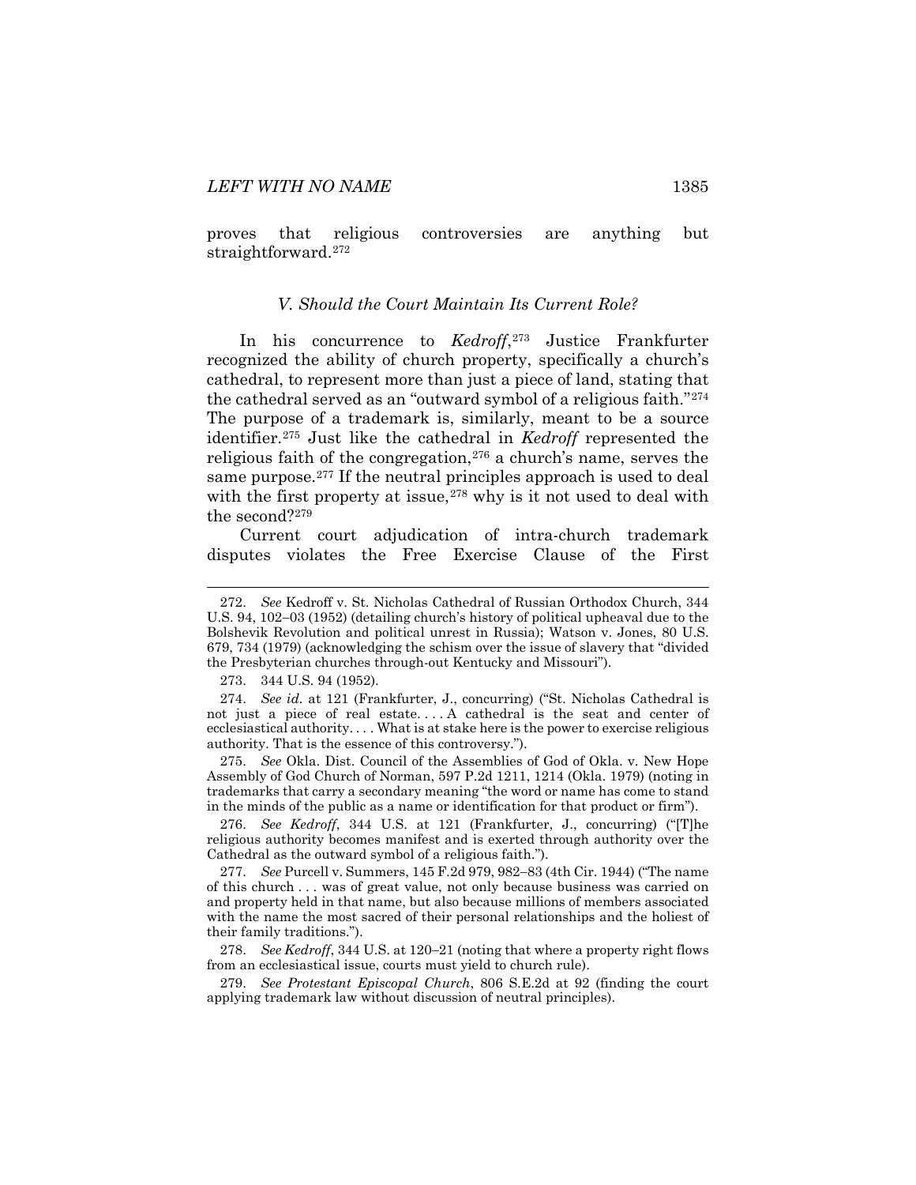proves that religious controversies are anything but straightforward.[272]

### *V. Should the Court Maintain Its Current Role?*

In his concurrence to *Kedroff*,[273] Justice Frankfurter recognized the ability of church property, specifically a church's cathedral, to represent more than just a piece of land, stating that the cathedral served as an "outward symbol of a religious faith."[274] The purpose of a trademark is, similarly, meant to be a source identifier.[275] Just like the cathedral in *Kedroff* represented the religious faith of the congregation,[276] a church's name, serves the same purpose.[277] If the neutral principles approach is used to deal with the first property at issue,[278] why is it not used to deal with the second?[279]

Current court adjudication of intra-church trademark disputes violates the Free Exercise Clause of the First

---

272. *See* Kedroff v. St. Nicholas Cathedral of Russian Orthodox Church, 344 U.S. 94, 102–03 (1952) (detailing church's history of political upheaval due to the Bolshevik Revolution and political unrest in Russia); Watson v. Jones, 80 U.S. 679, 734 (1979) (acknowledging the schism over the issue of slavery that "divided the Presbyterian churches through-out Kentucky and Missouri").

273. 344 U.S. 94 (1952).

274. *See id.* at 121 (Frankfurter, J., concurring) ("St. Nicholas Cathedral is not just a piece of real estate. . . . A cathedral is the seat and center of ecclesiastical authority. . . . What is at stake here is the power to exercise religious authority. That is the essence of this controversy.").

275. *See* Okla. Dist. Council of the Assemblies of God of Okla. v. New Hope Assembly of God Church of Norman, 597 P.2d 1211, 1214 (Okla. 1979) (noting in trademarks that carry a secondary meaning "the word or name has come to stand in the minds of the public as a name or identification for that product or firm").

276. *See Kedroff*, 344 U.S. at 121 (Frankfurter, J., concurring) ("[T]he religious authority becomes manifest and is exerted through authority over the Cathedral as the outward symbol of a religious faith.").

277. *See* Purcell v. Summers, 145 F.2d 979, 982–83 (4th Cir. 1944) ("The name of this church . . . was of great value, not only because business was carried on and property held in that name, but also because millions of members associated with the name the most sacred of their personal relationships and the holiest of their family traditions.").

278. *See Kedroff*, 344 U.S. at 120–21 (noting that where a property right flows from an ecclesiastical issue, courts must yield to church rule).

279. *See Protestant Episcopal Church*, 806 S.E.2d at 92 (finding the court applying trademark law without discussion of neutral principles).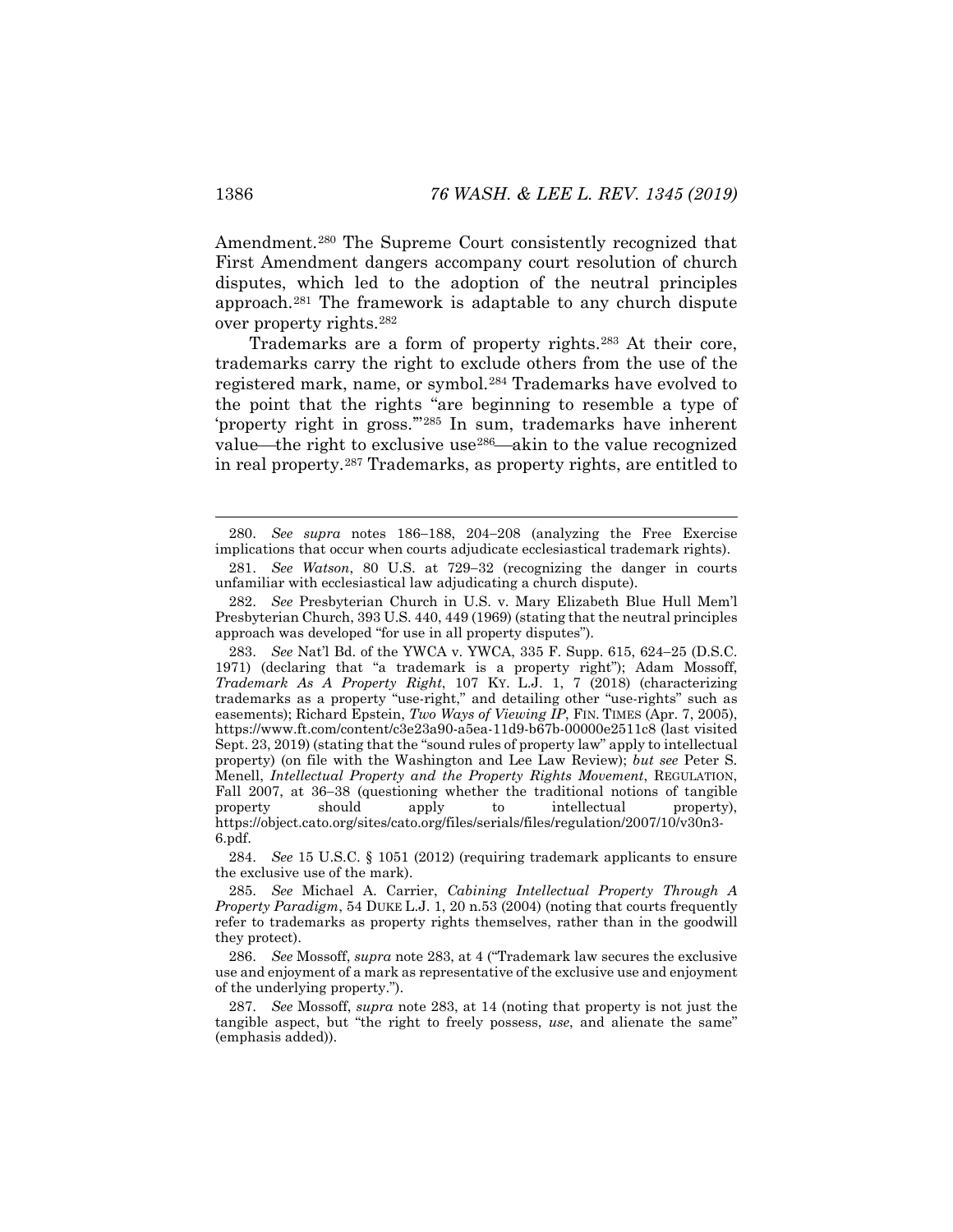Amendment.[280] The Supreme Court consistently recognized that First Amendment dangers accompany court resolution of church disputes, which led to the adoption of the neutral principles approach.[281] The framework is adaptable to any church dispute over property rights.[282]

Trademarks are a form of property rights.[283] At their core, trademarks carry the right to exclude others from the use of the registered mark, name, or symbol.[284] Trademarks have evolved to the point that the rights "are beginning to resemble a type of 'property right in gross.'"[285] In sum, trademarks have inherent value—the right to exclusive use[286]—akin to the value recognized in real property.[287] Trademarks, as property rights, are entitled to

---

280. *See supra* notes 186–188, 204–208 (analyzing the Free Exercise implications that occur when courts adjudicate ecclesiastical trademark rights).

281. *See Watson*, 80 U.S. at 729–32 (recognizing the danger in courts unfamiliar with ecclesiastical law adjudicating a church dispute).

282. *See* Presbyterian Church in U.S. v. Mary Elizabeth Blue Hull Mem'l Presbyterian Church, 393 U.S. 440, 449 (1969) (stating that the neutral principles approach was developed "for use in all property disputes").

283. *See* Nat'l Bd. of the YWCA v. YWCA, 335 F. Supp. 615, 624–25 (D.S.C. 1971) (declaring that "a trademark is a property right"); Adam Mossoff, *Trademark As A Property Right*, 107 KY. L.J. 1, 7 (2018) (characterizing trademarks as a property "use-right," and detailing other "use-rights" such as easements); Richard Epstein, *Two Ways of Viewing IP*, FIN. TIMES (Apr. 7, 2005), https://www.ft.com/content/c3e23a90-a5ea-11d9-b67b-00000e2511c8 (last visited Sept. 23, 2019) (stating that the "sound rules of property law" apply to intellectual property) (on file with the Washington and Lee Law Review); *but see* Peter S. Menell, *Intellectual Property and the Property Rights Movement*, REGULATION, Fall 2007, at 36–38 (questioning whether the traditional notions of tangible property should apply to intellectual property), https://object.cato.org/sites/cato.org/files/serials/files/regulation/2007/10/v30n3-6.pdf.

284. *See* 15 U.S.C. § 1051 (2012) (requiring trademark applicants to ensure the exclusive use of the mark).

285. *See* Michael A. Carrier, *Cabining Intellectual Property Through A Property Paradigm*, 54 DUKE L.J. 1, 20 n.53 (2004) (noting that courts frequently refer to trademarks as property rights themselves, rather than in the goodwill they protect).

286. *See* Mossoff, *supra* note 283, at 4 ("Trademark law secures the exclusive use and enjoyment of a mark as representative of the exclusive use and enjoyment of the underlying property.").

287. *See* Mossoff, *supra* note 283, at 14 (noting that property is not just the tangible aspect, but "the right to freely possess, *use*, and alienate the same" (emphasis added)).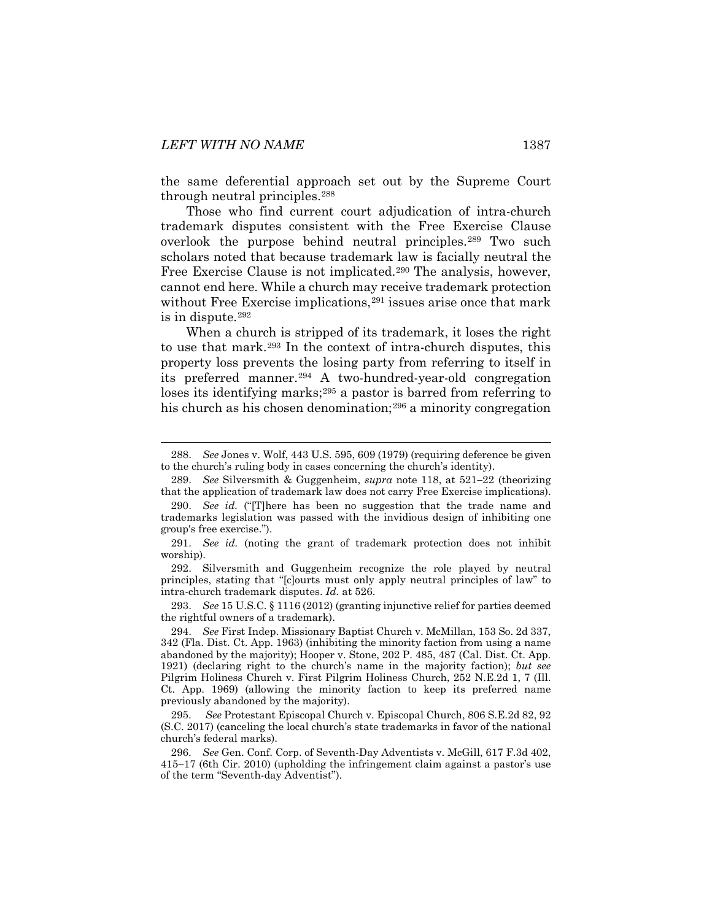the same deferential approach set out by the Supreme Court through neutral principles.[288]

Those who find current court adjudication of intra-church trademark disputes consistent with the Free Exercise Clause overlook the purpose behind neutral principles.[289] Two such scholars noted that because trademark law is facially neutral the Free Exercise Clause is not implicated.[290] The analysis, however, cannot end here. While a church may receive trademark protection without Free Exercise implications,[291] issues arise once that mark is in dispute.[292]

When a church is stripped of its trademark, it loses the right to use that mark.[293] In the context of intra-church disputes, this property loss prevents the losing party from referring to itself in its preferred manner.[294] A two-hundred-year-old congregation loses its identifying marks;[295] a pastor is barred from referring to his church as his chosen denomination;[296] a minority congregation

---

288. *See* Jones v. Wolf, 443 U.S. 595, 609 (1979) (requiring deference be given to the church's ruling body in cases concerning the church's identity).

289. *See* Silversmith & Guggenheim, *supra* note 118, at 521–22 (theorizing that the application of trademark law does not carry Free Exercise implications).

290. *See id.* ("[T]here has been no suggestion that the trade name and trademarks legislation was passed with the invidious design of inhibiting one group's free exercise.").

291. *See id.* (noting the grant of trademark protection does not inhibit worship).

292. Silversmith and Guggenheim recognize the role played by neutral principles, stating that "[c]ourts must only apply neutral principles of law" to intra-church trademark disputes. *Id.* at 526.

293. *See* 15 U.S.C. § 1116 (2012) (granting injunctive relief for parties deemed the rightful owners of a trademark).

294. *See* First Indep. Missionary Baptist Church v. McMillan, 153 So. 2d 337, 342 (Fla. Dist. Ct. App. 1963) (inhibiting the minority faction from using a name abandoned by the majority); Hooper v. Stone, 202 P. 485, 487 (Cal. Dist. Ct. App. 1921) (declaring right to the church's name in the majority faction); *but see* Pilgrim Holiness Church v. First Pilgrim Holiness Church, 252 N.E.2d 1, 7 (Ill. Ct. App. 1969) (allowing the minority faction to keep its preferred name previously abandoned by the majority).

295. *See* Protestant Episcopal Church v. Episcopal Church, 806 S.E.2d 82, 92 (S.C. 2017) (canceling the local church's state trademarks in favor of the national church's federal marks).

296. *See* Gen. Conf. Corp. of Seventh-Day Adventists v. McGill, 617 F.3d 402, 415–17 (6th Cir. 2010) (upholding the infringement claim against a pastor's use of the term "Seventh-day Adventist").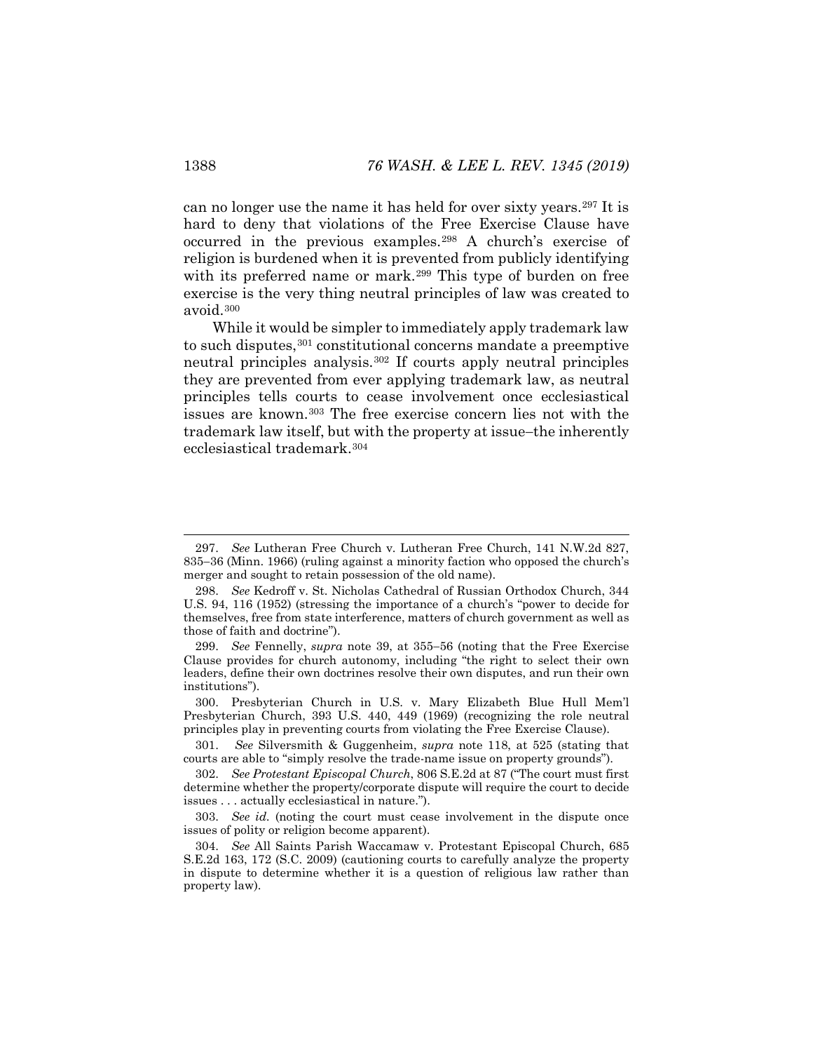can no longer use the name it has held for over sixty years.[297] It is hard to deny that violations of the Free Exercise Clause have occurred in the previous examples.[298] A church's exercise of religion is burdened when it is prevented from publicly identifying with its preferred name or mark.[299] This type of burden on free exercise is the very thing neutral principles of law was created to avoid.[300]

While it would be simpler to immediately apply trademark law to such disputes,[301] constitutional concerns mandate a preemptive neutral principles analysis.[302] If courts apply neutral principles they are prevented from ever applying trademark law, as neutral principles tells courts to cease involvement once ecclesiastical issues are known.[303] The free exercise concern lies not with the trademark law itself, but with the property at issue–the inherently ecclesiastical trademark.[304]

---

297. *See* Lutheran Free Church v. Lutheran Free Church, 141 N.W.2d 827, 835–36 (Minn. 1966) (ruling against a minority faction who opposed the church's merger and sought to retain possession of the old name).

298. *See* Kedroff v. St. Nicholas Cathedral of Russian Orthodox Church, 344 U.S. 94, 116 (1952) (stressing the importance of a church's "power to decide for themselves, free from state interference, matters of church government as well as those of faith and doctrine").

299. *See* Fennelly, *supra* note 39, at 355–56 (noting that the Free Exercise Clause provides for church autonomy, including "the right to select their own leaders, define their own doctrines resolve their own disputes, and run their own institutions").

300. Presbyterian Church in U.S. v. Mary Elizabeth Blue Hull Mem'l Presbyterian Church, 393 U.S. 440, 449 (1969) (recognizing the role neutral principles play in preventing courts from violating the Free Exercise Clause).

301. *See* Silversmith & Guggenheim, *supra* note 118, at 525 (stating that courts are able to "simply resolve the trade-name issue on property grounds").

302. *See Protestant Episcopal Church*, 806 S.E.2d at 87 ("The court must first determine whether the property/corporate dispute will require the court to decide issues . . . actually ecclesiastical in nature.").

303. *See id.* (noting the court must cease involvement in the dispute once issues of polity or religion become apparent).

304. *See* All Saints Parish Waccamaw v. Protestant Episcopal Church, 685 S.E.2d 163, 172 (S.C. 2009) (cautioning courts to carefully analyze the property in dispute to determine whether it is a question of religious law rather than property law).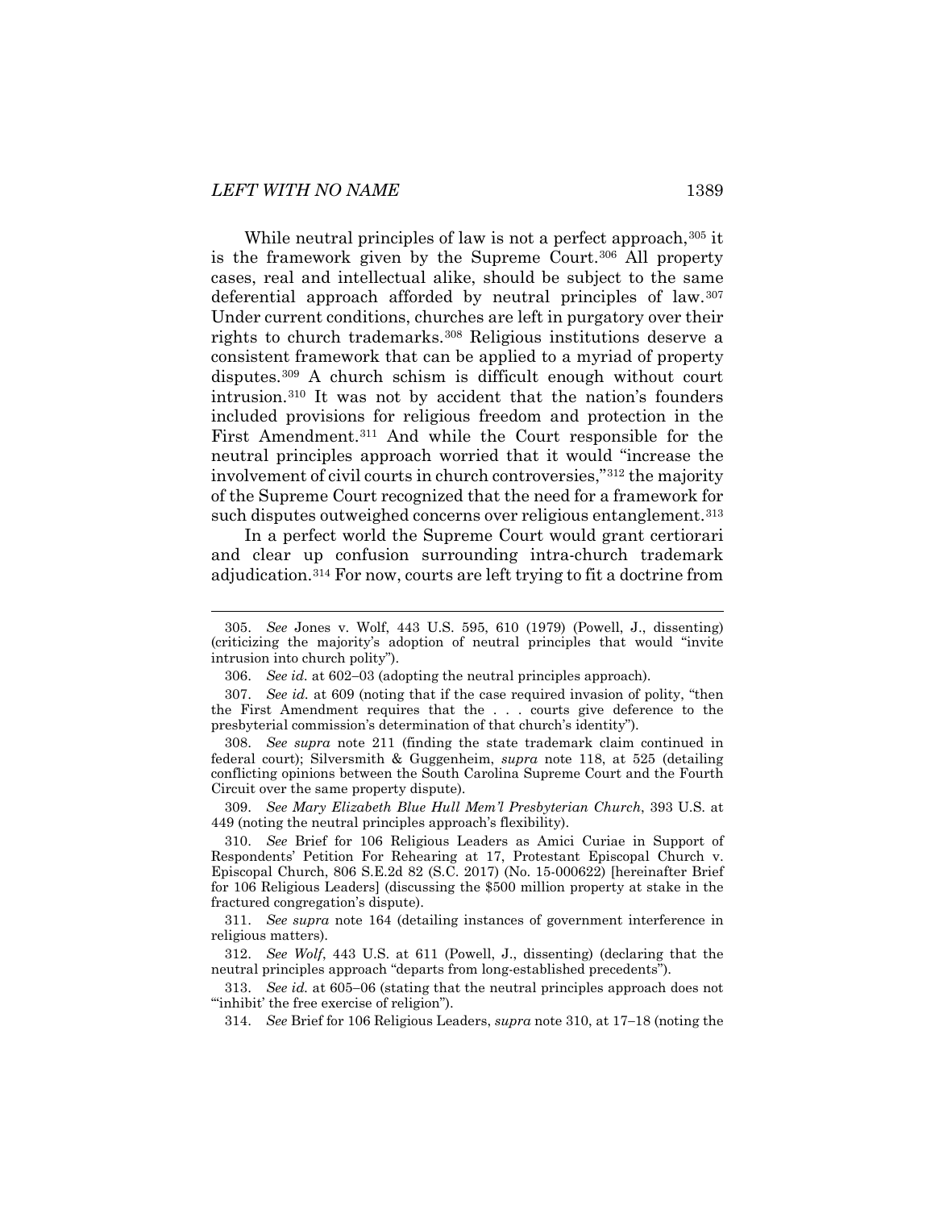While neutral principles of law is not a perfect approach,[305] it is the framework given by the Supreme Court.[306] All property cases, real and intellectual alike, should be subject to the same deferential approach afforded by neutral principles of law.[307] Under current conditions, churches are left in purgatory over their rights to church trademarks.[308] Religious institutions deserve a consistent framework that can be applied to a myriad of property disputes.[309] A church schism is difficult enough without court intrusion.[310] It was not by accident that the nation's founders included provisions for religious freedom and protection in the First Amendment.[311] And while the Court responsible for the neutral principles approach worried that it would "increase the involvement of civil courts in church controversies,"[312] the majority of the Supreme Court recognized that the need for a framework for such disputes outweighed concerns over religious entanglement.[313]

In a perfect world the Supreme Court would grant certiorari and clear up confusion surrounding intra-church trademark adjudication.[314] For now, courts are left trying to fit a doctrine from

---

305. *See* Jones v. Wolf, 443 U.S. 595, 610 (1979) (Powell, J., dissenting) (criticizing the majority's adoption of neutral principles that would "invite intrusion into church polity").

306. *See id.* at 602–03 (adopting the neutral principles approach).

307. *See id.* at 609 (noting that if the case required invasion of polity, "then the First Amendment requires that the . . . courts give deference to the presbyterial commission's determination of that church's identity").

308. *See supra* note 211 (finding the state trademark claim continued in federal court); Silversmith & Guggenheim, *supra* note 118, at 525 (detailing conflicting opinions between the South Carolina Supreme Court and the Fourth Circuit over the same property dispute).

309. *See Mary Elizabeth Blue Hull Mem'l Presbyterian Church*, 393 U.S. at 449 (noting the neutral principles approach's flexibility).

310. *See* Brief for 106 Religious Leaders as Amici Curiae in Support of Respondents' Petition For Rehearing at 17, Protestant Episcopal Church v. Episcopal Church, 806 S.E.2d 82 (S.C. 2017) (No. 15-000622) [hereinafter Brief for 106 Religious Leaders] (discussing the $500 million property at stake in the fractured congregation's dispute).

311. *See supra* note 164 (detailing instances of government interference in religious matters).

312. *See Wolf*, 443 U.S. at 611 (Powell, J., dissenting) (declaring that the neutral principles approach "departs from long-established precedents").

313. *See id.* at 605–06 (stating that the neutral principles approach does not "'inhibit' the free exercise of religion").

314. *See* Brief for 106 Religious Leaders, *supra* note 310, at 17–18 (noting the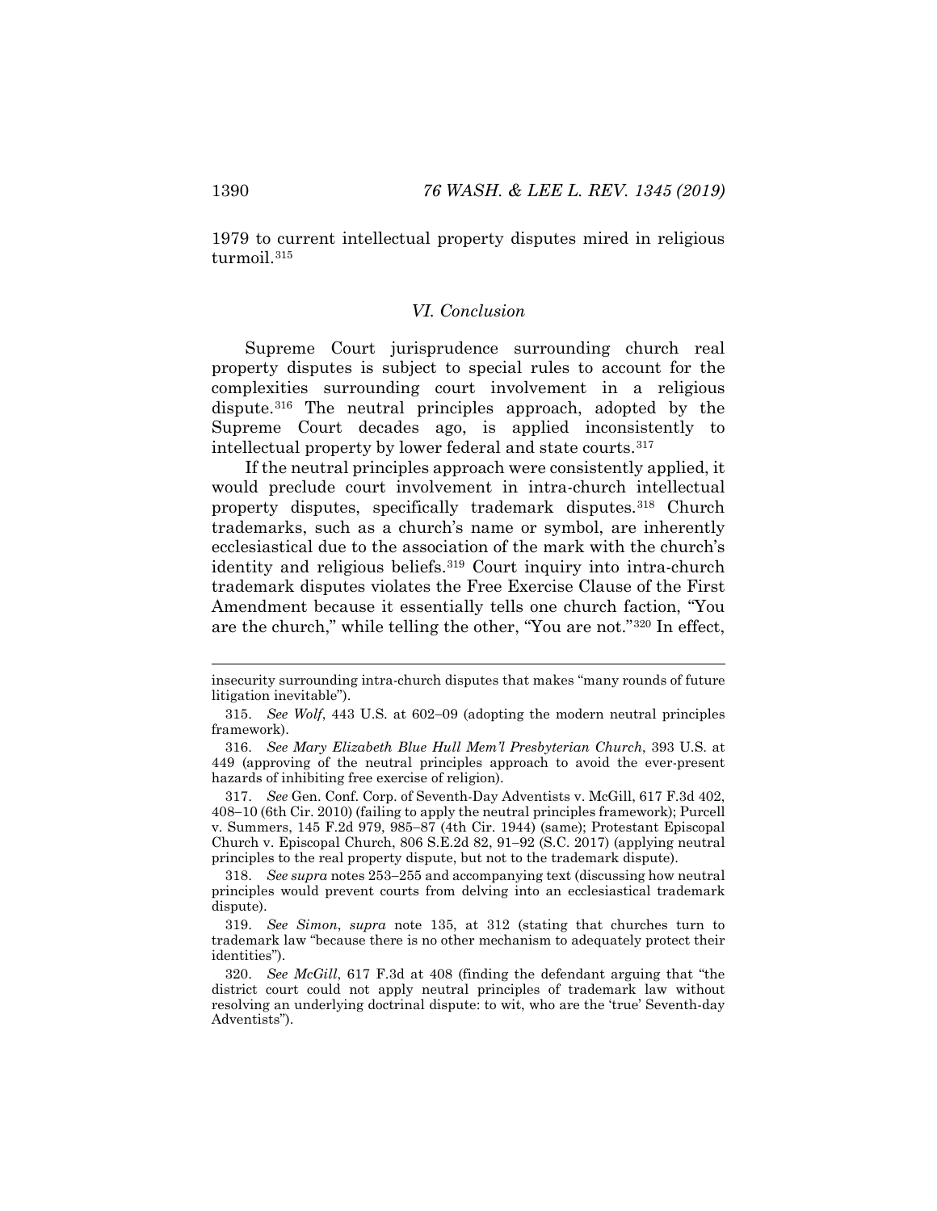1979 to current intellectual property disputes mired in religious turmoil.[315]

## *VI. Conclusion*

Supreme Court jurisprudence surrounding church real property disputes is subject to special rules to account for the complexities surrounding court involvement in a religious dispute.[316] The neutral principles approach, adopted by the Supreme Court decades ago, is applied inconsistently to intellectual property by lower federal and state courts.[317]

If the neutral principles approach were consistently applied, it would preclude court involvement in intra-church intellectual property disputes, specifically trademark disputes.[318] Church trademarks, such as a church's name or symbol, are inherently ecclesiastical due to the association of the mark with the church's identity and religious beliefs.[319] Court inquiry into intra-church trademark disputes violates the Free Exercise Clause of the First Amendment because it essentially tells one church faction, "You are the church," while telling the other, "You are not."[320] In effect,

---

insecurity surrounding intra-church disputes that makes "many rounds of future litigation inevitable").

315. *See Wolf*, 443 U.S. at 602–09 (adopting the modern neutral principles framework).

316. *See Mary Elizabeth Blue Hull Mem'l Presbyterian Church*, 393 U.S. at 449 (approving of the neutral principles approach to avoid the ever-present hazards of inhibiting free exercise of religion).

317. *See* Gen. Conf. Corp. of Seventh-Day Adventists v. McGill, 617 F.3d 402, 408–10 (6th Cir. 2010) (failing to apply the neutral principles framework); Purcell v. Summers, 145 F.2d 979, 985–87 (4th Cir. 1944) (same); Protestant Episcopal Church v. Episcopal Church, 806 S.E.2d 82, 91–92 (S.C. 2017) (applying neutral principles to the real property dispute, but not to the trademark dispute).

318. *See supra* notes 253–255 and accompanying text (discussing how neutral principles would prevent courts from delving into an ecclesiastical trademark dispute).

319. *See Simon*, *supra* note 135, at 312 (stating that churches turn to trademark law "because there is no other mechanism to adequately protect their identities").

320. *See McGill*, 617 F.3d at 408 (finding the defendant arguing that "the district court could not apply neutral principles of trademark law without resolving an underlying doctrinal dispute: to wit, who are the 'true' Seventh-day Adventists").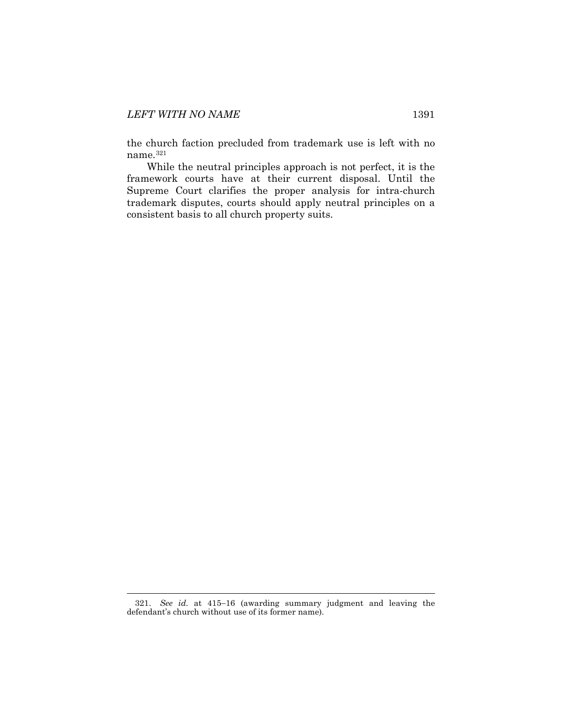the church faction precluded from trademark use is left with no name.[321]

While the neutral principles approach is not perfect, it is the framework courts have at their current disposal. Until the Supreme Court clarifies the proper analysis for intra-church trademark disputes, courts should apply neutral principles on a consistent basis to all church property suits.

---

321. *See id.* at 415–16 (awarding summary judgment and leaving the defendant's church without use of its former name).